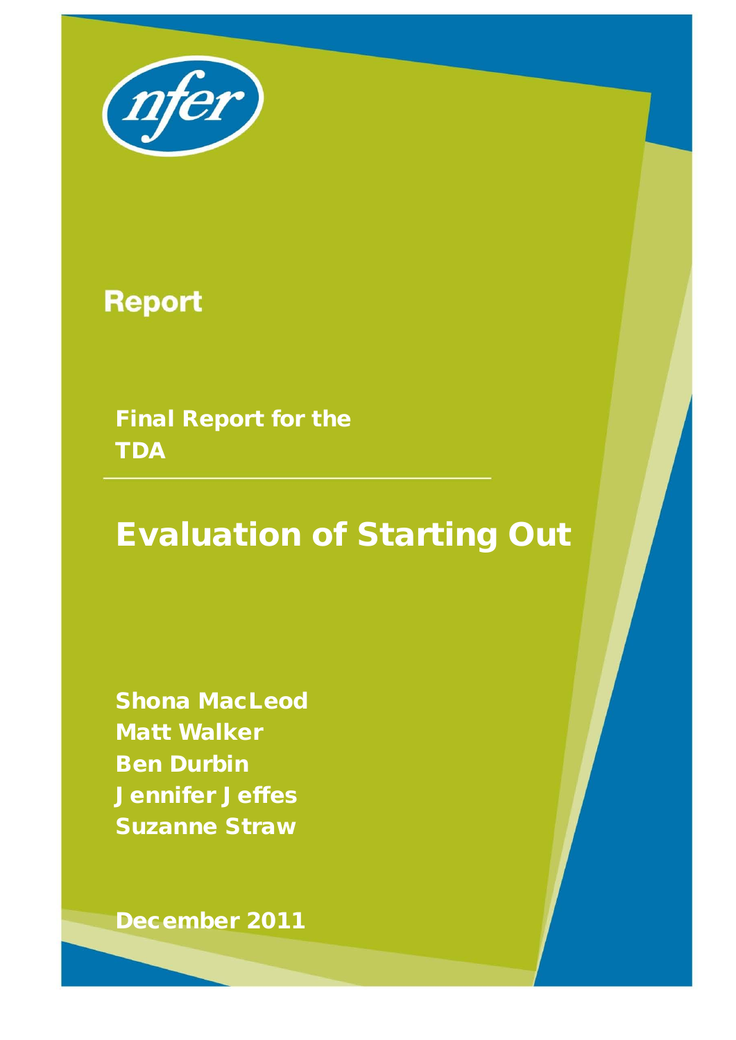nfer

Report

**Final Report for the TDA**

# Evaluation of Starting Out

**Shona MacLeod**
**Matt Walker**
**Ben Durbin**
**Jennifer Jeffes**
**Suzanne Straw**

**December 2011**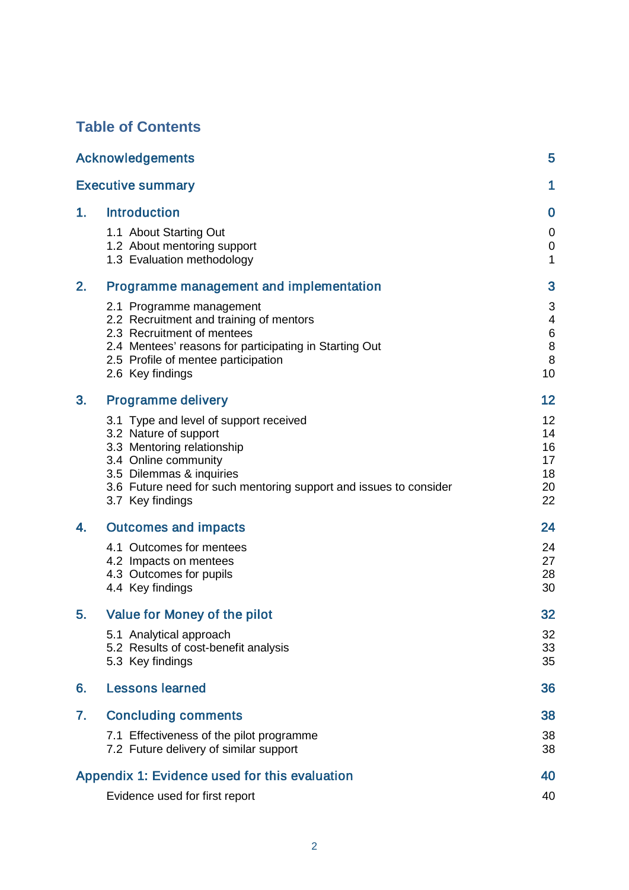# Table of Contents

| | |
|---|---|
| Acknowledgements | 5 |
| Executive summary | 1 |
| 1. Introduction | 0 |
| 1.1 About Starting Out | 0 |
| 1.2 About mentoring support | 0 |
| 1.3 Evaluation methodology | 1 |
| 2. Programme management and implementation | 3 |
| 2.1 Programme management | 3 |
| 2.2 Recruitment and training of mentors | 4 |
| 2.3 Recruitment of mentees | 6 |
| 2.4 Mentees' reasons for participating in Starting Out | 8 |
| 2.5 Profile of mentee participation | 8 |
| 2.6 Key findings | 10 |
| 3. Programme delivery | 12 |
| 3.1 Type and level of support received | 12 |
| 3.2 Nature of support | 14 |
| 3.3 Mentoring relationship | 16 |
| 3.4 Online community | 17 |
| 3.5 Dilemmas & inquiries | 18 |
| 3.6 Future need for such mentoring support and issues to consider | 20 |
| 3.7 Key findings | 22 |
| 4. Outcomes and impacts | 24 |
| 4.1 Outcomes for mentees | 24 |
| 4.2 Impacts on mentees | 27 |
| 4.3 Outcomes for pupils | 28 |
| 4.4 Key findings | 30 |
| 5. Value for Money of the pilot | 32 |
| 5.1 Analytical approach | 32 |
| 5.2 Results of cost-benefit analysis | 33 |
| 5.3 Key findings | 35 |
| 6. Lessons learned | 36 |
| 7. Concluding comments | 38 |
| 7.1 Effectiveness of the pilot programme | 38 |
| 7.2 Future delivery of similar support | 38 |
| Appendix 1: Evidence used for this evaluation | 40 |
| Evidence used for first report | 40 |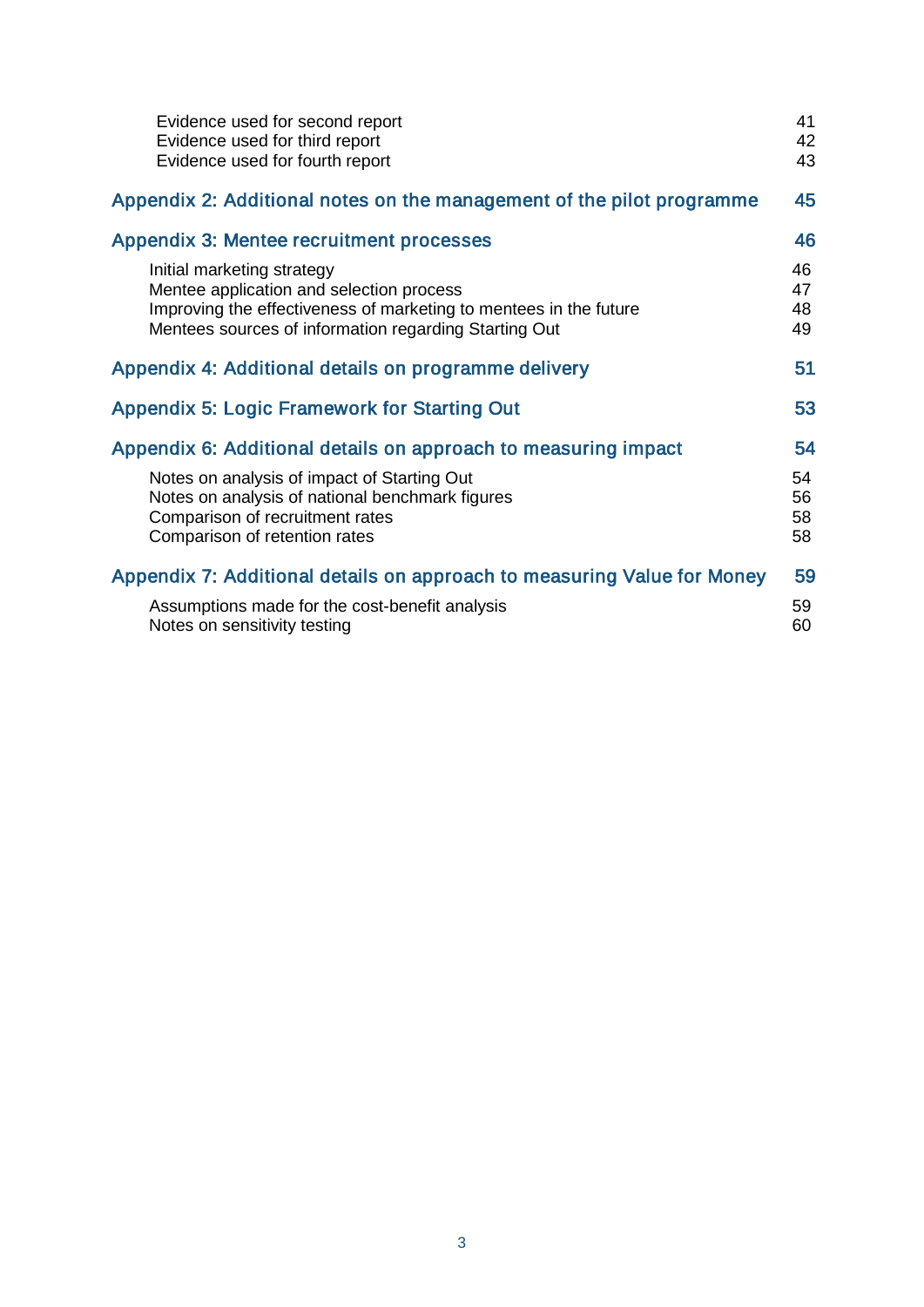Evidence used for second report 41
Evidence used for third report 42
Evidence used for fourth report 43

Appendix 2: Additional notes on the management of the pilot programme 45

Appendix 3: Mentee recruitment processes 46

Initial marketing strategy 46
Mentee application and selection process 47
Improving the effectiveness of marketing to mentees in the future 48
Mentees sources of information regarding Starting Out 49

Appendix 4: Additional details on programme delivery 51

Appendix 5: Logic Framework for Starting Out 53

Appendix 6: Additional details on approach to measuring impact 54

Notes on analysis of impact of Starting Out 54
Notes on analysis of national benchmark figures 56
Comparison of recruitment rates 58
Comparison of retention rates 58

Appendix 7: Additional details on approach to measuring Value for Money 59

Assumptions made for the cost-benefit analysis 59
Notes on sensitivity testing 60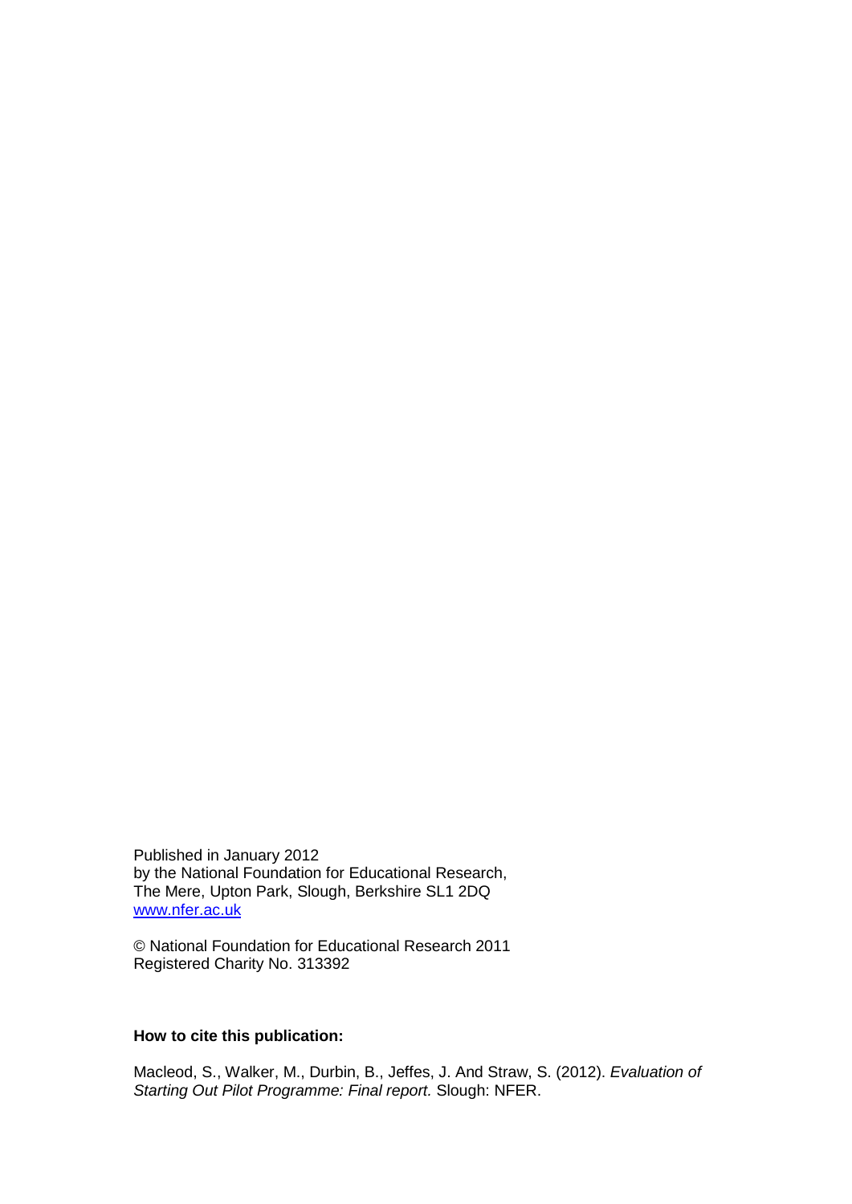Published in January 2012
by the National Foundation for Educational Research,
The Mere, Upton Park, Slough, Berkshire SL1 2DQ
www.nfer.ac.uk

© National Foundation for Educational Research 2011
Registered Charity No. 313392

**How to cite this publication:**

Macleod, S., Walker, M., Durbin, B., Jeffes, J. And Straw, S. (2012). *Evaluation of Starting Out Pilot Programme: Final report.* Slough: NFER.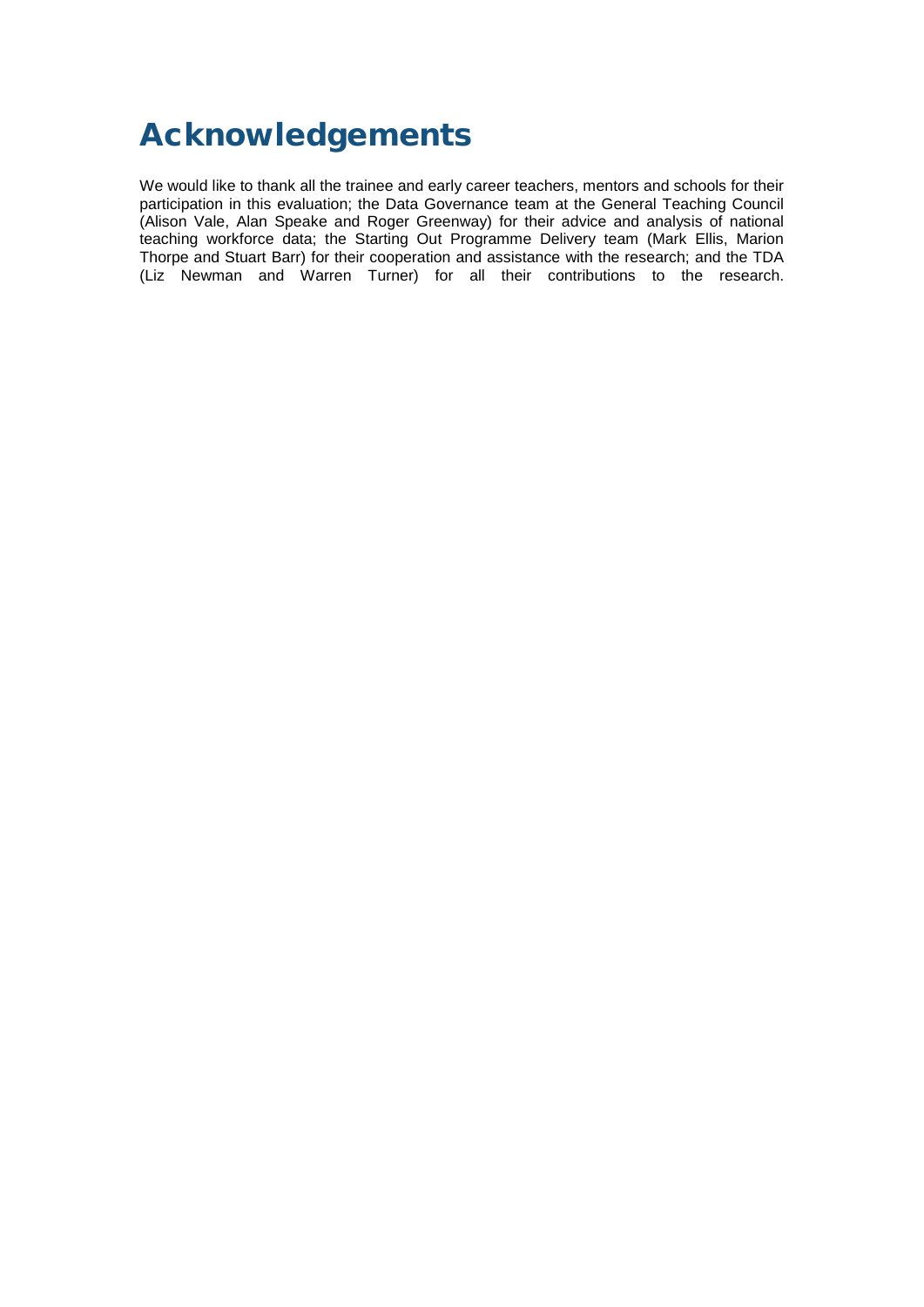# Acknowledgements

We would like to thank all the trainee and early career teachers, mentors and schools for their participation in this evaluation; the Data Governance team at the General Teaching Council (Alison Vale, Alan Speake and Roger Greenway) for their advice and analysis of national teaching workforce data; the Starting Out Programme Delivery team (Mark Ellis, Marion Thorpe and Stuart Barr) for their cooperation and assistance with the research; and the TDA (Liz Newman and Warren Turner) for all their contributions to the research.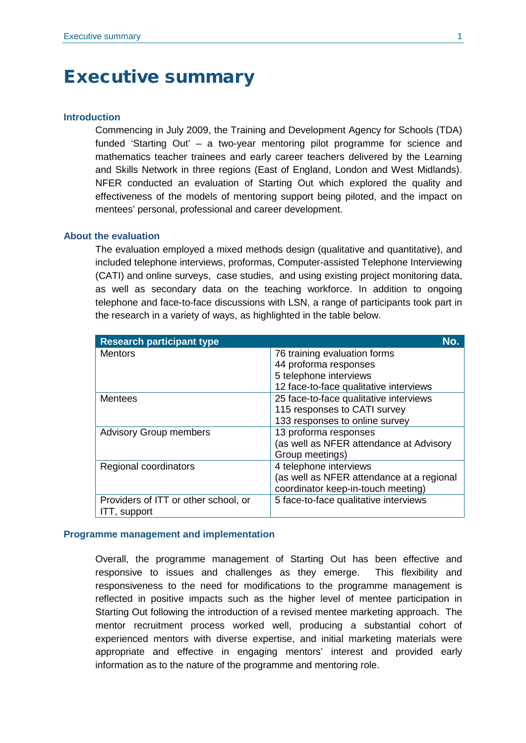# Executive summary

### Introduction

Commencing in July 2009, the Training and Development Agency for Schools (TDA) funded 'Starting Out' – a two-year mentoring pilot programme for science and mathematics teacher trainees and early career teachers delivered by the Learning and Skills Network in three regions (East of England, London and West Midlands). NFER conducted an evaluation of Starting Out which explored the quality and effectiveness of the models of mentoring support being piloted, and the impact on mentees' personal, professional and career development.

### About the evaluation

The evaluation employed a mixed methods design (qualitative and quantitative), and included telephone interviews, proformas, Computer-assisted Telephone Interviewing (CATI) and online surveys, case studies, and using existing project monitoring data, as well as secondary data on the teaching workforce. In addition to ongoing telephone and face-to-face discussions with LSN, a range of participants took part in the research in a variety of ways, as highlighted in the table below.

| Research participant type | No. |
|---|---|
| Mentors | 76 training evaluation forms<br>44 proforma responses<br>5 telephone interviews<br>12 face-to-face qualitative interviews |
| Mentees | 25 face-to-face qualitative interviews<br>115 responses to CATI survey<br>133 responses to online survey |
| Advisory Group members | 13 proforma responses<br>(as well as NFER attendance at Advisory Group meetings) |
| Regional coordinators | 4 telephone interviews<br>(as well as NFER attendance at a regional coordinator keep-in-touch meeting) |
| Providers of ITT or other school, or ITT, support | 5 face-to-face qualitative interviews |

### Programme management and implementation

Overall, the programme management of Starting Out has been effective and responsive to issues and challenges as they emerge. This flexibility and responsiveness to the need for modifications to the programme management is reflected in positive impacts such as the higher level of mentee participation in Starting Out following the introduction of a revised mentee marketing approach. The mentor recruitment process worked well, producing a substantial cohort of experienced mentors with diverse expertise, and initial marketing materials were appropriate and effective in engaging mentors' interest and provided early information as to the nature of the programme and mentoring role.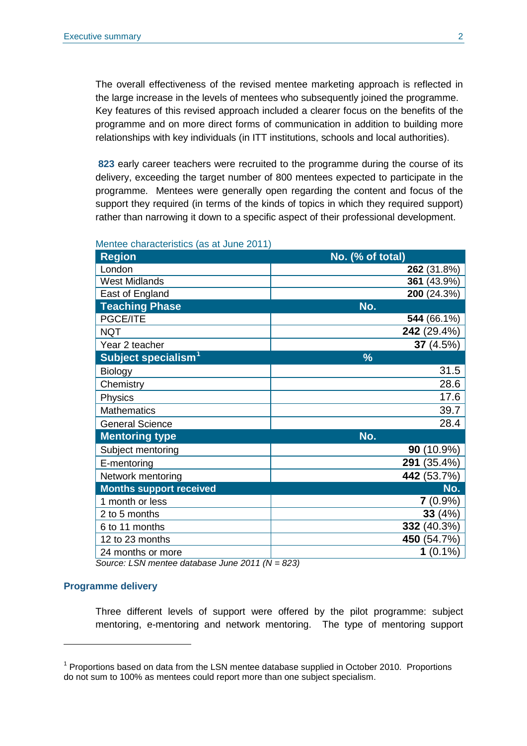The overall effectiveness of the revised mentee marketing approach is reflected in the large increase in the levels of mentees who subsequently joined the programme. Key features of this revised approach included a clearer focus on the benefits of the programme and on more direct forms of communication in addition to building more relationships with key individuals (in ITT institutions, schools and local authorities).

**823** early career teachers were recruited to the programme during the course of its delivery, exceeding the target number of 800 mentees expected to participate in the programme. Mentees were generally open regarding the content and focus of the support they required (in terms of the kinds of topics in which they required support) rather than narrowing it down to a specific aspect of their professional development.

Mentee characteristics (as at June 2011)

| **Region** | **No. (% of total)** |
|---|---|
| London | **262** (31.8%) |
| West Midlands | **361** (43.9%) |
| East of England | **200** (24.3%) |
| **Teaching Phase** | **No.** |
| PGCE/ITE | **544** (66.1%) |
| NQT | **242** (29.4%) |
| Year 2 teacher | **37** (4.5%) |
| **Subject specialism[1]** | **%** |
| Biology | 31.5 |
| Chemistry | 28.6 |
| Physics | 17.6 |
| Mathematics | 39.7 |
| General Science | 28.4 |
| **Mentoring type** | **No.** |
| Subject mentoring | **90** (10.9%) |
| E-mentoring | **291** (35.4%) |
| Network mentoring | **442** (53.7%) |
| **Months support received** | **No.** |
| 1 month or less | **7** (0.9%) |
| 2 to 5 months | **33** (4%) |
| 6 to 11 months | **332** (40.3%) |
| 12 to 23 months | **450** (54.7%) |
| 24 months or more | **1** (0.1%) |

*Source: LSN mentee database June 2011 (N = 823)*

### Programme delivery

Three different levels of support were offered by the pilot programme: subject mentoring, e-mentoring and network mentoring. The type of mentoring support

[1] Proportions based on data from the LSN mentee database supplied in October 2010. Proportions do not sum to 100% as mentees could report more than one subject specialism.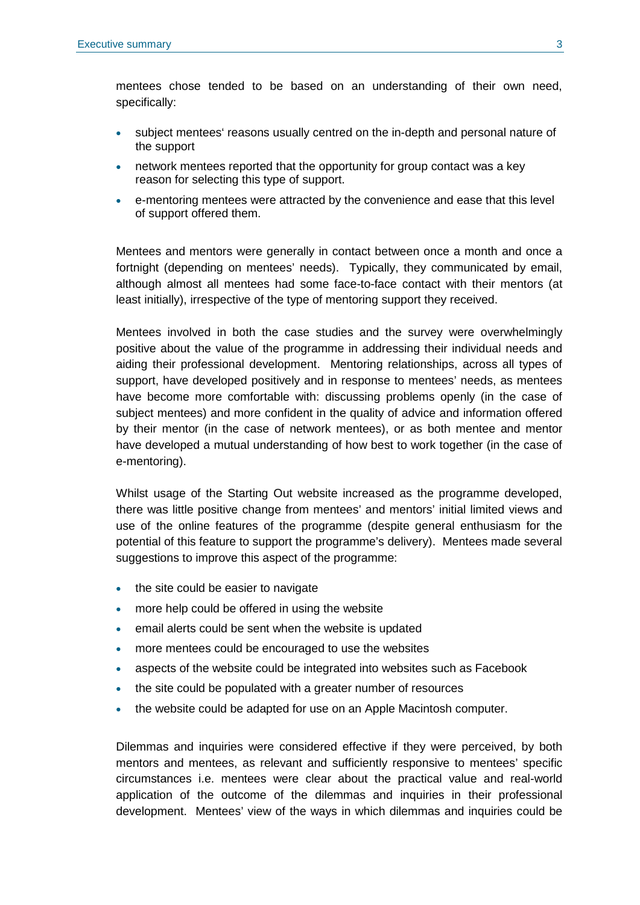mentees chose tended to be based on an understanding of their own need, specifically:

- subject mentees' reasons usually centred on the in-depth and personal nature of the support
- network mentees reported that the opportunity for group contact was a key reason for selecting this type of support.
- e-mentoring mentees were attracted by the convenience and ease that this level of support offered them.

Mentees and mentors were generally in contact between once a month and once a fortnight (depending on mentees' needs). Typically, they communicated by email, although almost all mentees had some face-to-face contact with their mentors (at least initially), irrespective of the type of mentoring support they received.

Mentees involved in both the case studies and the survey were overwhelmingly positive about the value of the programme in addressing their individual needs and aiding their professional development. Mentoring relationships, across all types of support, have developed positively and in response to mentees' needs, as mentees have become more comfortable with: discussing problems openly (in the case of subject mentees) and more confident in the quality of advice and information offered by their mentor (in the case of network mentees), or as both mentee and mentor have developed a mutual understanding of how best to work together (in the case of e-mentoring).

Whilst usage of the Starting Out website increased as the programme developed, there was little positive change from mentees' and mentors' initial limited views and use of the online features of the programme (despite general enthusiasm for the potential of this feature to support the programme's delivery). Mentees made several suggestions to improve this aspect of the programme:

- the site could be easier to navigate
- more help could be offered in using the website
- email alerts could be sent when the website is updated
- more mentees could be encouraged to use the websites
- aspects of the website could be integrated into websites such as Facebook
- the site could be populated with a greater number of resources
- the website could be adapted for use on an Apple Macintosh computer.

Dilemmas and inquiries were considered effective if they were perceived, by both mentors and mentees, as relevant and sufficiently responsive to mentees' specific circumstances i.e. mentees were clear about the practical value and real-world application of the outcome of the dilemmas and inquiries in their professional development. Mentees' view of the ways in which dilemmas and inquiries could be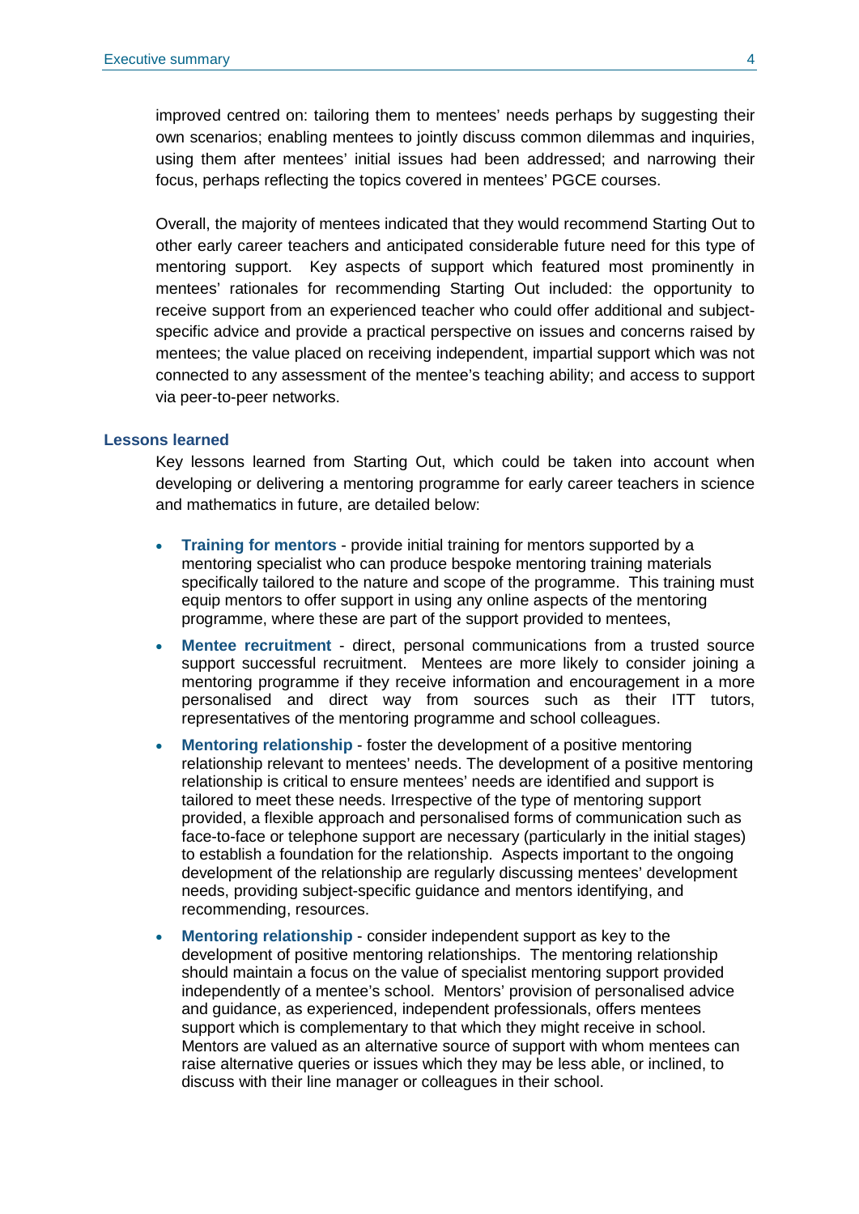improved centred on: tailoring them to mentees' needs perhaps by suggesting their own scenarios; enabling mentees to jointly discuss common dilemmas and inquiries, using them after mentees' initial issues had been addressed; and narrowing their focus, perhaps reflecting the topics covered in mentees' PGCE courses.

Overall, the majority of mentees indicated that they would recommend Starting Out to other early career teachers and anticipated considerable future need for this type of mentoring support. Key aspects of support which featured most prominently in mentees' rationales for recommending Starting Out included: the opportunity to receive support from an experienced teacher who could offer additional and subject-specific advice and provide a practical perspective on issues and concerns raised by mentees; the value placed on receiving independent, impartial support which was not connected to any assessment of the mentee's teaching ability; and access to support via peer-to-peer networks.

### Lessons learned

Key lessons learned from Starting Out, which could be taken into account when developing or delivering a mentoring programme for early career teachers in science and mathematics in future, are detailed below:

- **Training for mentors** - provide initial training for mentors supported by a mentoring specialist who can produce bespoke mentoring training materials specifically tailored to the nature and scope of the programme. This training must equip mentors to offer support in using any online aspects of the mentoring programme, where these are part of the support provided to mentees,
- **Mentee recruitment** - direct, personal communications from a trusted source support successful recruitment. Mentees are more likely to consider joining a mentoring programme if they receive information and encouragement in a more personalised and direct way from sources such as their ITT tutors, representatives of the mentoring programme and school colleagues.
- **Mentoring relationship** - foster the development of a positive mentoring relationship relevant to mentees' needs. The development of a positive mentoring relationship is critical to ensure mentees' needs are identified and support is tailored to meet these needs. Irrespective of the type of mentoring support provided, a flexible approach and personalised forms of communication such as face-to-face or telephone support are necessary (particularly in the initial stages) to establish a foundation for the relationship. Aspects important to the ongoing development of the relationship are regularly discussing mentees' development needs, providing subject-specific guidance and mentors identifying, and recommending, resources.
- **Mentoring relationship** - consider independent support as key to the development of positive mentoring relationships. The mentoring relationship should maintain a focus on the value of specialist mentoring support provided independently of a mentee's school. Mentors' provision of personalised advice and guidance, as experienced, independent professionals, offers mentees support which is complementary to that which they might receive in school. Mentors are valued as an alternative source of support with whom mentees can raise alternative queries or issues which they may be less able, or inclined, to discuss with their line manager or colleagues in their school.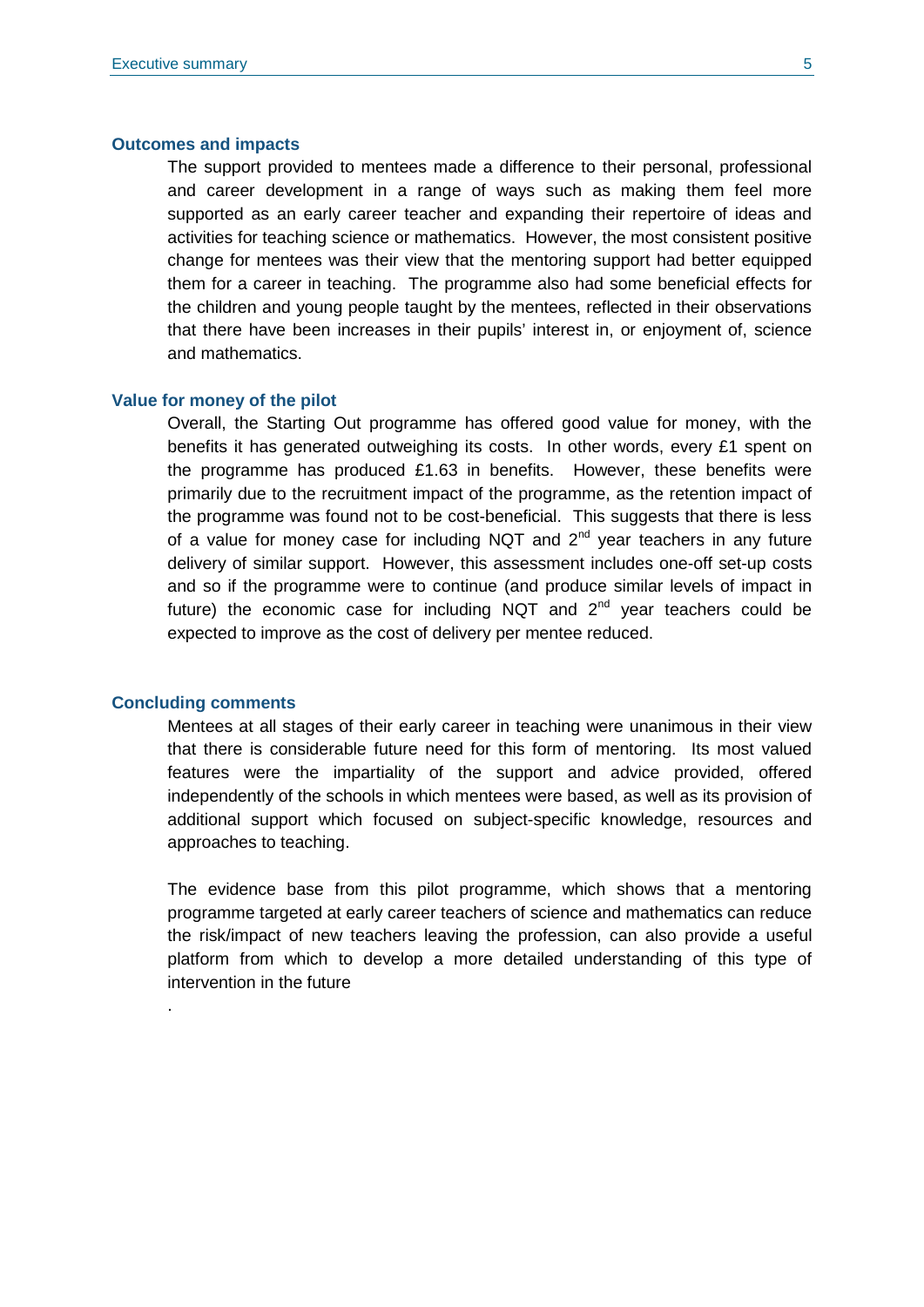### Outcomes and impacts

The support provided to mentees made a difference to their personal, professional and career development in a range of ways such as making them feel more supported as an early career teacher and expanding their repertoire of ideas and activities for teaching science or mathematics. However, the most consistent positive change for mentees was their view that the mentoring support had better equipped them for a career in teaching. The programme also had some beneficial effects for the children and young people taught by the mentees, reflected in their observations that there have been increases in their pupils' interest in, or enjoyment of, science and mathematics.

### Value for money of the pilot

Overall, the Starting Out programme has offered good value for money, with the benefits it has generated outweighing its costs. In other words, every £1 spent on the programme has produced £1.63 in benefits. However, these benefits were primarily due to the recruitment impact of the programme, as the retention impact of the programme was found not to be cost-beneficial. This suggests that there is less of a value for money case for including NQT and 2nd year teachers in any future delivery of similar support. However, this assessment includes one-off set-up costs and so if the programme were to continue (and produce similar levels of impact in future) the economic case for including NQT and 2nd year teachers could be expected to improve as the cost of delivery per mentee reduced.

### Concluding comments

Mentees at all stages of their early career in teaching were unanimous in their view that there is considerable future need for this form of mentoring. Its most valued features were the impartiality of the support and advice provided, offered independently of the schools in which mentees were based, as well as its provision of additional support which focused on subject-specific knowledge, resources and approaches to teaching.

The evidence base from this pilot programme, which shows that a mentoring programme targeted at early career teachers of science and mathematics can reduce the risk/impact of new teachers leaving the profession, can also provide a useful platform from which to develop a more detailed understanding of this type of intervention in the future

.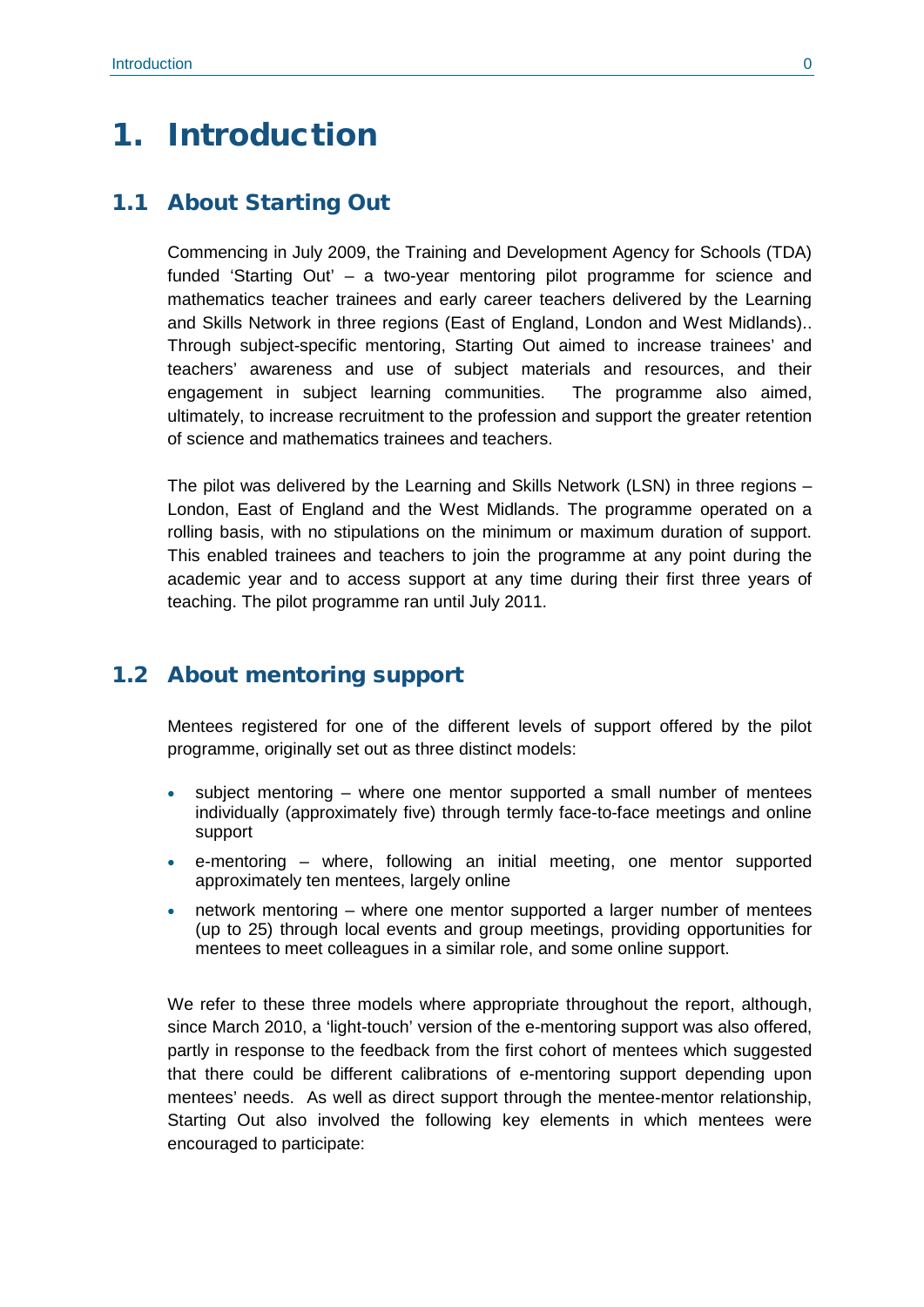# 1. Introduction

## 1.1 About Starting Out

Commencing in July 2009, the Training and Development Agency for Schools (TDA) funded 'Starting Out' – a two-year mentoring pilot programme for science and mathematics teacher trainees and early career teachers delivered by the Learning and Skills Network in three regions (East of England, London and West Midlands).. Through subject-specific mentoring, Starting Out aimed to increase trainees' and teachers' awareness and use of subject materials and resources, and their engagement in subject learning communities. The programme also aimed, ultimately, to increase recruitment to the profession and support the greater retention of science and mathematics trainees and teachers.

The pilot was delivered by the Learning and Skills Network (LSN) in three regions – London, East of England and the West Midlands. The programme operated on a rolling basis, with no stipulations on the minimum or maximum duration of support. This enabled trainees and teachers to join the programme at any point during the academic year and to access support at any time during their first three years of teaching. The pilot programme ran until July 2011.

## 1.2 About mentoring support

Mentees registered for one of the different levels of support offered by the pilot programme, originally set out as three distinct models:

- subject mentoring – where one mentor supported a small number of mentees individually (approximately five) through termly face-to-face meetings and online support
- e-mentoring – where, following an initial meeting, one mentor supported approximately ten mentees, largely online
- network mentoring – where one mentor supported a larger number of mentees (up to 25) through local events and group meetings, providing opportunities for mentees to meet colleagues in a similar role, and some online support.

We refer to these three models where appropriate throughout the report, although, since March 2010, a 'light-touch' version of the e-mentoring support was also offered, partly in response to the feedback from the first cohort of mentees which suggested that there could be different calibrations of e-mentoring support depending upon mentees' needs. As well as direct support through the mentee-mentor relationship, Starting Out also involved the following key elements in which mentees were encouraged to participate: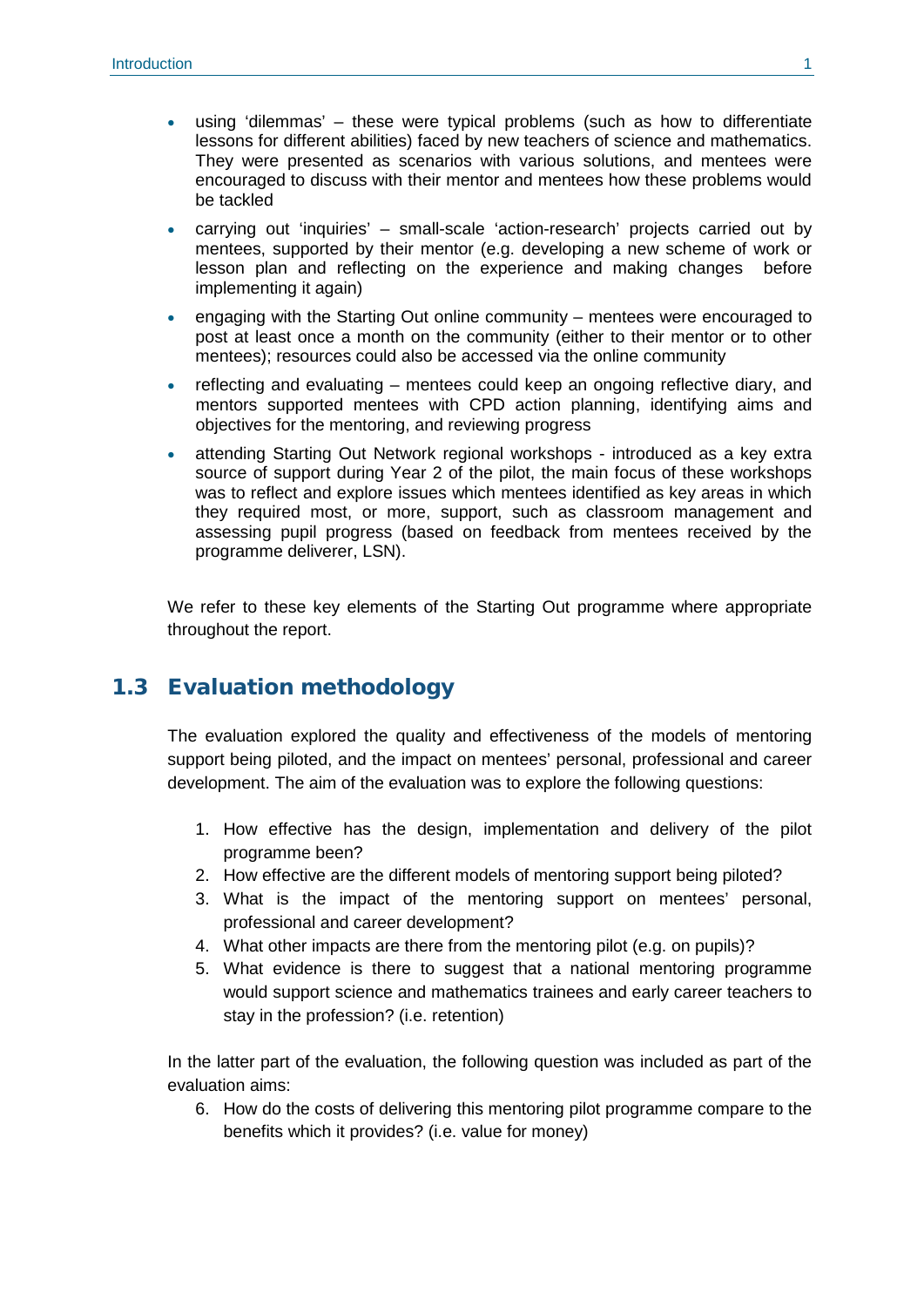- using 'dilemmas' – these were typical problems (such as how to differentiate lessons for different abilities) faced by new teachers of science and mathematics. They were presented as scenarios with various solutions, and mentees were encouraged to discuss with their mentor and mentees how these problems would be tackled
- carrying out 'inquiries' – small-scale 'action-research' projects carried out by mentees, supported by their mentor (e.g. developing a new scheme of work or lesson plan and reflecting on the experience and making changes before implementing it again)
- engaging with the Starting Out online community – mentees were encouraged to post at least once a month on the community (either to their mentor or to other mentees); resources could also be accessed via the online community
- reflecting and evaluating – mentees could keep an ongoing reflective diary, and mentors supported mentees with CPD action planning, identifying aims and objectives for the mentoring, and reviewing progress
- attending Starting Out Network regional workshops - introduced as a key extra source of support during Year 2 of the pilot, the main focus of these workshops was to reflect and explore issues which mentees identified as key areas in which they required most, or more, support, such as classroom management and assessing pupil progress (based on feedback from mentees received by the programme deliverer, LSN).

We refer to these key elements of the Starting Out programme where appropriate throughout the report.

## 1.3 Evaluation methodology

The evaluation explored the quality and effectiveness of the models of mentoring support being piloted, and the impact on mentees' personal, professional and career development. The aim of the evaluation was to explore the following questions:

1. How effective has the design, implementation and delivery of the pilot programme been?
2. How effective are the different models of mentoring support being piloted?
3. What is the impact of the mentoring support on mentees' personal, professional and career development?
4. What other impacts are there from the mentoring pilot (e.g. on pupils)?
5. What evidence is there to suggest that a national mentoring programme would support science and mathematics trainees and early career teachers to stay in the profession? (i.e. retention)

In the latter part of the evaluation, the following question was included as part of the evaluation aims:

6. How do the costs of delivering this mentoring pilot programme compare to the benefits which it provides? (i.e. value for money)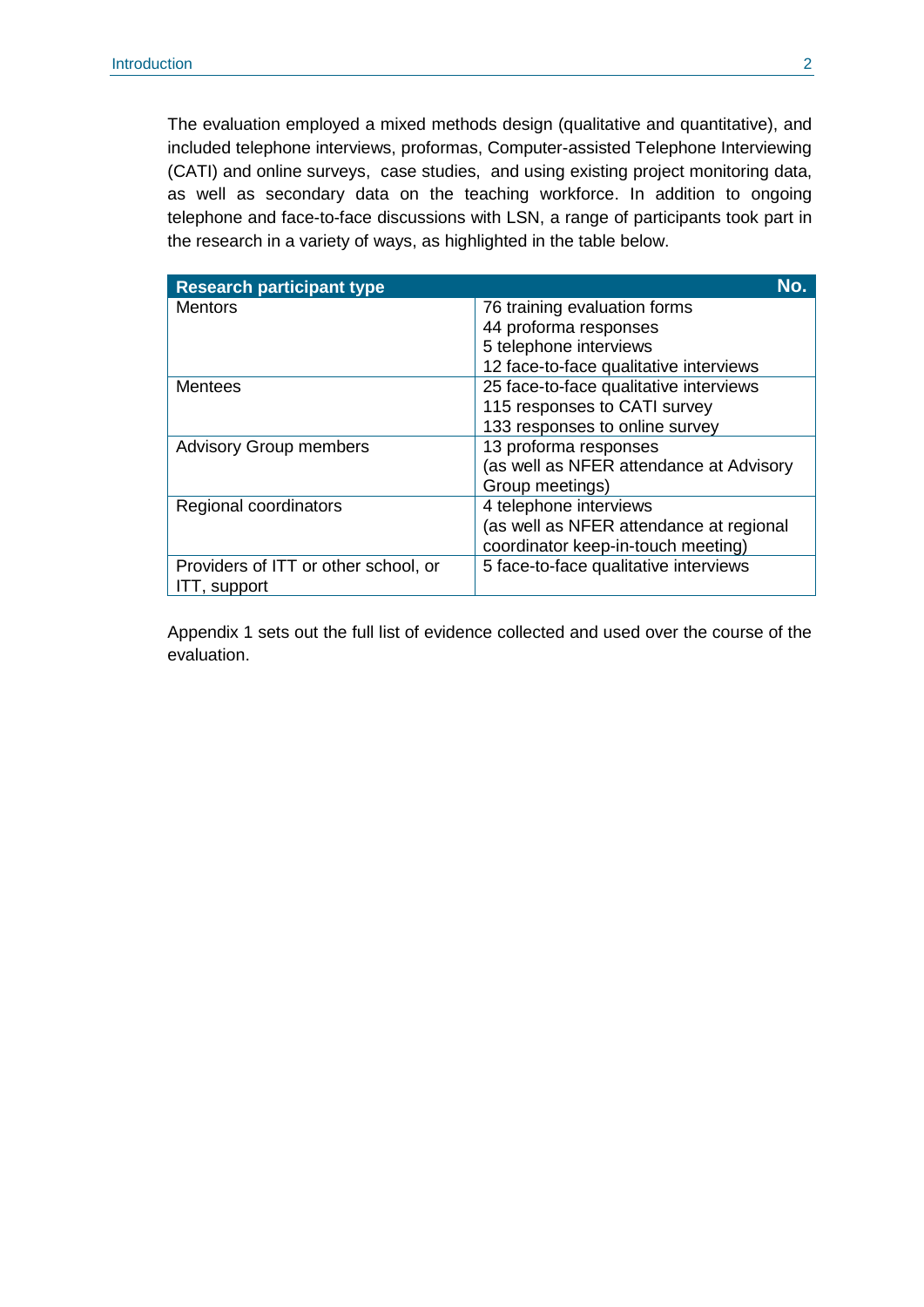The evaluation employed a mixed methods design (qualitative and quantitative), and included telephone interviews, proformas, Computer-assisted Telephone Interviewing (CATI) and online surveys, case studies, and using existing project monitoring data, as well as secondary data on the teaching workforce. In addition to ongoing telephone and face-to-face discussions with LSN, a range of participants took part in the research in a variety of ways, as highlighted in the table below.

| Research participant type | No. |
| --- | --- |
| Mentors | 76 training evaluation forms<br>44 proforma responses<br>5 telephone interviews<br>12 face-to-face qualitative interviews |
| Mentees | 25 face-to-face qualitative interviews<br>115 responses to CATI survey<br>133 responses to online survey |
| Advisory Group members | 13 proforma responses<br>(as well as NFER attendance at Advisory Group meetings) |
| Regional coordinators | 4 telephone interviews<br>(as well as NFER attendance at regional coordinator keep-in-touch meeting) |
| Providers of ITT or other school, or ITT, support | 5 face-to-face qualitative interviews |

Appendix 1 sets out the full list of evidence collected and used over the course of the evaluation.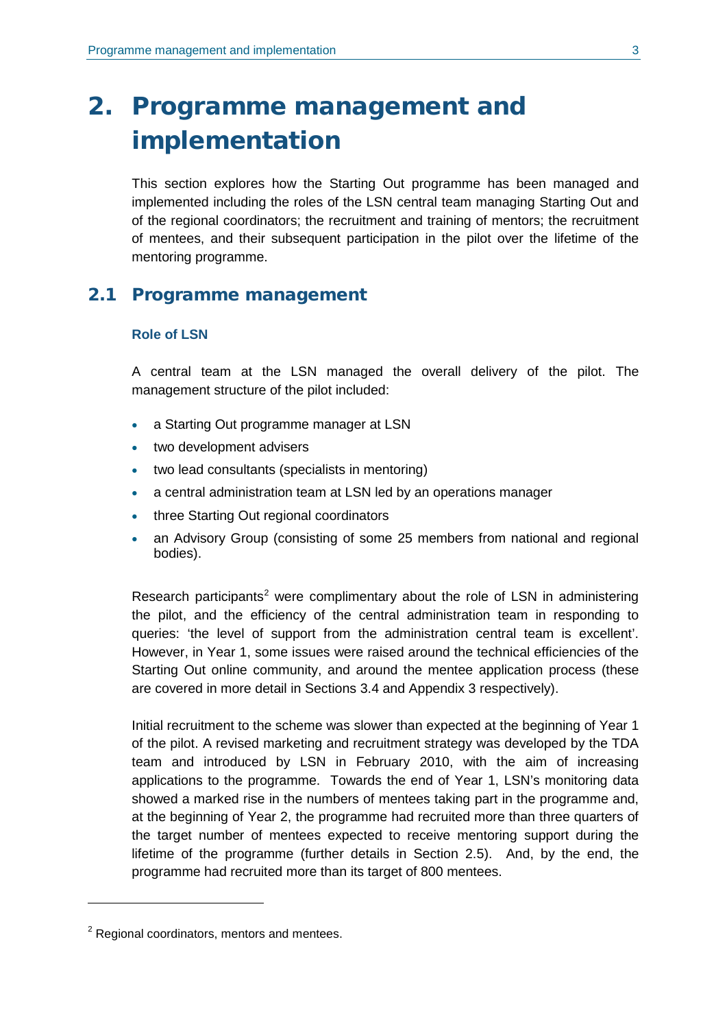# 2. Programme management and implementation

This section explores how the Starting Out programme has been managed and implemented including the roles of the LSN central team managing Starting Out and of the regional coordinators; the recruitment and training of mentors; the recruitment of mentees, and their subsequent participation in the pilot over the lifetime of the mentoring programme.

## 2.1 Programme management

### Role of LSN

A central team at the LSN managed the overall delivery of the pilot. The management structure of the pilot included:

- a Starting Out programme manager at LSN
- two development advisers
- two lead consultants (specialists in mentoring)
- a central administration team at LSN led by an operations manager
- three Starting Out regional coordinators
- an Advisory Group (consisting of some 25 members from national and regional bodies).

Research participants[2] were complimentary about the role of LSN in administering the pilot, and the efficiency of the central administration team in responding to queries: 'the level of support from the administration central team is excellent'. However, in Year 1, some issues were raised around the technical efficiencies of the Starting Out online community, and around the mentee application process (these are covered in more detail in Sections 3.4 and Appendix 3 respectively).

Initial recruitment to the scheme was slower than expected at the beginning of Year 1 of the pilot. A revised marketing and recruitment strategy was developed by the TDA team and introduced by LSN in February 2010, with the aim of increasing applications to the programme. Towards the end of Year 1, LSN's monitoring data showed a marked rise in the numbers of mentees taking part in the programme and, at the beginning of Year 2, the programme had recruited more than three quarters of the target number of mentees expected to receive mentoring support during the lifetime of the programme (further details in Section 2.5). And, by the end, the programme had recruited more than its target of 800 mentees.

[2] Regional coordinators, mentors and mentees.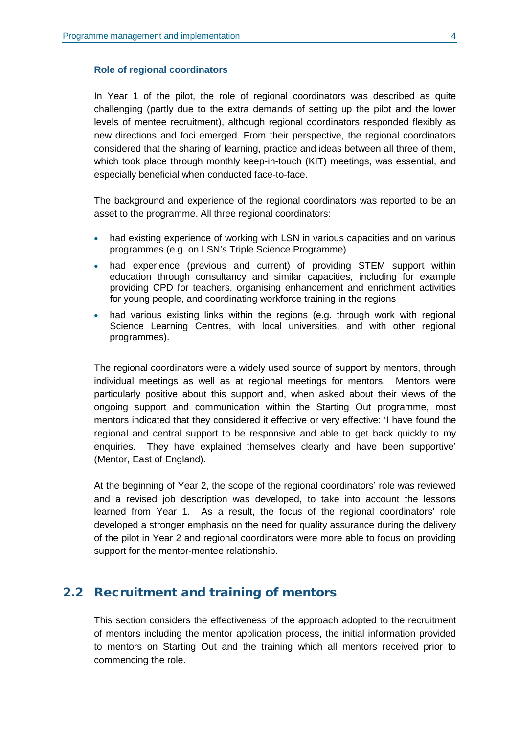### Role of regional coordinators

In Year 1 of the pilot, the role of regional coordinators was described as quite challenging (partly due to the extra demands of setting up the pilot and the lower levels of mentee recruitment), although regional coordinators responded flexibly as new directions and foci emerged. From their perspective, the regional coordinators considered that the sharing of learning, practice and ideas between all three of them, which took place through monthly keep-in-touch (KIT) meetings, was essential, and especially beneficial when conducted face-to-face.

The background and experience of the regional coordinators was reported to be an asset to the programme. All three regional coordinators:

- had existing experience of working with LSN in various capacities and on various programmes (e.g. on LSN's Triple Science Programme)
- had experience (previous and current) of providing STEM support within education through consultancy and similar capacities, including for example providing CPD for teachers, organising enhancement and enrichment activities for young people, and coordinating workforce training in the regions
- had various existing links within the regions (e.g. through work with regional Science Learning Centres, with local universities, and with other regional programmes).

The regional coordinators were a widely used source of support by mentors, through individual meetings as well as at regional meetings for mentors. Mentors were particularly positive about this support and, when asked about their views of the ongoing support and communication within the Starting Out programme, most mentors indicated that they considered it effective or very effective: 'I have found the regional and central support to be responsive and able to get back quickly to my enquiries. They have explained themselves clearly and have been supportive' (Mentor, East of England).

At the beginning of Year 2, the scope of the regional coordinators' role was reviewed and a revised job description was developed, to take into account the lessons learned from Year 1. As a result, the focus of the regional coordinators' role developed a stronger emphasis on the need for quality assurance during the delivery of the pilot in Year 2 and regional coordinators were more able to focus on providing support for the mentor-mentee relationship.

## 2.2 Recruitment and training of mentors

This section considers the effectiveness of the approach adopted to the recruitment of mentors including the mentor application process, the initial information provided to mentors on Starting Out and the training which all mentors received prior to commencing the role.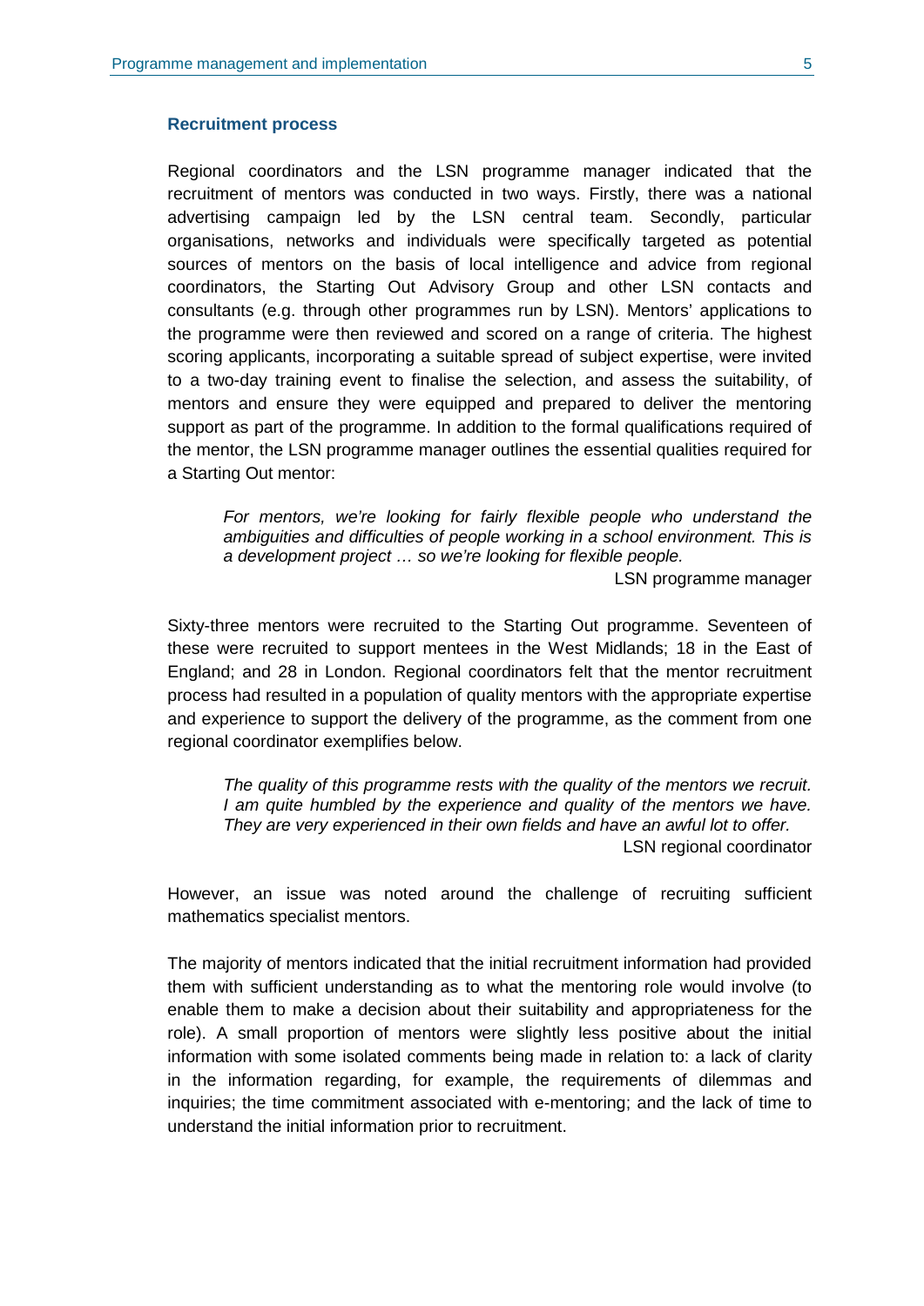### Recruitment process

Regional coordinators and the LSN programme manager indicated that the recruitment of mentors was conducted in two ways. Firstly, there was a national advertising campaign led by the LSN central team. Secondly, particular organisations, networks and individuals were specifically targeted as potential sources of mentors on the basis of local intelligence and advice from regional coordinators, the Starting Out Advisory Group and other LSN contacts and consultants (e.g. through other programmes run by LSN). Mentors' applications to the programme were then reviewed and scored on a range of criteria. The highest scoring applicants, incorporating a suitable spread of subject expertise, were invited to a two-day training event to finalise the selection, and assess the suitability, of mentors and ensure they were equipped and prepared to deliver the mentoring support as part of the programme. In addition to the formal qualifications required of the mentor, the LSN programme manager outlines the essential qualities required for a Starting Out mentor:

> *For mentors, we're looking for fairly flexible people who understand the ambiguities and difficulties of people working in a school environment. This is a development project … so we're looking for flexible people.*
>
> LSN programme manager

Sixty-three mentors were recruited to the Starting Out programme. Seventeen of these were recruited to support mentees in the West Midlands; 18 in the East of England; and 28 in London. Regional coordinators felt that the mentor recruitment process had resulted in a population of quality mentors with the appropriate expertise and experience to support the delivery of the programme, as the comment from one regional coordinator exemplifies below.

> *The quality of this programme rests with the quality of the mentors we recruit. I am quite humbled by the experience and quality of the mentors we have. They are very experienced in their own fields and have an awful lot to offer.*
>
> LSN regional coordinator

However, an issue was noted around the challenge of recruiting sufficient mathematics specialist mentors.

The majority of mentors indicated that the initial recruitment information had provided them with sufficient understanding as to what the mentoring role would involve (to enable them to make a decision about their suitability and appropriateness for the role). A small proportion of mentors were slightly less positive about the initial information with some isolated comments being made in relation to: a lack of clarity in the information regarding, for example, the requirements of dilemmas and inquiries; the time commitment associated with e-mentoring; and the lack of time to understand the initial information prior to recruitment.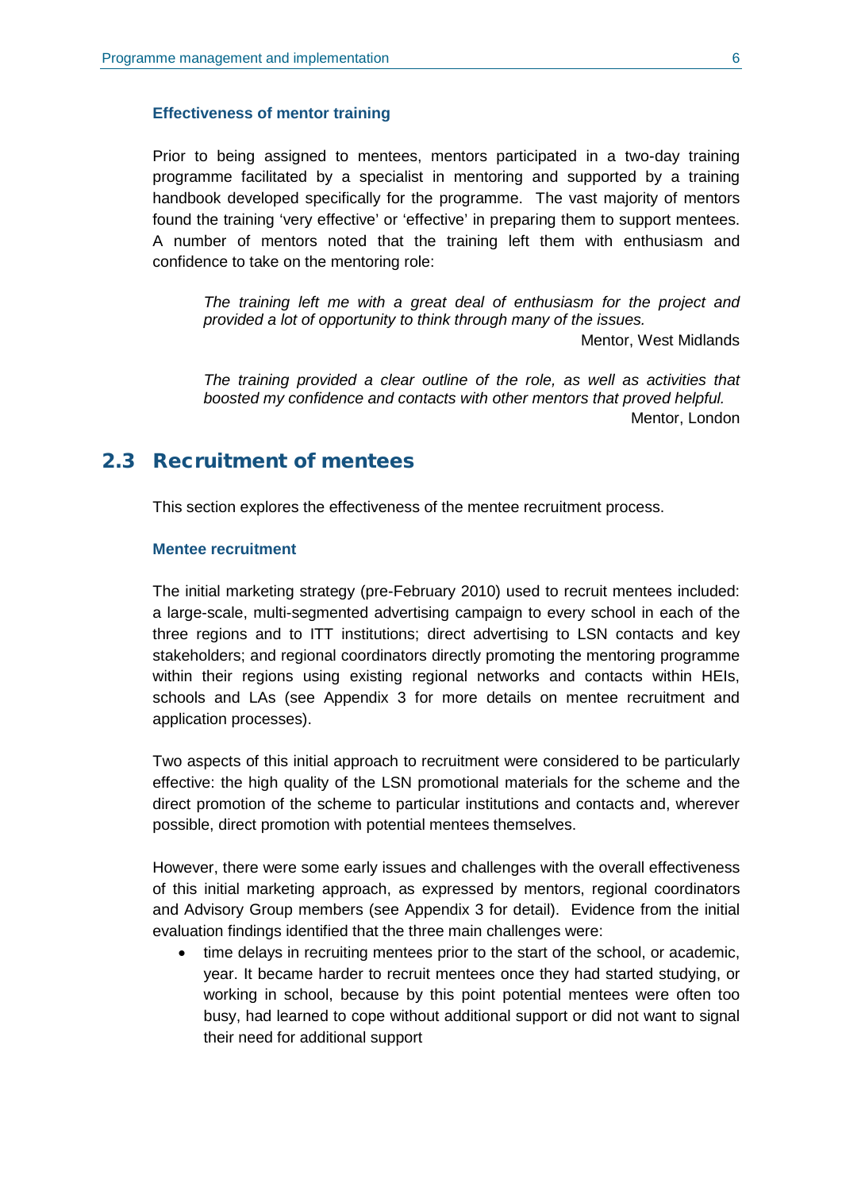### Effectiveness of mentor training

Prior to being assigned to mentees, mentors participated in a two-day training programme facilitated by a specialist in mentoring and supported by a training handbook developed specifically for the programme. The vast majority of mentors found the training 'very effective' or 'effective' in preparing them to support mentees. A number of mentors noted that the training left them with enthusiasm and confidence to take on the mentoring role:

> *The training left me with a great deal of enthusiasm for the project and provided a lot of opportunity to think through many of the issues.*
>
> Mentor, West Midlands

> *The training provided a clear outline of the role, as well as activities that boosted my confidence and contacts with other mentors that proved helpful.*
>
> Mentor, London

## 2.3 Recruitment of mentees

This section explores the effectiveness of the mentee recruitment process.

### Mentee recruitment

The initial marketing strategy (pre-February 2010) used to recruit mentees included: a large-scale, multi-segmented advertising campaign to every school in each of the three regions and to ITT institutions; direct advertising to LSN contacts and key stakeholders; and regional coordinators directly promoting the mentoring programme within their regions using existing regional networks and contacts within HEIs, schools and LAs (see Appendix 3 for more details on mentee recruitment and application processes).

Two aspects of this initial approach to recruitment were considered to be particularly effective: the high quality of the LSN promotional materials for the scheme and the direct promotion of the scheme to particular institutions and contacts and, wherever possible, direct promotion with potential mentees themselves.

However, there were some early issues and challenges with the overall effectiveness of this initial marketing approach, as expressed by mentors, regional coordinators and Advisory Group members (see Appendix 3 for detail). Evidence from the initial evaluation findings identified that the three main challenges were:

- time delays in recruiting mentees prior to the start of the school, or academic, year. It became harder to recruit mentees once they had started studying, or working in school, because by this point potential mentees were often too busy, had learned to cope without additional support or did not want to signal their need for additional support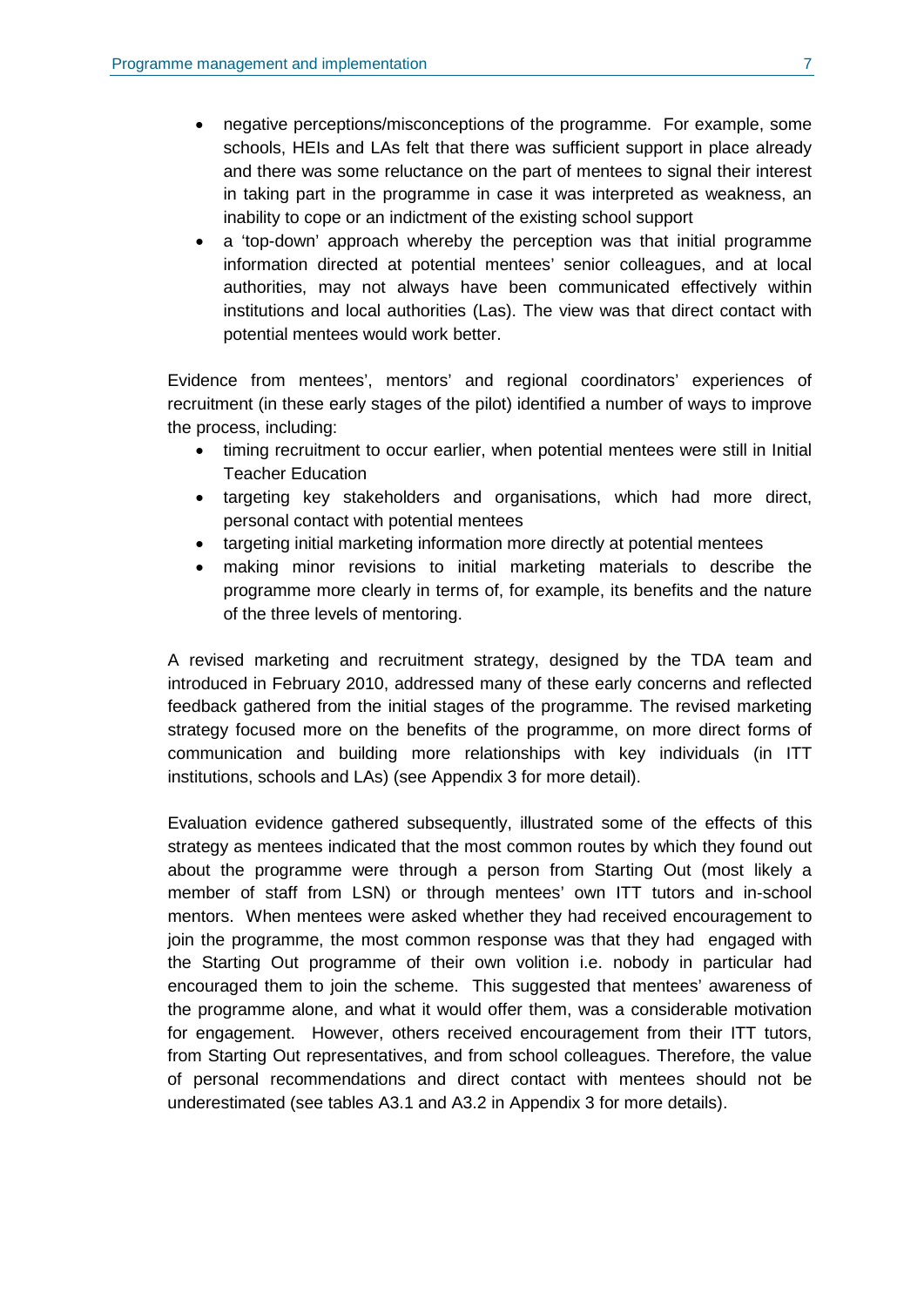- negative perceptions/misconceptions of the programme. For example, some schools, HEIs and LAs felt that there was sufficient support in place already and there was some reluctance on the part of mentees to signal their interest in taking part in the programme in case it was interpreted as weakness, an inability to cope or an indictment of the existing school support
- a 'top-down' approach whereby the perception was that initial programme information directed at potential mentees' senior colleagues, and at local authorities, may not always have been communicated effectively within institutions and local authorities (Las). The view was that direct contact with potential mentees would work better.

Evidence from mentees', mentors' and regional coordinators' experiences of recruitment (in these early stages of the pilot) identified a number of ways to improve the process, including:

- timing recruitment to occur earlier, when potential mentees were still in Initial Teacher Education
- targeting key stakeholders and organisations, which had more direct, personal contact with potential mentees
- targeting initial marketing information more directly at potential mentees
- making minor revisions to initial marketing materials to describe the programme more clearly in terms of, for example, its benefits and the nature of the three levels of mentoring.

A revised marketing and recruitment strategy, designed by the TDA team and introduced in February 2010, addressed many of these early concerns and reflected feedback gathered from the initial stages of the programme. The revised marketing strategy focused more on the benefits of the programme, on more direct forms of communication and building more relationships with key individuals (in ITT institutions, schools and LAs) (see Appendix 3 for more detail).

Evaluation evidence gathered subsequently, illustrated some of the effects of this strategy as mentees indicated that the most common routes by which they found out about the programme were through a person from Starting Out (most likely a member of staff from LSN) or through mentees' own ITT tutors and in-school mentors. When mentees were asked whether they had received encouragement to join the programme, the most common response was that they had engaged with the Starting Out programme of their own volition i.e. nobody in particular had encouraged them to join the scheme. This suggested that mentees' awareness of the programme alone, and what it would offer them, was a considerable motivation for engagement. However, others received encouragement from their ITT tutors, from Starting Out representatives, and from school colleagues. Therefore, the value of personal recommendations and direct contact with mentees should not be underestimated (see tables A3.1 and A3.2 in Appendix 3 for more details).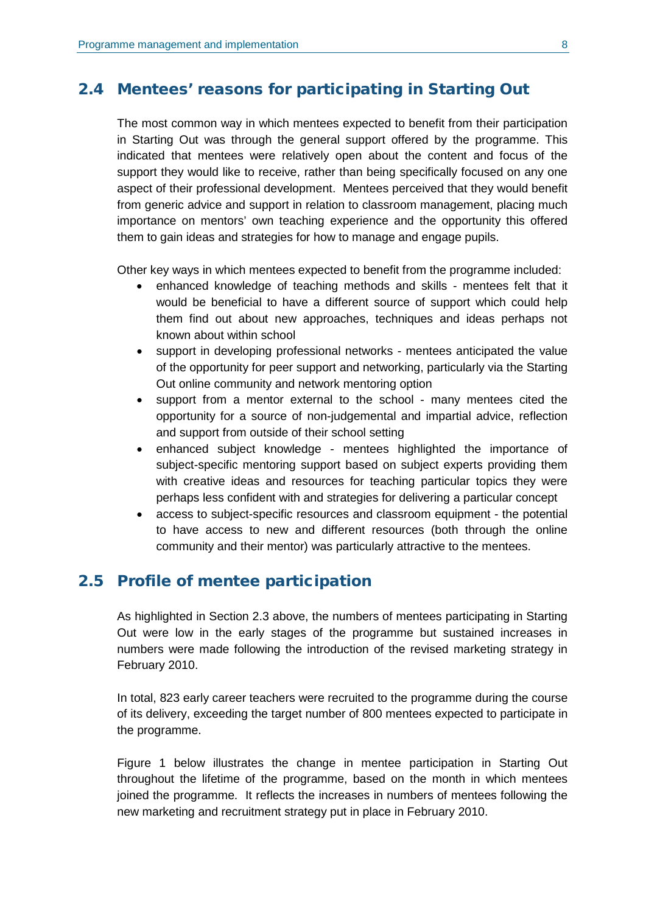## 2.4 Mentees' reasons for participating in Starting Out

The most common way in which mentees expected to benefit from their participation in Starting Out was through the general support offered by the programme. This indicated that mentees were relatively open about the content and focus of the support they would like to receive, rather than being specifically focused on any one aspect of their professional development. Mentees perceived that they would benefit from generic advice and support in relation to classroom management, placing much importance on mentors' own teaching experience and the opportunity this offered them to gain ideas and strategies for how to manage and engage pupils.

Other key ways in which mentees expected to benefit from the programme included:

- enhanced knowledge of teaching methods and skills - mentees felt that it would be beneficial to have a different source of support which could help them find out about new approaches, techniques and ideas perhaps not known about within school
- support in developing professional networks - mentees anticipated the value of the opportunity for peer support and networking, particularly via the Starting Out online community and network mentoring option
- support from a mentor external to the school - many mentees cited the opportunity for a source of non-judgemental and impartial advice, reflection and support from outside of their school setting
- enhanced subject knowledge - mentees highlighted the importance of subject-specific mentoring support based on subject experts providing them with creative ideas and resources for teaching particular topics they were perhaps less confident with and strategies for delivering a particular concept
- access to subject-specific resources and classroom equipment - the potential to have access to new and different resources (both through the online community and their mentor) was particularly attractive to the mentees.

## 2.5 Profile of mentee participation

As highlighted in Section 2.3 above, the numbers of mentees participating in Starting Out were low in the early stages of the programme but sustained increases in numbers were made following the introduction of the revised marketing strategy in February 2010.

In total, 823 early career teachers were recruited to the programme during the course of its delivery, exceeding the target number of 800 mentees expected to participate in the programme.

Figure 1 below illustrates the change in mentee participation in Starting Out throughout the lifetime of the programme, based on the month in which mentees joined the programme. It reflects the increases in numbers of mentees following the new marketing and recruitment strategy put in place in February 2010.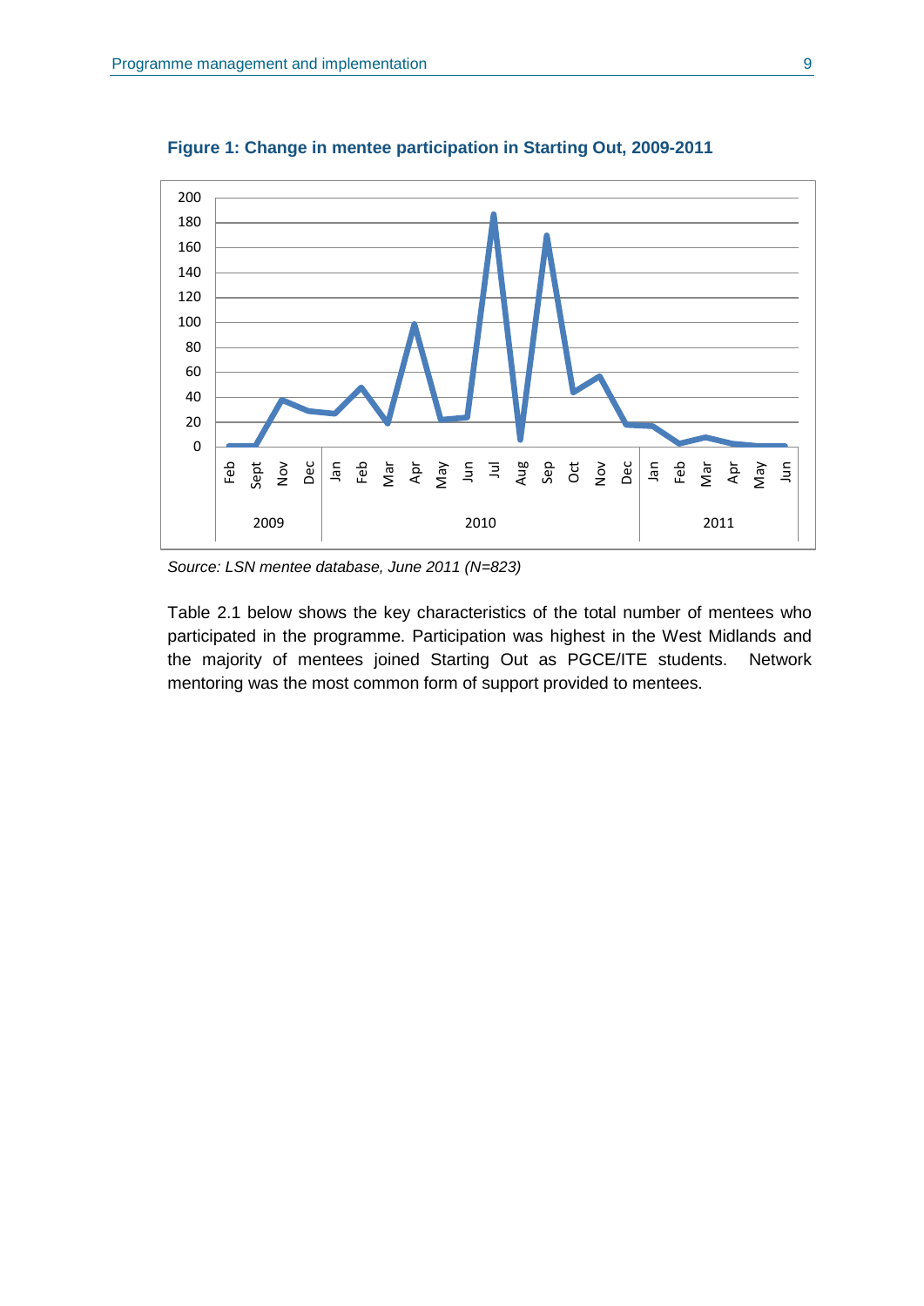**Figure 1: Change in mentee participation in Starting Out, 2009-2011**

*Source: LSN mentee database, June 2011 (N=823)*

Table 2.1 below shows the key characteristics of the total number of mentees who participated in the programme. Participation was highest in the West Midlands and the majority of mentees joined Starting Out as PGCE/ITE students. Network mentoring was the most common form of support provided to mentees.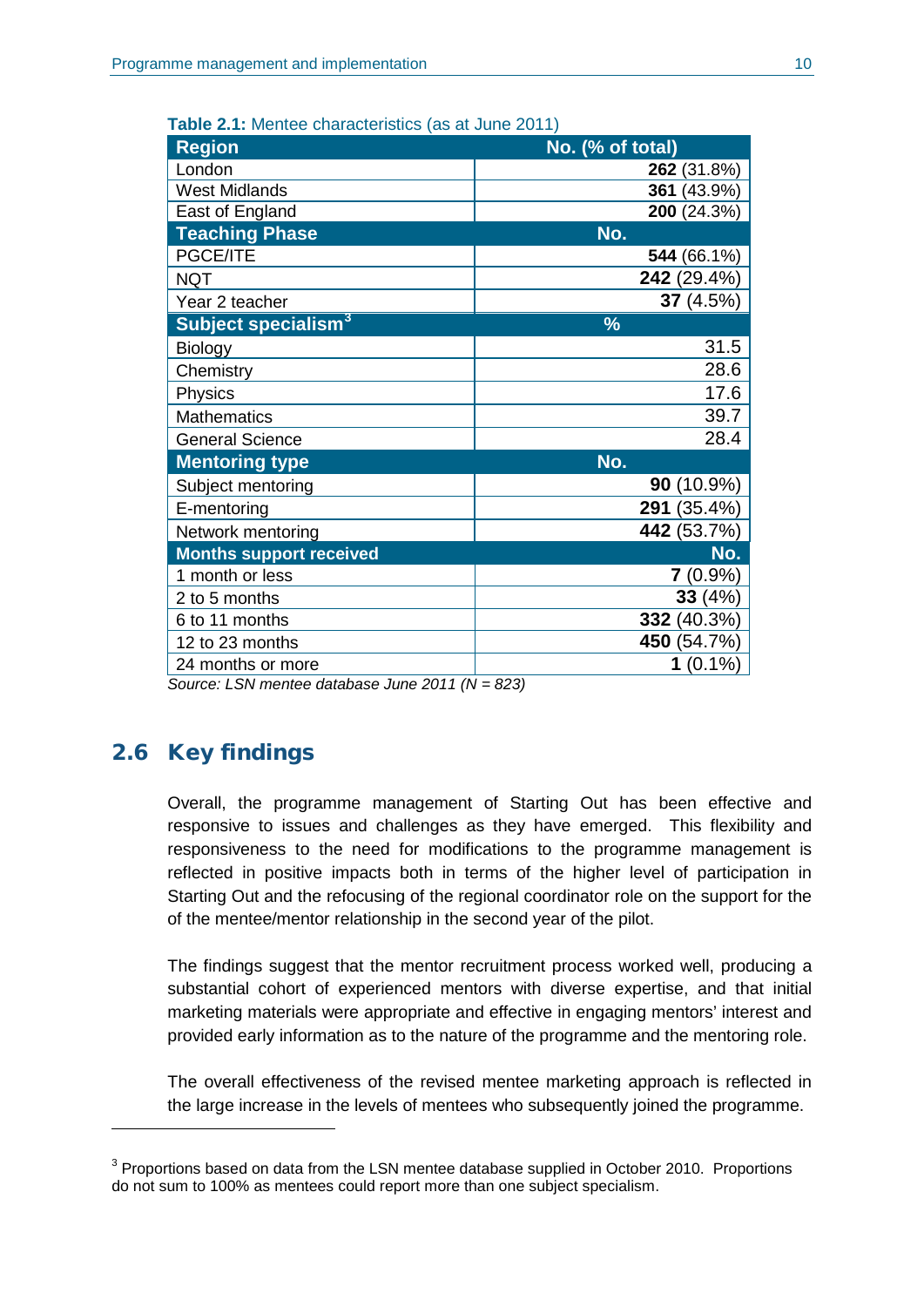**Table 2.1:** Mentee characteristics (as at June 2011)

| Region | No. (% of total) |
|---|---|
| London | **262** (31.8%) |
| West Midlands | **361** (43.9%) |
| East of England | **200** (24.3%) |
| **Teaching Phase** | **No.** |
| PGCE/ITE | **544** (66.1%) |
| NQT | **242** (29.4%) |
| Year 2 teacher | **37** (4.5%) |
| **Subject specialism[3]** | **%** |
| Biology | 31.5 |
| Chemistry | 28.6 |
| Physics | 17.6 |
| Mathematics | 39.7 |
| General Science | 28.4 |
| **Mentoring type** | **No.** |
| Subject mentoring | **90** (10.9%) |
| E-mentoring | **291** (35.4%) |
| Network mentoring | **442** (53.7%) |
| **Months support received** | **No.** |
| 1 month or less | **7** (0.9%) |
| 2 to 5 months | **33** (4%) |
| 6 to 11 months | **332** (40.3%) |
| 12 to 23 months | **450** (54.7%) |
| 24 months or more | **1** (0.1%) |

*Source: LSN mentee database June 2011 (N = 823)*

## 2.6 Key findings

Overall, the programme management of Starting Out has been effective and responsive to issues and challenges as they have emerged. This flexibility and responsiveness to the need for modifications to the programme management is reflected in positive impacts both in terms of the higher level of participation in Starting Out and the refocusing of the regional coordinator role on the support for the of the mentee/mentor relationship in the second year of the pilot.

The findings suggest that the mentor recruitment process worked well, producing a substantial cohort of experienced mentors with diverse expertise, and that initial marketing materials were appropriate and effective in engaging mentors' interest and provided early information as to the nature of the programme and the mentoring role.

The overall effectiveness of the revised mentee marketing approach is reflected in the large increase in the levels of mentees who subsequently joined the programme.

[3] Proportions based on data from the LSN mentee database supplied in October 2010. Proportions do not sum to 100% as mentees could report more than one subject specialism.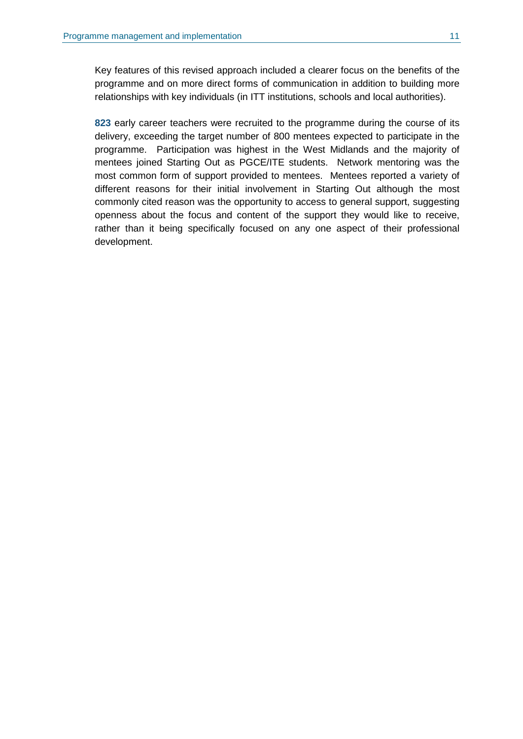Key features of this revised approach included a clearer focus on the benefits of the programme and on more direct forms of communication in addition to building more relationships with key individuals (in ITT institutions, schools and local authorities).

**823** early career teachers were recruited to the programme during the course of its delivery, exceeding the target number of 800 mentees expected to participate in the programme. Participation was highest in the West Midlands and the majority of mentees joined Starting Out as PGCE/ITE students. Network mentoring was the most common form of support provided to mentees. Mentees reported a variety of different reasons for their initial involvement in Starting Out although the most commonly cited reason was the opportunity to access to general support, suggesting openness about the focus and content of the support they would like to receive, rather than it being specifically focused on any one aspect of their professional development.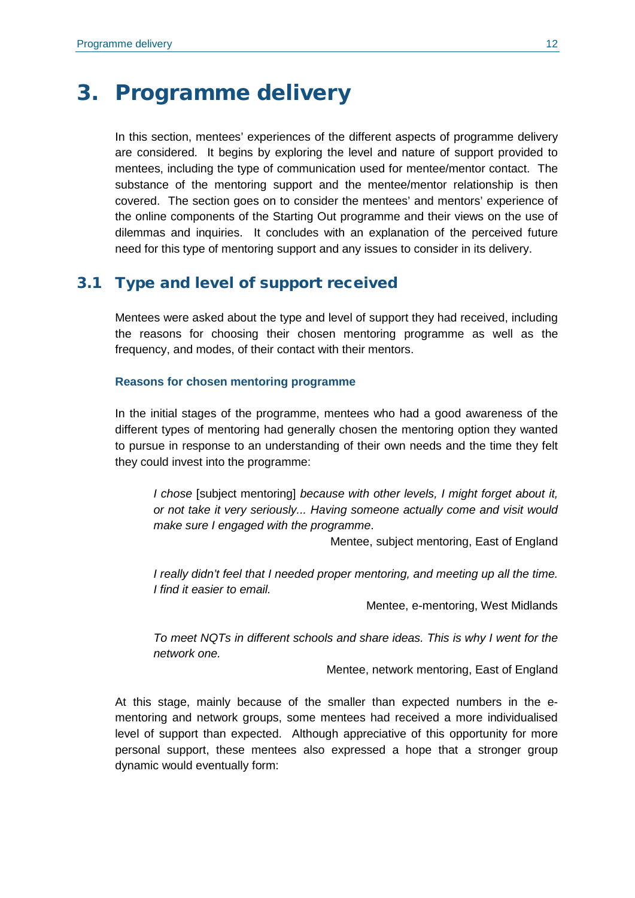# 3. Programme delivery

In this section, mentees' experiences of the different aspects of programme delivery are considered. It begins by exploring the level and nature of support provided to mentees, including the type of communication used for mentee/mentor contact. The substance of the mentoring support and the mentee/mentor relationship is then covered. The section goes on to consider the mentees' and mentors' experience of the online components of the Starting Out programme and their views on the use of dilemmas and inquiries. It concludes with an explanation of the perceived future need for this type of mentoring support and any issues to consider in its delivery.

## 3.1 Type and level of support received

Mentees were asked about the type and level of support they had received, including the reasons for choosing their chosen mentoring programme as well as the frequency, and modes, of their contact with their mentors.

### Reasons for chosen mentoring programme

In the initial stages of the programme, mentees who had a good awareness of the different types of mentoring had generally chosen the mentoring option they wanted to pursue in response to an understanding of their own needs and the time they felt they could invest into the programme:

> *I chose* [subject mentoring] *because with other levels, I might forget about it, or not take it very seriously... Having someone actually come and visit would make sure I engaged with the programme*.
>
> Mentee, subject mentoring, East of England

> *I really didn't feel that I needed proper mentoring, and meeting up all the time. I find it easier to email.*
>
> Mentee, e-mentoring, West Midlands

> *To meet NQTs in different schools and share ideas. This is why I went for the network one.*
>
> Mentee, network mentoring, East of England

At this stage, mainly because of the smaller than expected numbers in the e-mentoring and network groups, some mentees had received a more individualised level of support than expected. Although appreciative of this opportunity for more personal support, these mentees also expressed a hope that a stronger group dynamic would eventually form: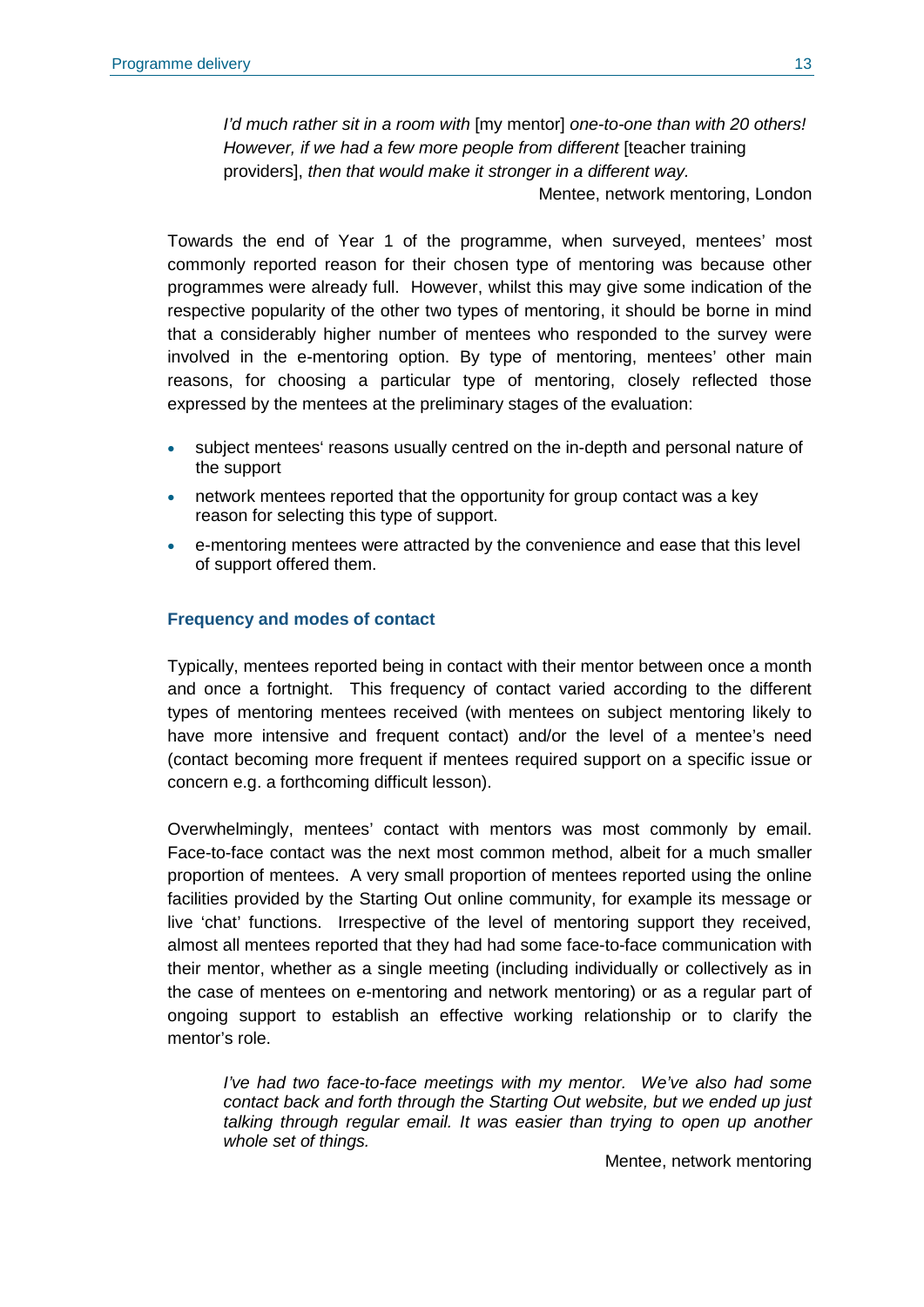*I'd much rather sit in a room with* [my mentor] *one-to-one than with 20 others! However, if we had a few more people from different* [teacher training providers], *then that would make it stronger in a different way.*

Mentee, network mentoring, London

Towards the end of Year 1 of the programme, when surveyed, mentees' most commonly reported reason for their chosen type of mentoring was because other programmes were already full. However, whilst this may give some indication of the respective popularity of the other two types of mentoring, it should be borne in mind that a considerably higher number of mentees who responded to the survey were involved in the e-mentoring option. By type of mentoring, mentees' other main reasons, for choosing a particular type of mentoring, closely reflected those expressed by the mentees at the preliminary stages of the evaluation:

- subject mentees' reasons usually centred on the in-depth and personal nature of the support
- network mentees reported that the opportunity for group contact was a key reason for selecting this type of support.
- e-mentoring mentees were attracted by the convenience and ease that this level of support offered them.

### Frequency and modes of contact

Typically, mentees reported being in contact with their mentor between once a month and once a fortnight. This frequency of contact varied according to the different types of mentoring mentees received (with mentees on subject mentoring likely to have more intensive and frequent contact) and/or the level of a mentee's need (contact becoming more frequent if mentees required support on a specific issue or concern e.g. a forthcoming difficult lesson).

Overwhelmingly, mentees' contact with mentors was most commonly by email. Face-to-face contact was the next most common method, albeit for a much smaller proportion of mentees. A very small proportion of mentees reported using the online facilities provided by the Starting Out online community, for example its message or live 'chat' functions. Irrespective of the level of mentoring support they received, almost all mentees reported that they had had some face-to-face communication with their mentor, whether as a single meeting (including individually or collectively as in the case of mentees on e-mentoring and network mentoring) or as a regular part of ongoing support to establish an effective working relationship or to clarify the mentor's role.

*I've had two face-to-face meetings with my mentor. We've also had some contact back and forth through the Starting Out website, but we ended up just talking through regular email. It was easier than trying to open up another whole set of things.*

Mentee, network mentoring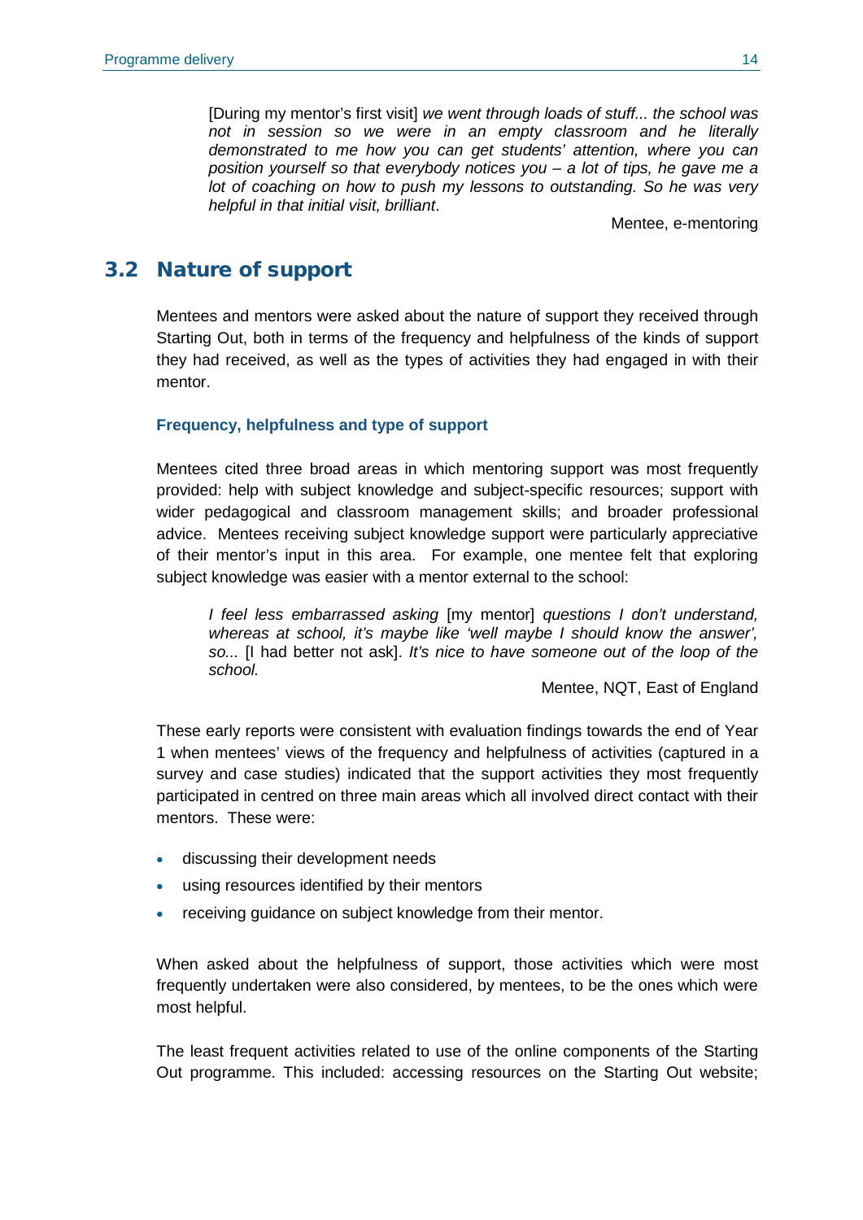[During my mentor's first visit] *we went through loads of stuff... the school was not in session so we were in an empty classroom and he literally demonstrated to me how you can get students' attention, where you can position yourself so that everybody notices you – a lot of tips, he gave me a lot of coaching on how to push my lessons to outstanding. So he was very helpful in that initial visit, brilliant*.

Mentee, e-mentoring

## 3.2 Nature of support

Mentees and mentors were asked about the nature of support they received through Starting Out, both in terms of the frequency and helpfulness of the kinds of support they had received, as well as the types of activities they had engaged in with their mentor.

### Frequency, helpfulness and type of support

Mentees cited three broad areas in which mentoring support was most frequently provided: help with subject knowledge and subject-specific resources; support with wider pedagogical and classroom management skills; and broader professional advice. Mentees receiving subject knowledge support were particularly appreciative of their mentor's input in this area. For example, one mentee felt that exploring subject knowledge was easier with a mentor external to the school:

*I feel less embarrassed asking* [my mentor] *questions I don't understand, whereas at school, it's maybe like 'well maybe I should know the answer', so...* [I had better not ask]. *It's nice to have someone out of the loop of the school.*

Mentee, NQT, East of England

These early reports were consistent with evaluation findings towards the end of Year 1 when mentees' views of the frequency and helpfulness of activities (captured in a survey and case studies) indicated that the support activities they most frequently participated in centred on three main areas which all involved direct contact with their mentors. These were:

- discussing their development needs
- using resources identified by their mentors
- receiving guidance on subject knowledge from their mentor.

When asked about the helpfulness of support, those activities which were most frequently undertaken were also considered, by mentees, to be the ones which were most helpful.

The least frequent activities related to use of the online components of the Starting Out programme. This included: accessing resources on the Starting Out website;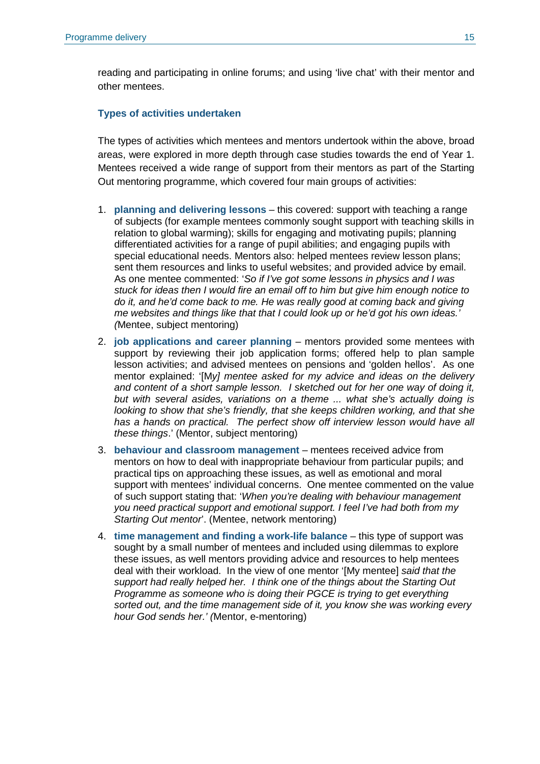reading and participating in online forums; and using 'live chat' with their mentor and other mentees.

### Types of activities undertaken

The types of activities which mentees and mentors undertook within the above, broad areas, were explored in more depth through case studies towards the end of Year 1. Mentees received a wide range of support from their mentors as part of the Starting Out mentoring programme, which covered four main groups of activities:

1. **planning and delivering lessons** – this covered: support with teaching a range of subjects (for example mentees commonly sought support with teaching skills in relation to global warming); skills for engaging and motivating pupils; planning differentiated activities for a range of pupil abilities; and engaging pupils with special educational needs. Mentors also: helped mentees review lesson plans; sent them resources and links to useful websites; and provided advice by email. As one mentee commented: '*So if I've got some lessons in physics and I was stuck for ideas then I would fire an email off to him but give him enough notice to do it, and he'd come back to me. He was really good at coming back and giving me websites and things like that that I could look up or he'd got his own ideas.' (*Mentee, subject mentoring)
2. **job applications and career planning** – mentors provided some mentees with support by reviewing their job application forms; offered help to plan sample lesson activities; and advised mentees on pensions and 'golden hellos'. As one mentor explained: '[M*y] mentee asked for my advice and ideas on the delivery and content of a short sample lesson. I sketched out for her one way of doing it, but with several asides, variations on a theme ... what she's actually doing is looking to show that she's friendly, that she keeps children working, and that she has a hands on practical. The perfect show off interview lesson would have all these things*.' (Mentor, subject mentoring)
3. **behaviour and classroom management** – mentees received advice from mentors on how to deal with inappropriate behaviour from particular pupils; and practical tips on approaching these issues, as well as emotional and moral support with mentees' individual concerns. One mentee commented on the value of such support stating that: '*When you're dealing with behaviour management you need practical support and emotional support. I feel I've had both from my Starting Out mentor*'. (Mentee, network mentoring)
4. **time management and finding a work-life balance** – this type of support was sought by a small number of mentees and included using dilemmas to explore these issues, as well mentors providing advice and resources to help mentees deal with their workload. In the view of one mentor '[My mentee] *said that the support had really helped her. I think one of the things about the Starting Out Programme as someone who is doing their PGCE is trying to get everything sorted out, and the time management side of it, you know she was working every hour God sends her.' (*Mentor, e-mentoring)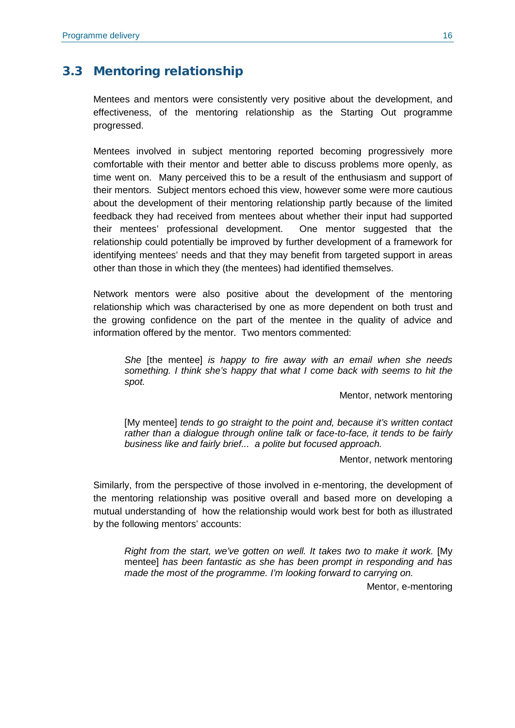## 3.3 Mentoring relationship

Mentees and mentors were consistently very positive about the development, and effectiveness, of the mentoring relationship as the Starting Out programme progressed.

Mentees involved in subject mentoring reported becoming progressively more comfortable with their mentor and better able to discuss problems more openly, as time went on. Many perceived this to be a result of the enthusiasm and support of their mentors. Subject mentors echoed this view, however some were more cautious about the development of their mentoring relationship partly because of the limited feedback they had received from mentees about whether their input had supported their mentees' professional development. One mentor suggested that the relationship could potentially be improved by further development of a framework for identifying mentees' needs and that they may benefit from targeted support in areas other than those in which they (the mentees) had identified themselves.

Network mentors were also positive about the development of the mentoring relationship which was characterised by one as more dependent on both trust and the growing confidence on the part of the mentee in the quality of advice and information offered by the mentor. Two mentors commented:

> *She* [the mentee] *is happy to fire away with an email when she needs something. I think she's happy that what I come back with seems to hit the spot.*
>
> Mentor, network mentoring

> [My mentee] *tends to go straight to the point and, because it's written contact rather than a dialogue through online talk or face-to-face, it tends to be fairly business like and fairly brief... a polite but focused approach.*
>
> Mentor, network mentoring

Similarly, from the perspective of those involved in e-mentoring, the development of the mentoring relationship was positive overall and based more on developing a mutual understanding of how the relationship would work best for both as illustrated by the following mentors' accounts:

> *Right from the start, we've gotten on well. It takes two to make it work.* [My mentee] *has been fantastic as she has been prompt in responding and has made the most of the programme. I'm looking forward to carrying on.*
>
> Mentor, e-mentoring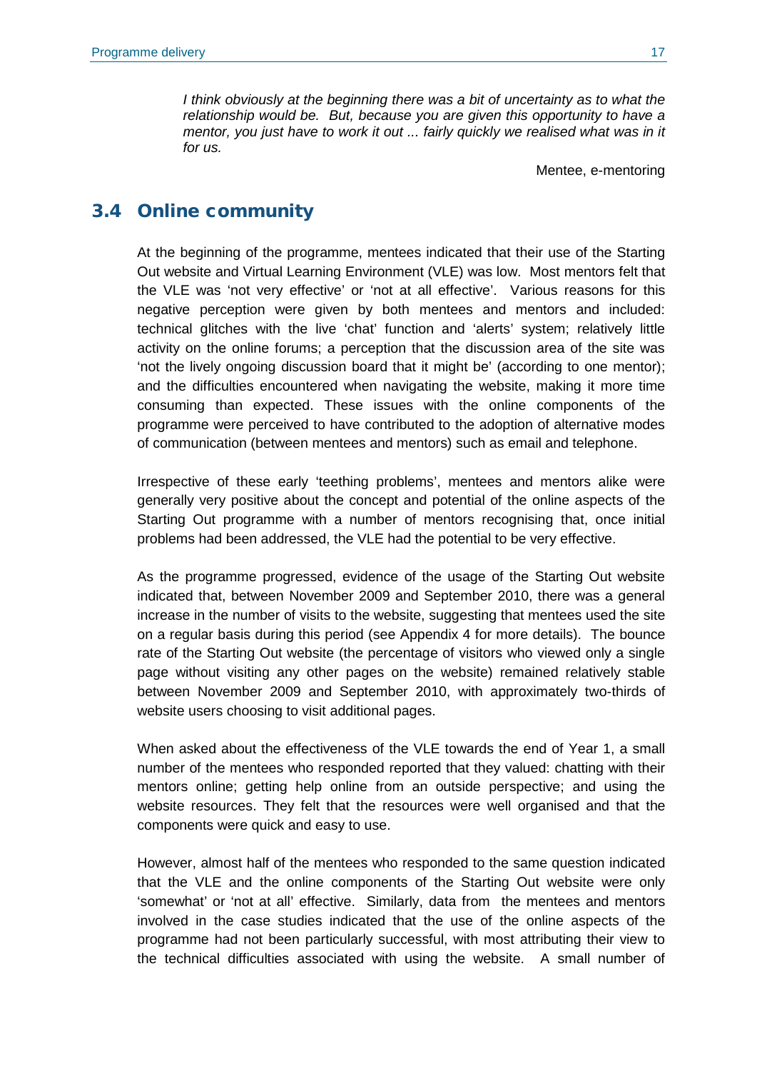*I think obviously at the beginning there was a bit of uncertainty as to what the relationship would be. But, because you are given this opportunity to have a mentor, you just have to work it out ... fairly quickly we realised what was in it for us.*

Mentee, e-mentoring

## 3.4 Online community

At the beginning of the programme, mentees indicated that their use of the Starting Out website and Virtual Learning Environment (VLE) was low. Most mentors felt that the VLE was 'not very effective' or 'not at all effective'. Various reasons for this negative perception were given by both mentees and mentors and included: technical glitches with the live 'chat' function and 'alerts' system; relatively little activity on the online forums; a perception that the discussion area of the site was 'not the lively ongoing discussion board that it might be' (according to one mentor); and the difficulties encountered when navigating the website, making it more time consuming than expected. These issues with the online components of the programme were perceived to have contributed to the adoption of alternative modes of communication (between mentees and mentors) such as email and telephone.

Irrespective of these early 'teething problems', mentees and mentors alike were generally very positive about the concept and potential of the online aspects of the Starting Out programme with a number of mentors recognising that, once initial problems had been addressed, the VLE had the potential to be very effective.

As the programme progressed, evidence of the usage of the Starting Out website indicated that, between November 2009 and September 2010, there was a general increase in the number of visits to the website, suggesting that mentees used the site on a regular basis during this period (see Appendix 4 for more details). The bounce rate of the Starting Out website (the percentage of visitors who viewed only a single page without visiting any other pages on the website) remained relatively stable between November 2009 and September 2010, with approximately two-thirds of website users choosing to visit additional pages.

When asked about the effectiveness of the VLE towards the end of Year 1, a small number of the mentees who responded reported that they valued: chatting with their mentors online; getting help online from an outside perspective; and using the website resources. They felt that the resources were well organised and that the components were quick and easy to use.

However, almost half of the mentees who responded to the same question indicated that the VLE and the online components of the Starting Out website were only 'somewhat' or 'not at all' effective. Similarly, data from the mentees and mentors involved in the case studies indicated that the use of the online aspects of the programme had not been particularly successful, with most attributing their view to the technical difficulties associated with using the website. A small number of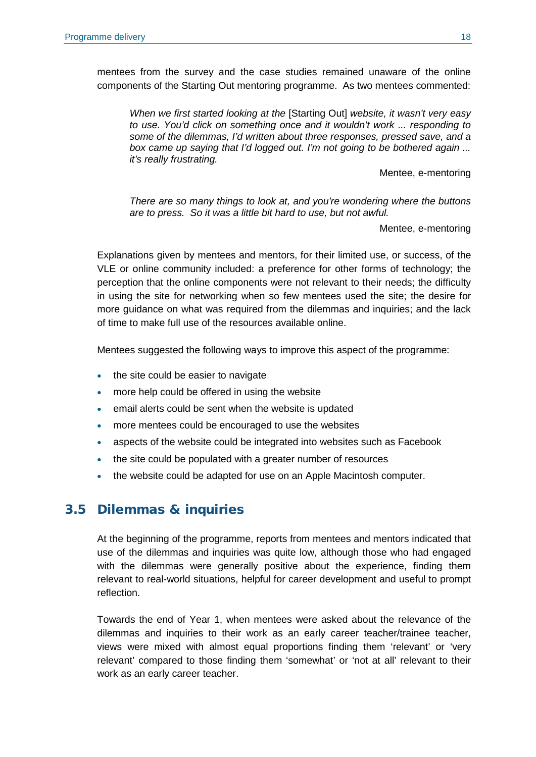mentees from the survey and the case studies remained unaware of the online components of the Starting Out mentoring programme. As two mentees commented:

> *When we first started looking at the* [Starting Out] *website, it wasn't very easy to use. You'd click on something once and it wouldn't work ... responding to some of the dilemmas, I'd written about three responses, pressed save, and a box came up saying that I'd logged out. I'm not going to be bothered again ... it's really frustrating.*
>
> Mentee, e-mentoring

> *There are so many things to look at, and you're wondering where the buttons are to press. So it was a little bit hard to use, but not awful.*
>
> Mentee, e-mentoring

Explanations given by mentees and mentors, for their limited use, or success, of the VLE or online community included: a preference for other forms of technology; the perception that the online components were not relevant to their needs; the difficulty in using the site for networking when so few mentees used the site; the desire for more guidance on what was required from the dilemmas and inquiries; and the lack of time to make full use of the resources available online.

Mentees suggested the following ways to improve this aspect of the programme:

- the site could be easier to navigate
- more help could be offered in using the website
- email alerts could be sent when the website is updated
- more mentees could be encouraged to use the websites
- aspects of the website could be integrated into websites such as Facebook
- the site could be populated with a greater number of resources
- the website could be adapted for use on an Apple Macintosh computer.

## 3.5 Dilemmas & inquiries

At the beginning of the programme, reports from mentees and mentors indicated that use of the dilemmas and inquiries was quite low, although those who had engaged with the dilemmas were generally positive about the experience, finding them relevant to real-world situations, helpful for career development and useful to prompt reflection.

Towards the end of Year 1, when mentees were asked about the relevance of the dilemmas and inquiries to their work as an early career teacher/trainee teacher, views were mixed with almost equal proportions finding them 'relevant' or 'very relevant' compared to those finding them 'somewhat' or 'not at all' relevant to their work as an early career teacher.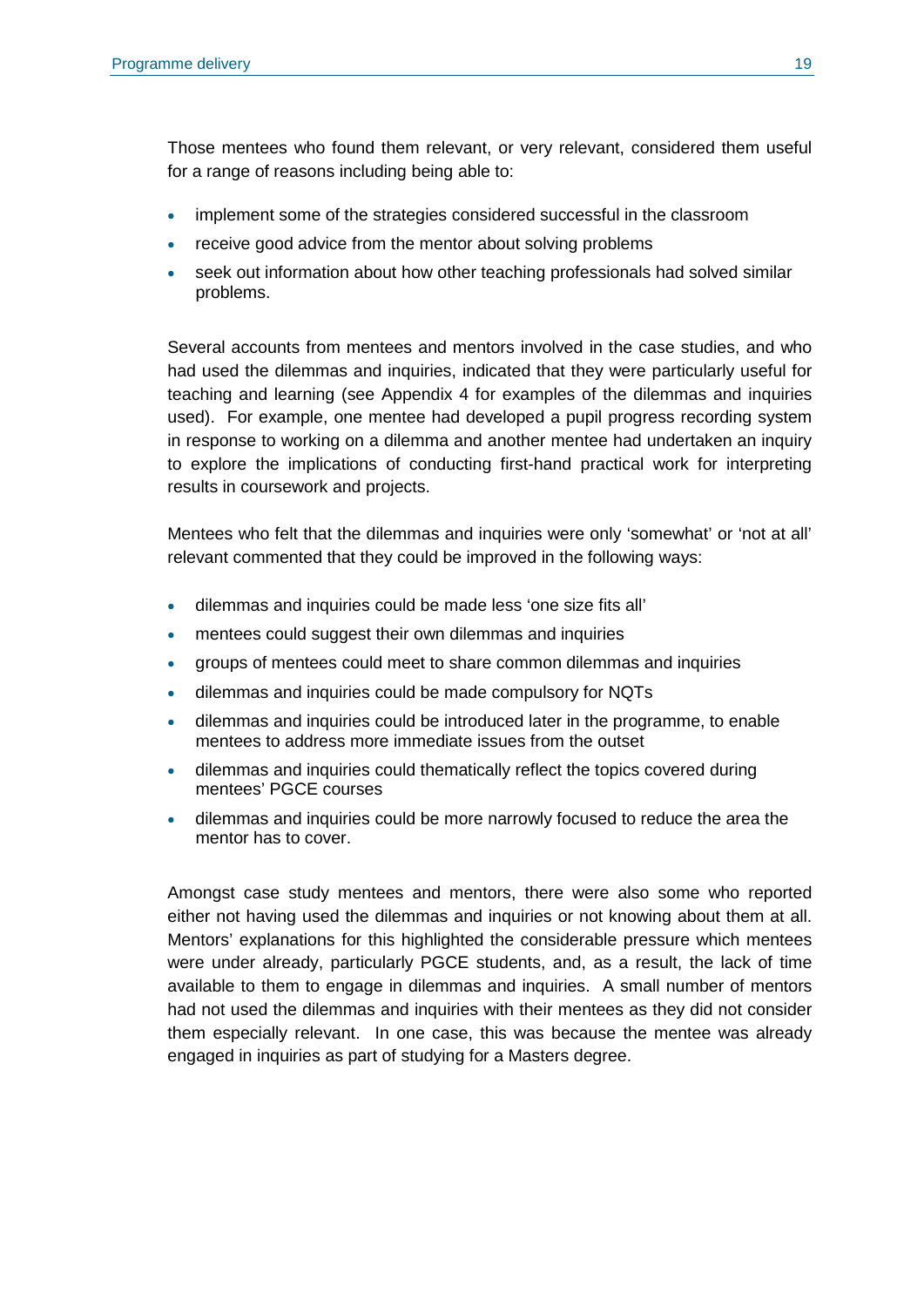Those mentees who found them relevant, or very relevant, considered them useful for a range of reasons including being able to:

- implement some of the strategies considered successful in the classroom
- receive good advice from the mentor about solving problems
- seek out information about how other teaching professionals had solved similar problems.

Several accounts from mentees and mentors involved in the case studies, and who had used the dilemmas and inquiries, indicated that they were particularly useful for teaching and learning (see Appendix 4 for examples of the dilemmas and inquiries used). For example, one mentee had developed a pupil progress recording system in response to working on a dilemma and another mentee had undertaken an inquiry to explore the implications of conducting first-hand practical work for interpreting results in coursework and projects.

Mentees who felt that the dilemmas and inquiries were only 'somewhat' or 'not at all' relevant commented that they could be improved in the following ways:

- dilemmas and inquiries could be made less 'one size fits all'
- mentees could suggest their own dilemmas and inquiries
- groups of mentees could meet to share common dilemmas and inquiries
- dilemmas and inquiries could be made compulsory for NQTs
- dilemmas and inquiries could be introduced later in the programme, to enable mentees to address more immediate issues from the outset
- dilemmas and inquiries could thematically reflect the topics covered during mentees' PGCE courses
- dilemmas and inquiries could be more narrowly focused to reduce the area the mentor has to cover.

Amongst case study mentees and mentors, there were also some who reported either not having used the dilemmas and inquiries or not knowing about them at all. Mentors' explanations for this highlighted the considerable pressure which mentees were under already, particularly PGCE students, and, as a result, the lack of time available to them to engage in dilemmas and inquiries. A small number of mentors had not used the dilemmas and inquiries with their mentees as they did not consider them especially relevant. In one case, this was because the mentee was already engaged in inquiries as part of studying for a Masters degree.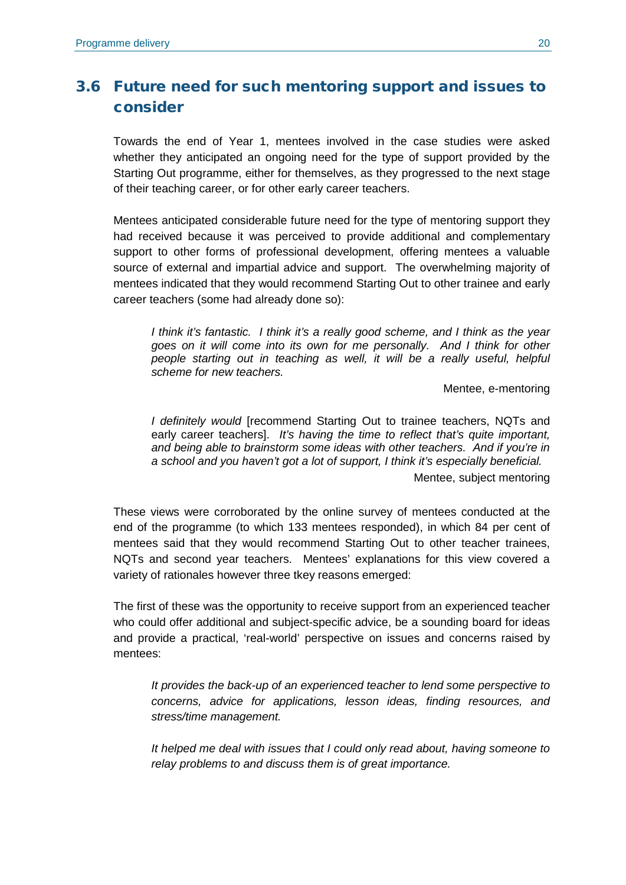## 3.6 Future need for such mentoring support and issues to consider

Towards the end of Year 1, mentees involved in the case studies were asked whether they anticipated an ongoing need for the type of support provided by the Starting Out programme, either for themselves, as they progressed to the next stage of their teaching career, or for other early career teachers.

Mentees anticipated considerable future need for the type of mentoring support they had received because it was perceived to provide additional and complementary support to other forms of professional development, offering mentees a valuable source of external and impartial advice and support. The overwhelming majority of mentees indicated that they would recommend Starting Out to other trainee and early career teachers (some had already done so):

> *I think it's fantastic. I think it's a really good scheme, and I think as the year goes on it will come into its own for me personally. And I think for other people starting out in teaching as well, it will be a really useful, helpful scheme for new teachers.*
>
> Mentee, e-mentoring

> *I definitely would* [recommend Starting Out to trainee teachers, NQTs and early career teachers]. *It's having the time to reflect that's quite important, and being able to brainstorm some ideas with other teachers. And if you're in a school and you haven't got a lot of support, I think it's especially beneficial.*
>
> Mentee, subject mentoring

These views were corroborated by the online survey of mentees conducted at the end of the programme (to which 133 mentees responded), in which 84 per cent of mentees said that they would recommend Starting Out to other teacher trainees, NQTs and second year teachers. Mentees' explanations for this view covered a variety of rationales however three tkey reasons emerged:

The first of these was the opportunity to receive support from an experienced teacher who could offer additional and subject-specific advice, be a sounding board for ideas and provide a practical, 'real-world' perspective on issues and concerns raised by mentees:

> *It provides the back-up of an experienced teacher to lend some perspective to concerns, advice for applications, lesson ideas, finding resources, and stress/time management.*

> *It helped me deal with issues that I could only read about, having someone to relay problems to and discuss them is of great importance.*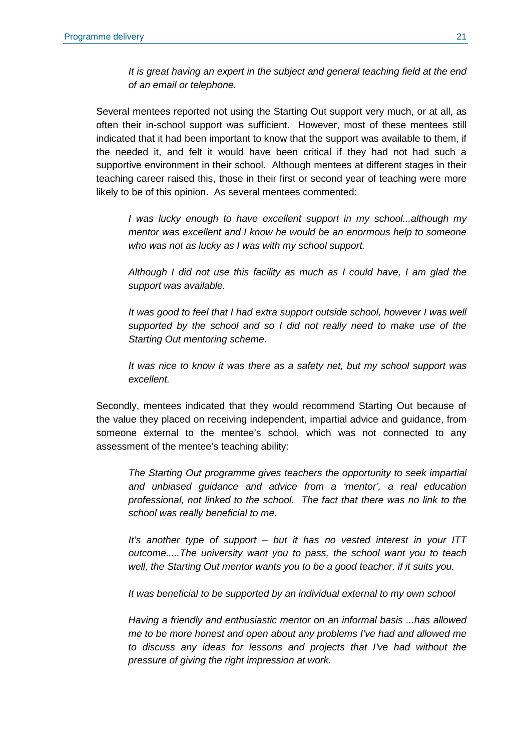*It is great having an expert in the subject and general teaching field at the end of an email or telephone.*

Several mentees reported not using the Starting Out support very much, or at all, as often their in-school support was sufficient. However, most of these mentees still indicated that it had been important to know that the support was available to them, if the needed it, and felt it would have been critical if they had not had such a supportive environment in their school. Although mentees at different stages in their teaching career raised this, those in their first or second year of teaching were more likely to be of this opinion. As several mentees commented:

*I was lucky enough to have excellent support in my school...although my mentor was excellent and I know he would be an enormous help to someone who was not as lucky as I was with my school support.*

*Although I did not use this facility as much as I could have, I am glad the support was available.*

*It was good to feel that I had extra support outside school, however I was well supported by the school and so I did not really need to make use of the Starting Out mentoring scheme.*

*It was nice to know it was there as a safety net, but my school support was excellent.*

Secondly, mentees indicated that they would recommend Starting Out because of the value they placed on receiving independent, impartial advice and guidance, from someone external to the mentee's school, which was not connected to any assessment of the mentee's teaching ability:

*The Starting Out programme gives teachers the opportunity to seek impartial and unbiased guidance and advice from a 'mentor', a real education professional, not linked to the school. The fact that there was no link to the school was really beneficial to me.*

*It's another type of support – but it has no vested interest in your ITT outcome.....The university want you to pass, the school want you to teach well, the Starting Out mentor wants you to be a good teacher, if it suits you.*

*It was beneficial to be supported by an individual external to my own school*

*Having a friendly and enthusiastic mentor on an informal basis ...has allowed me to be more honest and open about any problems I've had and allowed me to discuss any ideas for lessons and projects that I've had without the pressure of giving the right impression at work.*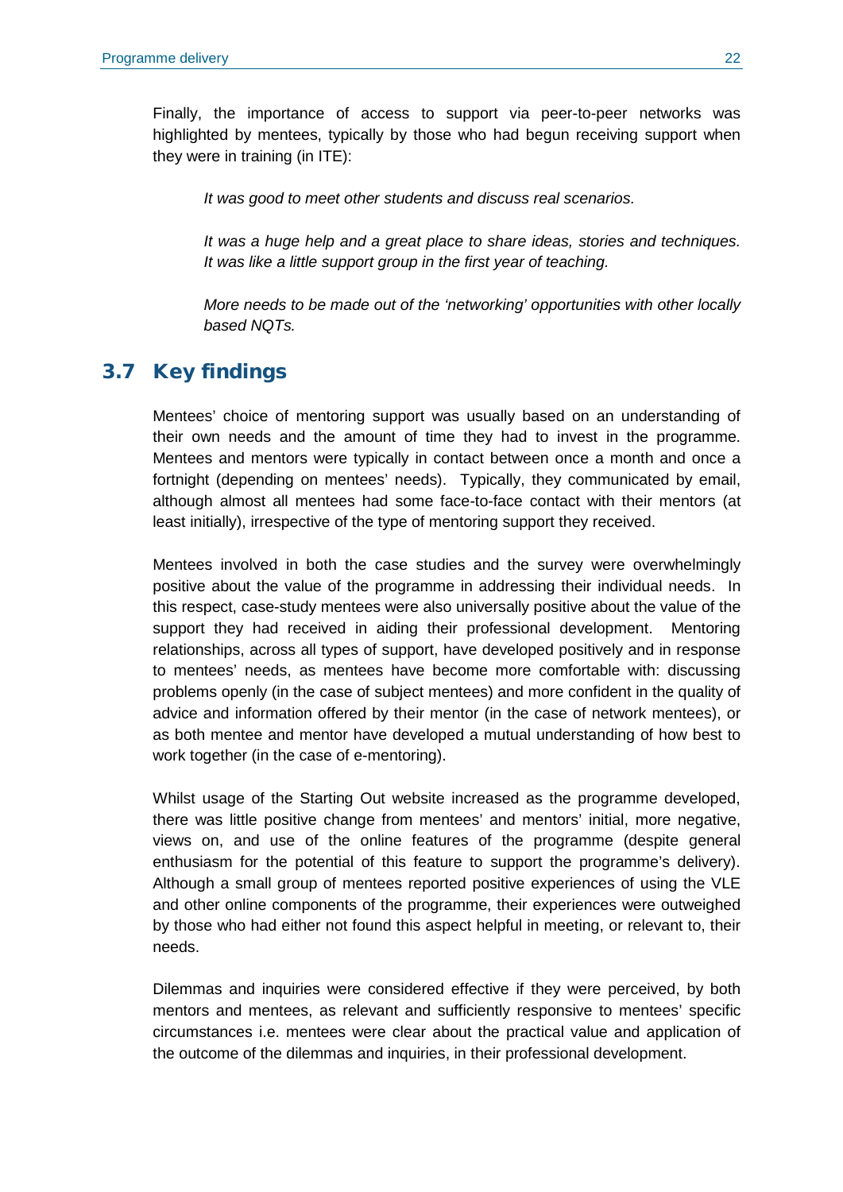Finally, the importance of access to support via peer-to-peer networks was highlighted by mentees, typically by those who had begun receiving support when they were in training (in ITE):

> *It was good to meet other students and discuss real scenarios.*
>
> *It was a huge help and a great place to share ideas, stories and techniques. It was like a little support group in the first year of teaching.*
>
> *More needs to be made out of the 'networking' opportunities with other locally based NQTs.*

## 3.7 Key findings

Mentees' choice of mentoring support was usually based on an understanding of their own needs and the amount of time they had to invest in the programme. Mentees and mentors were typically in contact between once a month and once a fortnight (depending on mentees' needs). Typically, they communicated by email, although almost all mentees had some face-to-face contact with their mentors (at least initially), irrespective of the type of mentoring support they received.

Mentees involved in both the case studies and the survey were overwhelmingly positive about the value of the programme in addressing their individual needs. In this respect, case-study mentees were also universally positive about the value of the support they had received in aiding their professional development. Mentoring relationships, across all types of support, have developed positively and in response to mentees' needs, as mentees have become more comfortable with: discussing problems openly (in the case of subject mentees) and more confident in the quality of advice and information offered by their mentor (in the case of network mentees), or as both mentee and mentor have developed a mutual understanding of how best to work together (in the case of e-mentoring).

Whilst usage of the Starting Out website increased as the programme developed, there was little positive change from mentees' and mentors' initial, more negative, views on, and use of the online features of the programme (despite general enthusiasm for the potential of this feature to support the programme's delivery). Although a small group of mentees reported positive experiences of using the VLE and other online components of the programme, their experiences were outweighed by those who had either not found this aspect helpful in meeting, or relevant to, their needs.

Dilemmas and inquiries were considered effective if they were perceived, by both mentors and mentees, as relevant and sufficiently responsive to mentees' specific circumstances i.e. mentees were clear about the practical value and application of the outcome of the dilemmas and inquiries, in their professional development.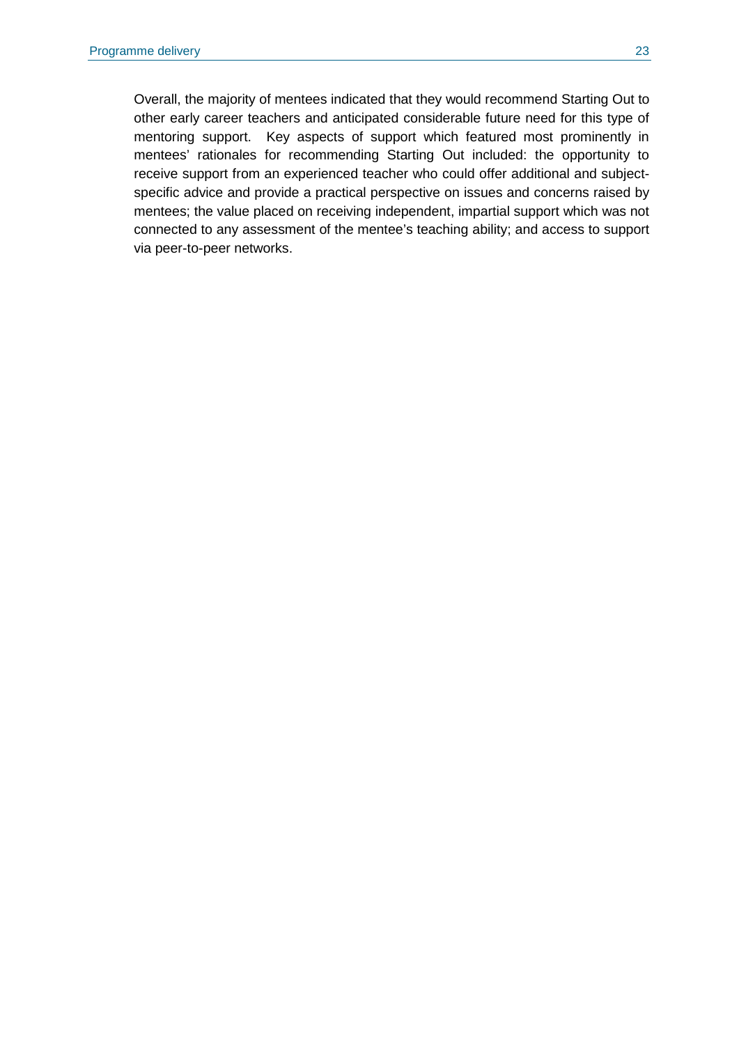Overall, the majority of mentees indicated that they would recommend Starting Out to other early career teachers and anticipated considerable future need for this type of mentoring support. Key aspects of support which featured most prominently in mentees' rationales for recommending Starting Out included: the opportunity to receive support from an experienced teacher who could offer additional and subject-specific advice and provide a practical perspective on issues and concerns raised by mentees; the value placed on receiving independent, impartial support which was not connected to any assessment of the mentee's teaching ability; and access to support via peer-to-peer networks.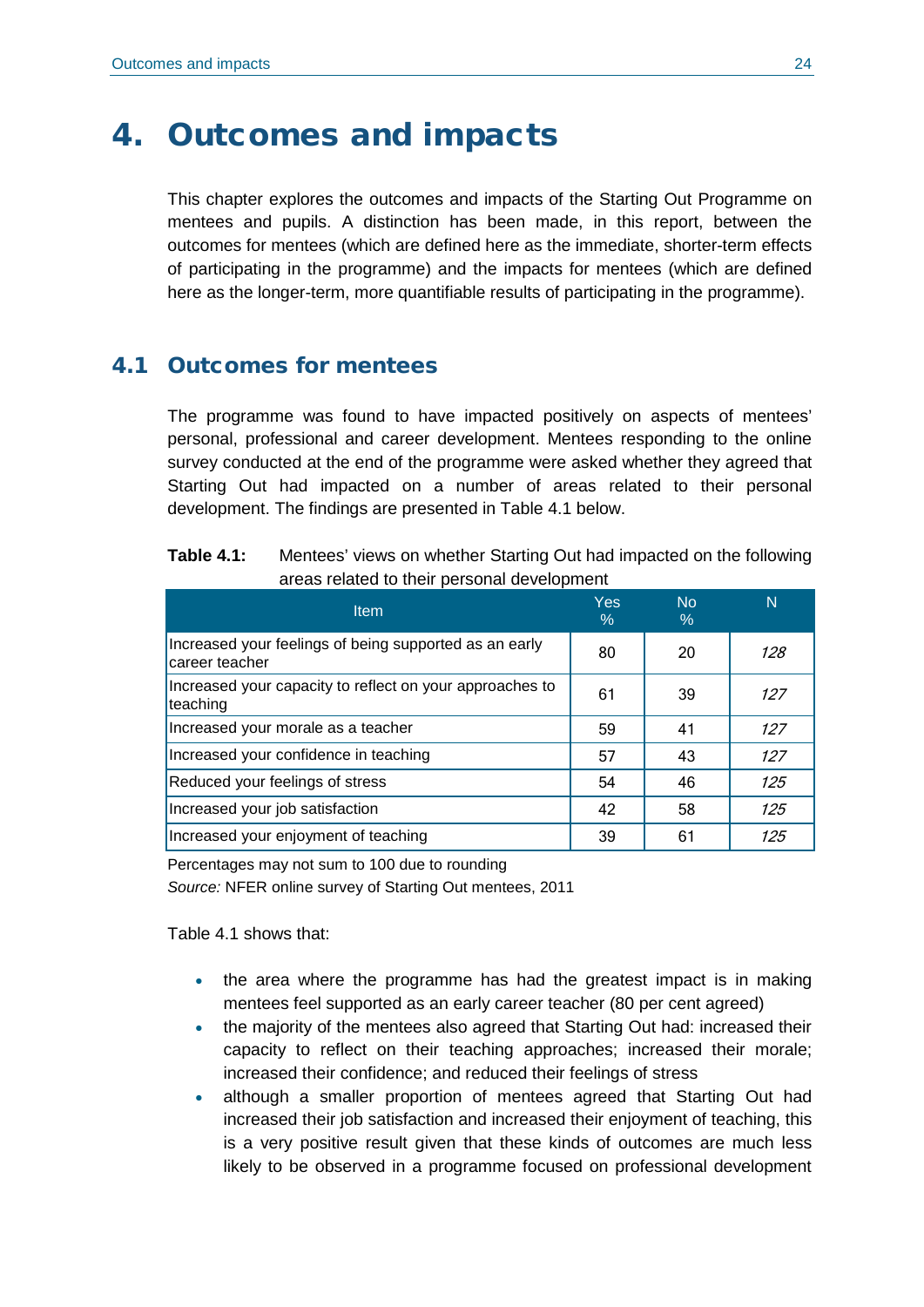# 4. Outcomes and impacts

This chapter explores the outcomes and impacts of the Starting Out Programme on mentees and pupils. A distinction has been made, in this report, between the outcomes for mentees (which are defined here as the immediate, shorter-term effects of participating in the programme) and the impacts for mentees (which are defined here as the longer-term, more quantifiable results of participating in the programme).

## 4.1 Outcomes for mentees

The programme was found to have impacted positively on aspects of mentees' personal, professional and career development. Mentees responding to the online survey conducted at the end of the programme were asked whether they agreed that Starting Out had impacted on a number of areas related to their personal development. The findings are presented in Table 4.1 below.

**Table 4.1:** Mentees' views on whether Starting Out had impacted on the following areas related to their personal development

| Item | Yes % | No % | N |
|---|---|---|---|
| Increased your feelings of being supported as an early career teacher | 80 | 20 | *128* |
| Increased your capacity to reflect on your approaches to teaching | 61 | 39 | *127* |
| Increased your morale as a teacher | 59 | 41 | *127* |
| Increased your confidence in teaching | 57 | 43 | *127* |
| Reduced your feelings of stress | 54 | 46 | *125* |
| Increased your job satisfaction | 42 | 58 | *125* |
| Increased your enjoyment of teaching | 39 | 61 | *125* |

Percentages may not sum to 100 due to rounding

*Source:* NFER online survey of Starting Out mentees, 2011

Table 4.1 shows that:

- the area where the programme has had the greatest impact is in making mentees feel supported as an early career teacher (80 per cent agreed)
- the majority of the mentees also agreed that Starting Out had: increased their capacity to reflect on their teaching approaches; increased their morale; increased their confidence; and reduced their feelings of stress
- although a smaller proportion of mentees agreed that Starting Out had increased their job satisfaction and increased their enjoyment of teaching, this is a very positive result given that these kinds of outcomes are much less likely to be observed in a programme focused on professional development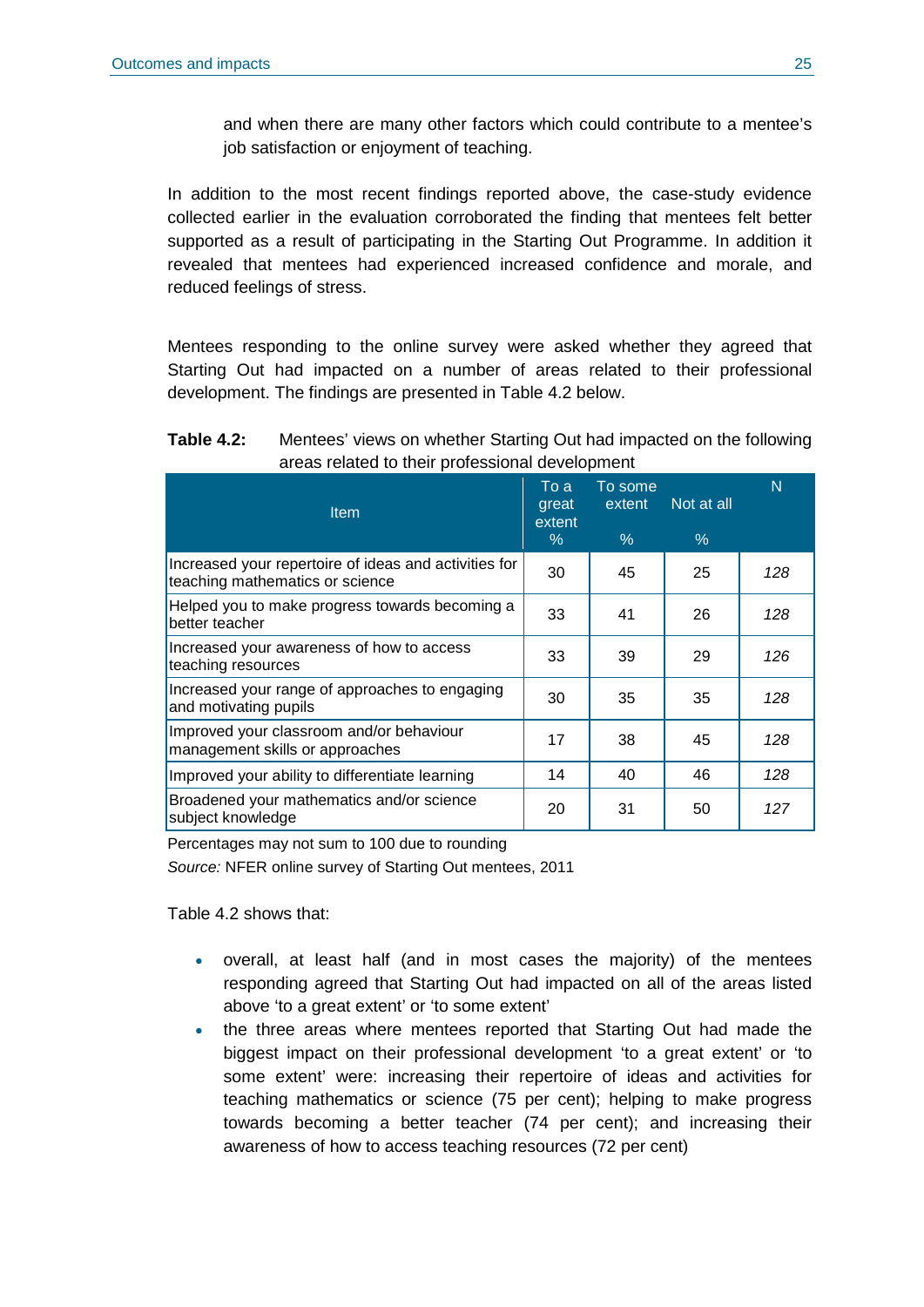and when there are many other factors which could contribute to a mentee's job satisfaction or enjoyment of teaching.

In addition to the most recent findings reported above, the case-study evidence collected earlier in the evaluation corroborated the finding that mentees felt better supported as a result of participating in the Starting Out Programme. In addition it revealed that mentees had experienced increased confidence and morale, and reduced feelings of stress.

Mentees responding to the online survey were asked whether they agreed that Starting Out had impacted on a number of areas related to their professional development. The findings are presented in Table 4.2 below.

**Table 4.2:** Mentees' views on whether Starting Out had impacted on the following areas related to their professional development

| Item | To a great extent % | To some extent % | Not at all % | N |
|---|---|---|---|---|
| Increased your repertoire of ideas and activities for teaching mathematics or science | 30 | 45 | 25 | *128* |
| Helped you to make progress towards becoming a better teacher | 33 | 41 | 26 | *128* |
| Increased your awareness of how to access teaching resources | 33 | 39 | 29 | *126* |
| Increased your range of approaches to engaging and motivating pupils | 30 | 35 | 35 | *128* |
| Improved your classroom and/or behaviour management skills or approaches | 17 | 38 | 45 | *128* |
| Improved your ability to differentiate learning | 14 | 40 | 46 | *128* |
| Broadened your mathematics and/or science subject knowledge | 20 | 31 | 50 | *127* |

Percentages may not sum to 100 due to rounding

*Source:* NFER online survey of Starting Out mentees, 2011

Table 4.2 shows that:

- overall, at least half (and in most cases the majority) of the mentees responding agreed that Starting Out had impacted on all of the areas listed above 'to a great extent' or 'to some extent'
- the three areas where mentees reported that Starting Out had made the biggest impact on their professional development 'to a great extent' or 'to some extent' were: increasing their repertoire of ideas and activities for teaching mathematics or science (75 per cent); helping to make progress towards becoming a better teacher (74 per cent); and increasing their awareness of how to access teaching resources (72 per cent)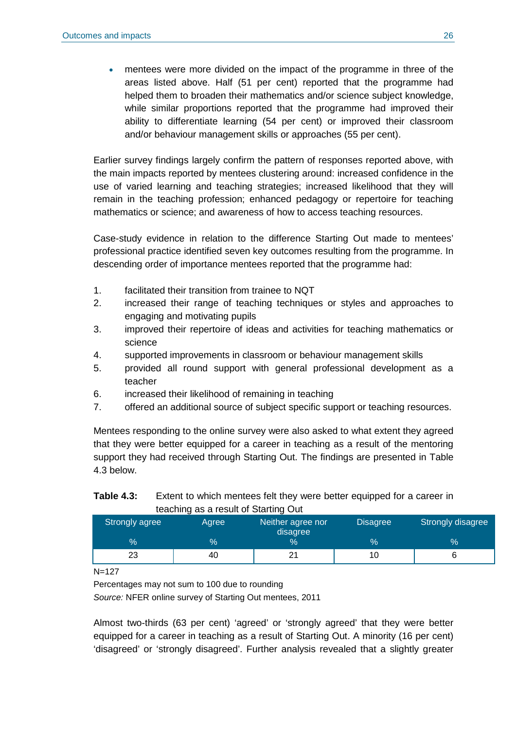- mentees were more divided on the impact of the programme in three of the areas listed above. Half (51 per cent) reported that the programme had helped them to broaden their mathematics and/or science subject knowledge, while similar proportions reported that the programme had improved their ability to differentiate learning (54 per cent) or improved their classroom and/or behaviour management skills or approaches (55 per cent).

Earlier survey findings largely confirm the pattern of responses reported above, with the main impacts reported by mentees clustering around: increased confidence in the use of varied learning and teaching strategies; increased likelihood that they will remain in the teaching profession; enhanced pedagogy or repertoire for teaching mathematics or science; and awareness of how to access teaching resources.

Case-study evidence in relation to the difference Starting Out made to mentees' professional practice identified seven key outcomes resulting from the programme. In descending order of importance mentees reported that the programme had:

1. facilitated their transition from trainee to NQT
2. increased their range of teaching techniques or styles and approaches to engaging and motivating pupils
3. improved their repertoire of ideas and activities for teaching mathematics or science
4. supported improvements in classroom or behaviour management skills
5. provided all round support with general professional development as a teacher
6. increased their likelihood of remaining in teaching
7. offered an additional source of subject specific support or teaching resources.

Mentees responding to the online survey were also asked to what extent they agreed that they were better equipped for a career in teaching as a result of the mentoring support they had received through Starting Out. The findings are presented in Table 4.3 below.

**Table 4.3:** Extent to which mentees felt they were better equipped for a career in teaching as a result of Starting Out

| Strongly agree | Agree | Neither agree nor disagree | Disagree | Strongly disagree |
|---|---|---|---|---|
| % | % | % | % | % |
| 23 | 40 | 21 | 10 | 6 |

N=127

Percentages may not sum to 100 due to rounding

*Source:* NFER online survey of Starting Out mentees, 2011

Almost two-thirds (63 per cent) 'agreed' or 'strongly agreed' that they were better equipped for a career in teaching as a result of Starting Out. A minority (16 per cent) 'disagreed' or 'strongly disagreed'. Further analysis revealed that a slightly greater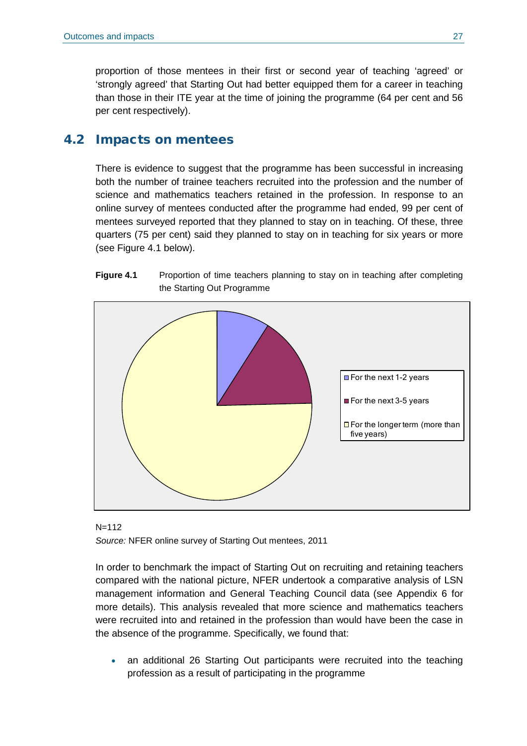proportion of those mentees in their first or second year of teaching 'agreed' or 'strongly agreed' that Starting Out had better equipped them for a career in teaching than those in their ITE year at the time of joining the programme (64 per cent and 56 per cent respectively).

## 4.2 Impacts on mentees

There is evidence to suggest that the programme has been successful in increasing both the number of trainee teachers recruited into the profession and the number of science and mathematics teachers retained in the profession. In response to an online survey of mentees conducted after the programme had ended, 99 per cent of mentees surveyed reported that they planned to stay on in teaching. Of these, three quarters (75 per cent) said they planned to stay on in teaching for six years or more (see Figure 4.1 below).

**Figure 4.1** Proportion of time teachers planning to stay on in teaching after completing the Starting Out Programme

- For the next 1-2 years
- For the next 3-5 years
- For the longer term (more than five years)

N=112

*Source:* NFER online survey of Starting Out mentees, 2011

In order to benchmark the impact of Starting Out on recruiting and retaining teachers compared with the national picture, NFER undertook a comparative analysis of LSN management information and General Teaching Council data (see Appendix 6 for more details). This analysis revealed that more science and mathematics teachers were recruited into and retained in the profession than would have been the case in the absence of the programme. Specifically, we found that:

- an additional 26 Starting Out participants were recruited into the teaching profession as a result of participating in the programme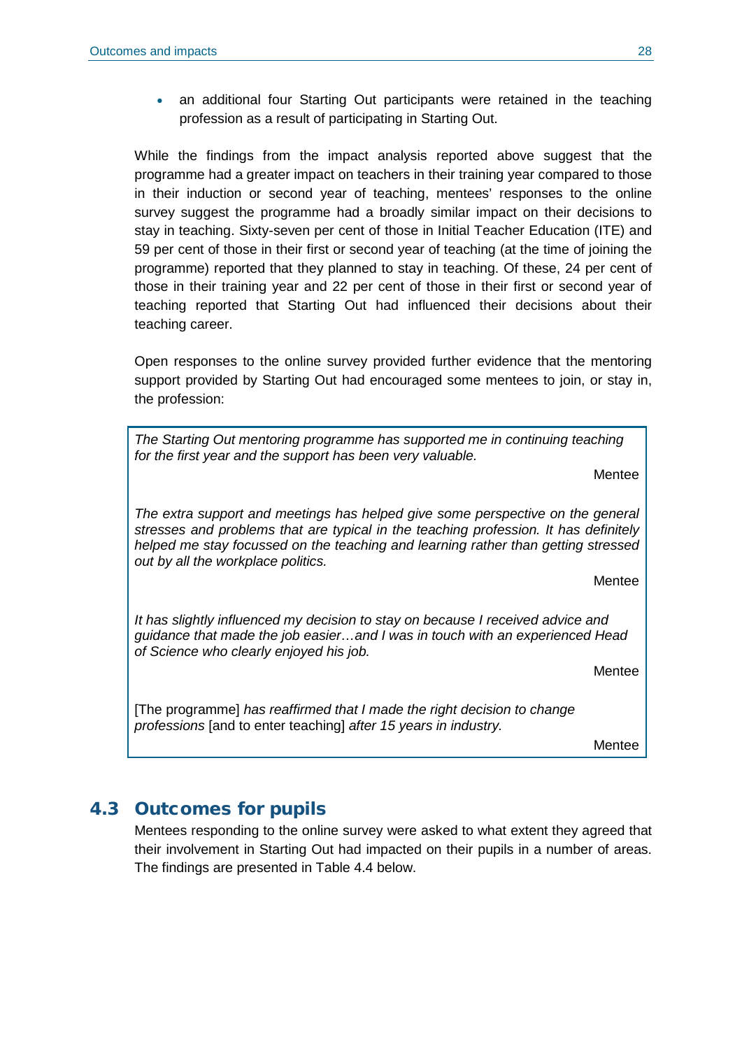- an additional four Starting Out participants were retained in the teaching profession as a result of participating in Starting Out.

While the findings from the impact analysis reported above suggest that the programme had a greater impact on teachers in their training year compared to those in their induction or second year of teaching, mentees' responses to the online survey suggest the programme had a broadly similar impact on their decisions to stay in teaching. Sixty-seven per cent of those in Initial Teacher Education (ITE) and 59 per cent of those in their first or second year of teaching (at the time of joining the programme) reported that they planned to stay in teaching. Of these, 24 per cent of those in their training year and 22 per cent of those in their first or second year of teaching reported that Starting Out had influenced their decisions about their teaching career.

Open responses to the online survey provided further evidence that the mentoring support provided by Starting Out had encouraged some mentees to join, or stay in, the profession:

> *The Starting Out mentoring programme has supported me in continuing teaching for the first year and the support has been very valuable.*
>
> Mentee
>
> *The extra support and meetings has helped give some perspective on the general stresses and problems that are typical in the teaching profession. It has definitely helped me stay focussed on the teaching and learning rather than getting stressed out by all the workplace politics.*
>
> Mentee
>
> *It has slightly influenced my decision to stay on because I received advice and guidance that made the job easier…and I was in touch with an experienced Head of Science who clearly enjoyed his job.*
>
> Mentee
>
> [The programme] *has reaffirmed that I made the right decision to change professions* [and to enter teaching] *after 15 years in industry.*
>
> Mentee

## 4.3 Outcomes for pupils

Mentees responding to the online survey were asked to what extent they agreed that their involvement in Starting Out had impacted on their pupils in a number of areas. The findings are presented in Table 4.4 below.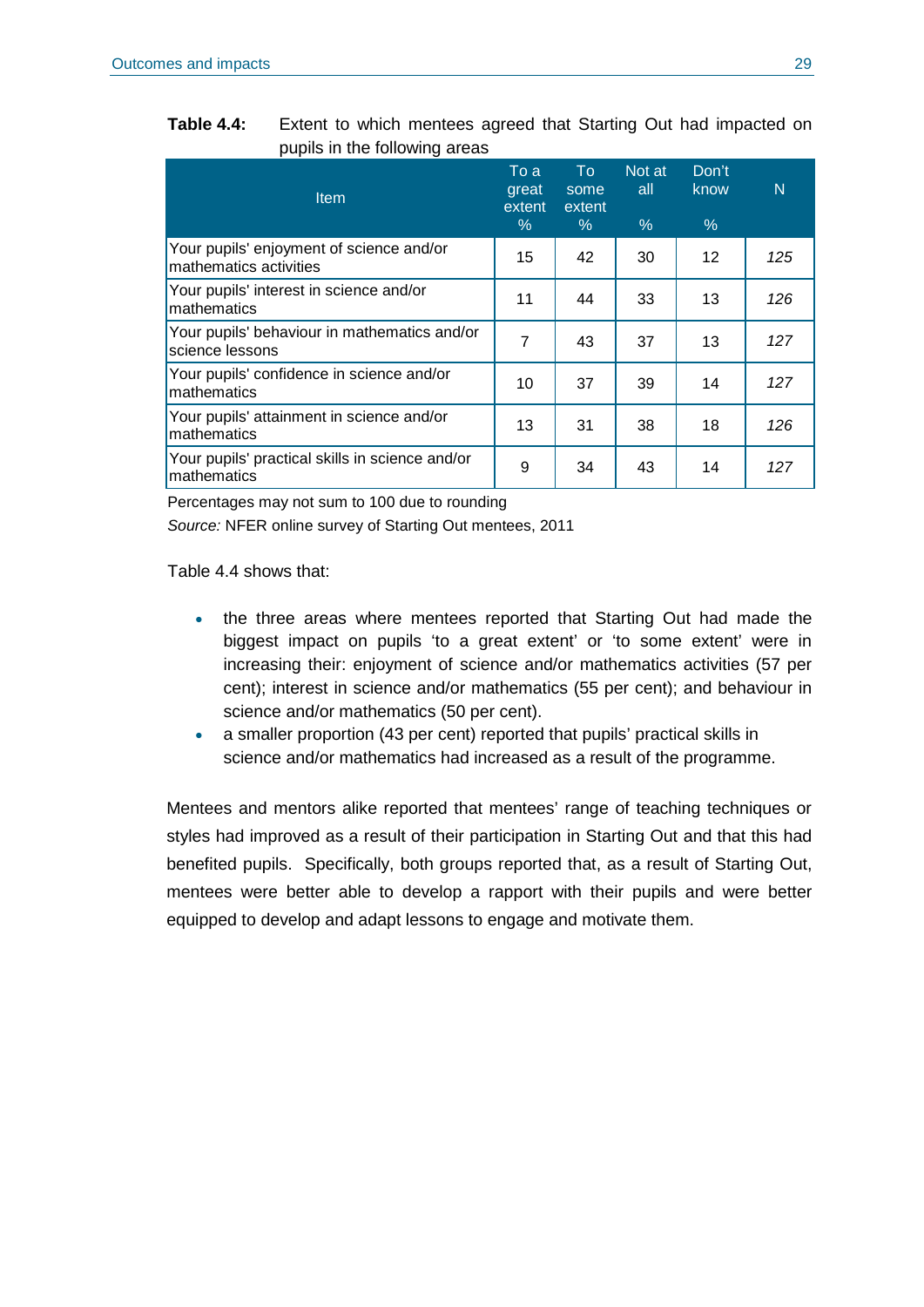**Table 4.4:** Extent to which mentees agreed that Starting Out had impacted on pupils in the following areas

| Item | To a great extent % | To some extent % | Not at all % | Don't know % | N |
|---|---|---|---|---|---|
| Your pupils' enjoyment of science and/or mathematics activities | 15 | 42 | 30 | 12 | *125* |
| Your pupils' interest in science and/or mathematics | 11 | 44 | 33 | 13 | *126* |
| Your pupils' behaviour in mathematics and/or science lessons | 7 | 43 | 37 | 13 | *127* |
| Your pupils' confidence in science and/or mathematics | 10 | 37 | 39 | 14 | *127* |
| Your pupils' attainment in science and/or mathematics | 13 | 31 | 38 | 18 | *126* |
| Your pupils' practical skills in science and/or mathematics | 9 | 34 | 43 | 14 | *127* |

Percentages may not sum to 100 due to rounding

*Source:* NFER online survey of Starting Out mentees, 2011

Table 4.4 shows that:

- the three areas where mentees reported that Starting Out had made the biggest impact on pupils 'to a great extent' or 'to some extent' were in increasing their: enjoyment of science and/or mathematics activities (57 per cent); interest in science and/or mathematics (55 per cent); and behaviour in science and/or mathematics (50 per cent).
- a smaller proportion (43 per cent) reported that pupils' practical skills in science and/or mathematics had increased as a result of the programme.

Mentees and mentors alike reported that mentees' range of teaching techniques or styles had improved as a result of their participation in Starting Out and that this had benefited pupils. Specifically, both groups reported that, as a result of Starting Out, mentees were better able to develop a rapport with their pupils and were better equipped to develop and adapt lessons to engage and motivate them.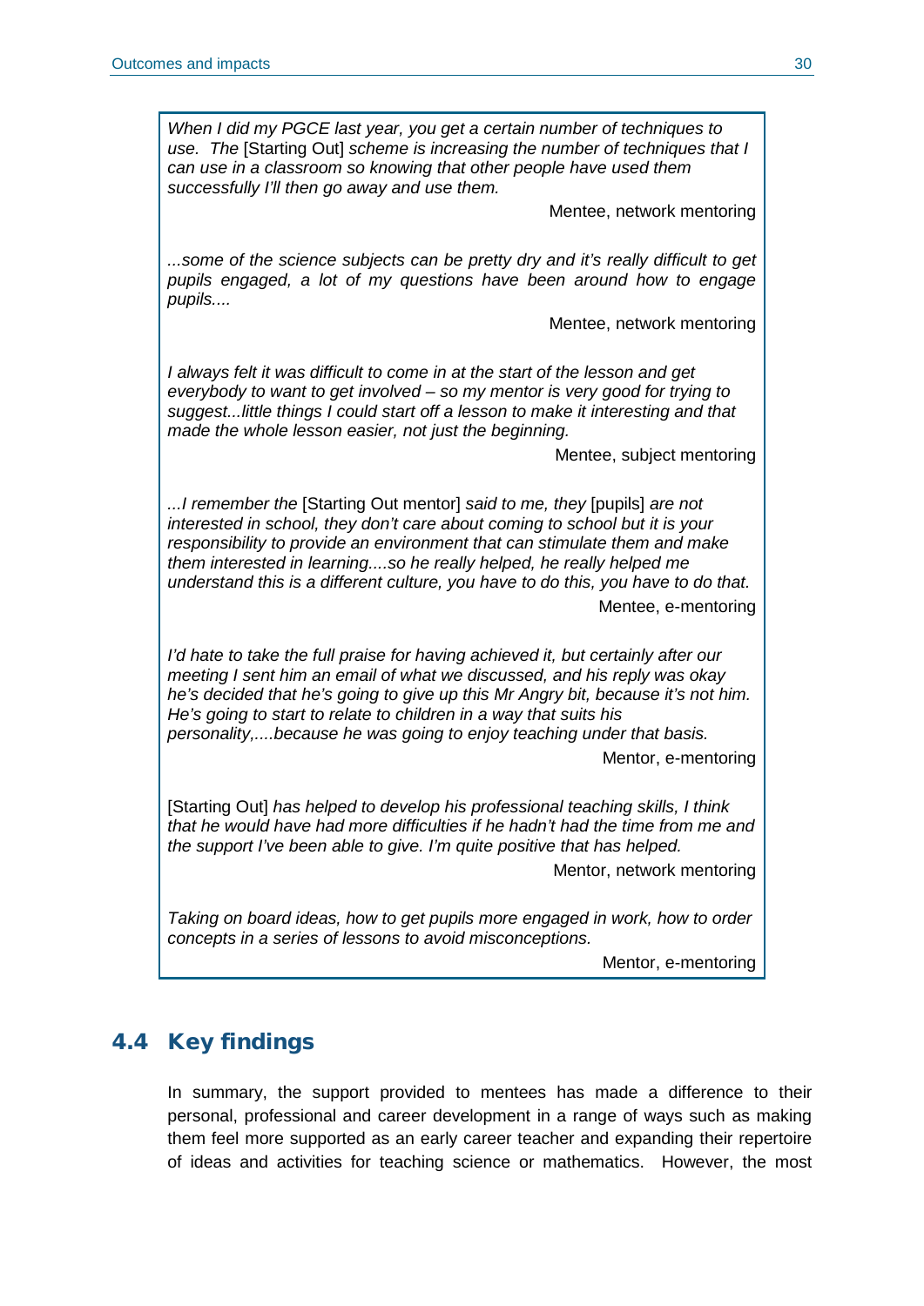*When I did my PGCE last year, you get a certain number of techniques to use. The* [Starting Out] *scheme is increasing the number of techniques that I can use in a classroom so knowing that other people have used them successfully I'll then go away and use them.*

Mentee, network mentoring

*...some of the science subjects can be pretty dry and it's really difficult to get pupils engaged, a lot of my questions have been around how to engage pupils....*

Mentee, network mentoring

*I always felt it was difficult to come in at the start of the lesson and get everybody to want to get involved – so my mentor is very good for trying to suggest...little things I could start off a lesson to make it interesting and that made the whole lesson easier, not just the beginning.*

Mentee, subject mentoring

*...I remember the* [Starting Out mentor] *said to me, they* [pupils] *are not interested in school, they don't care about coming to school but it is your responsibility to provide an environment that can stimulate them and make them interested in learning....so he really helped, he really helped me understand this is a different culture, you have to do this, you have to do that.*

Mentee, e-mentoring

*I'd hate to take the full praise for having achieved it, but certainly after our meeting I sent him an email of what we discussed, and his reply was okay he's decided that he's going to give up this Mr Angry bit, because it's not him. He's going to start to relate to children in a way that suits his personality,....because he was going to enjoy teaching under that basis.*

Mentor, e-mentoring

[Starting Out] *has helped to develop his professional teaching skills, I think that he would have had more difficulties if he hadn't had the time from me and the support I've been able to give. I'm quite positive that has helped.*

Mentor, network mentoring

*Taking on board ideas, how to get pupils more engaged in work, how to order concepts in a series of lessons to avoid misconceptions.*

Mentor, e-mentoring

## 4.4 Key findings

In summary, the support provided to mentees has made a difference to their personal, professional and career development in a range of ways such as making them feel more supported as an early career teacher and expanding their repertoire of ideas and activities for teaching science or mathematics. However, the most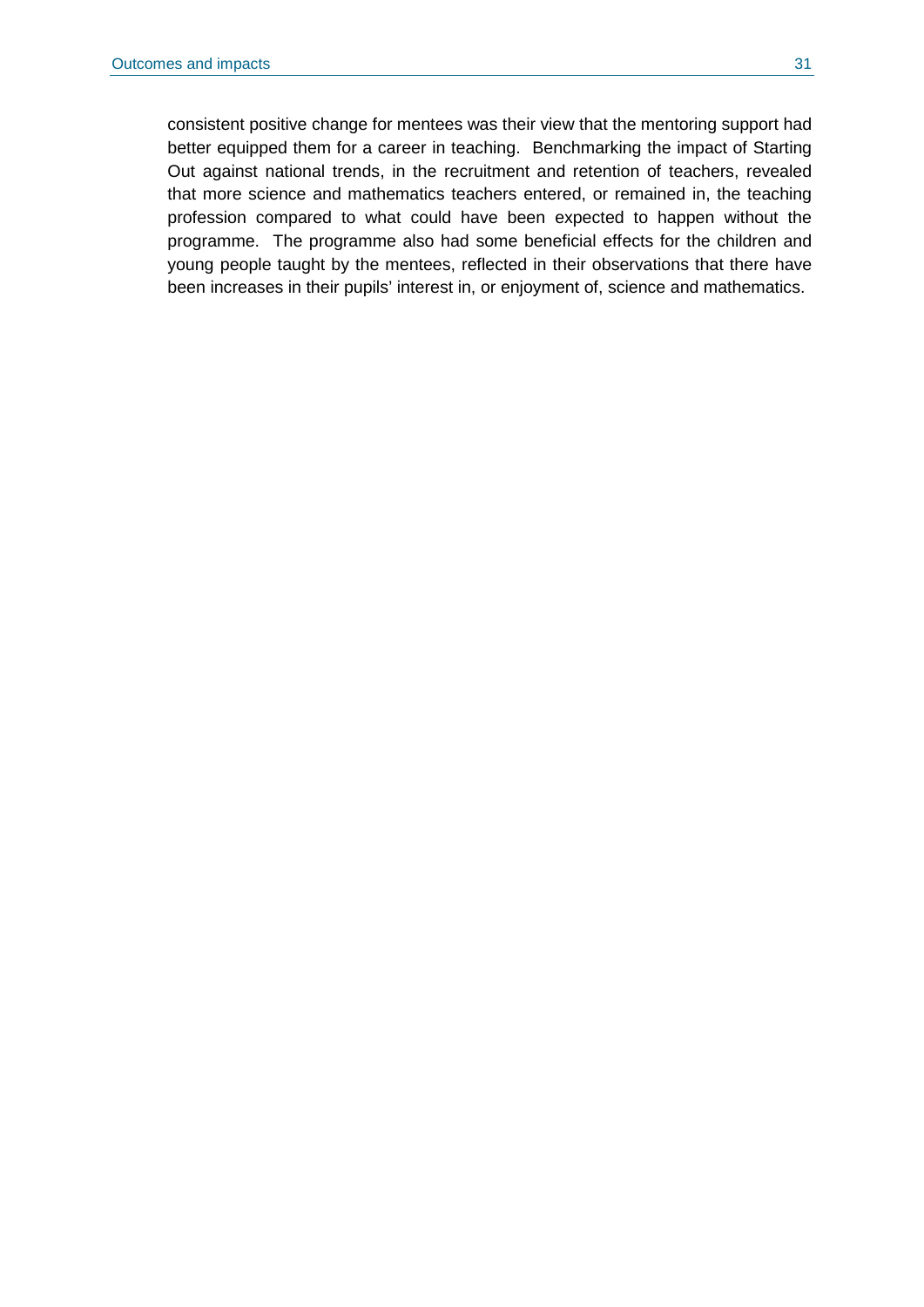consistent positive change for mentees was their view that the mentoring support had better equipped them for a career in teaching. Benchmarking the impact of Starting Out against national trends, in the recruitment and retention of teachers, revealed that more science and mathematics teachers entered, or remained in, the teaching profession compared to what could have been expected to happen without the programme. The programme also had some beneficial effects for the children and young people taught by the mentees, reflected in their observations that there have been increases in their pupils' interest in, or enjoyment of, science and mathematics.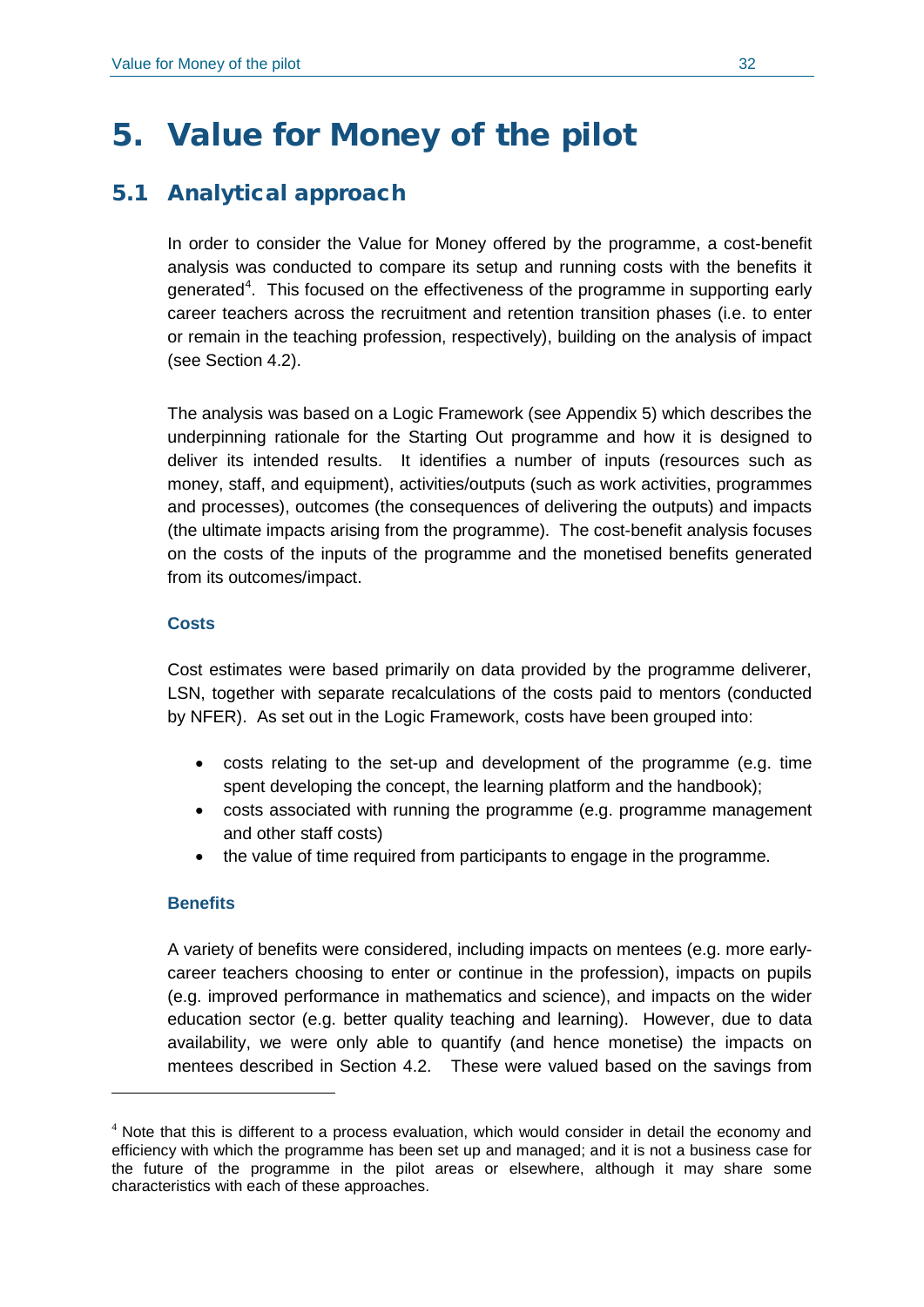# 5. Value for Money of the pilot

## 5.1 Analytical approach

In order to consider the Value for Money offered by the programme, a cost-benefit analysis was conducted to compare its setup and running costs with the benefits it generated[4]. This focused on the effectiveness of the programme in supporting early career teachers across the recruitment and retention transition phases (i.e. to enter or remain in the teaching profession, respectively), building on the analysis of impact (see Section 4.2).

The analysis was based on a Logic Framework (see Appendix 5) which describes the underpinning rationale for the Starting Out programme and how it is designed to deliver its intended results. It identifies a number of inputs (resources such as money, staff, and equipment), activities/outputs (such as work activities, programmes and processes), outcomes (the consequences of delivering the outputs) and impacts (the ultimate impacts arising from the programme). The cost-benefit analysis focuses on the costs of the inputs of the programme and the monetised benefits generated from its outcomes/impact.

### Costs

Cost estimates were based primarily on data provided by the programme deliverer, LSN, together with separate recalculations of the costs paid to mentors (conducted by NFER). As set out in the Logic Framework, costs have been grouped into:

- costs relating to the set-up and development of the programme (e.g. time spent developing the concept, the learning platform and the handbook);
- costs associated with running the programme (e.g. programme management and other staff costs)
- the value of time required from participants to engage in the programme.

### Benefits

A variety of benefits were considered, including impacts on mentees (e.g. more early-career teachers choosing to enter or continue in the profession), impacts on pupils (e.g. improved performance in mathematics and science), and impacts on the wider education sector (e.g. better quality teaching and learning). However, due to data availability, we were only able to quantify (and hence monetise) the impacts on mentees described in Section 4.2. These were valued based on the savings from

[4] Note that this is different to a process evaluation, which would consider in detail the economy and efficiency with which the programme has been set up and managed; and it is not a business case for the future of the programme in the pilot areas or elsewhere, although it may share some characteristics with each of these approaches.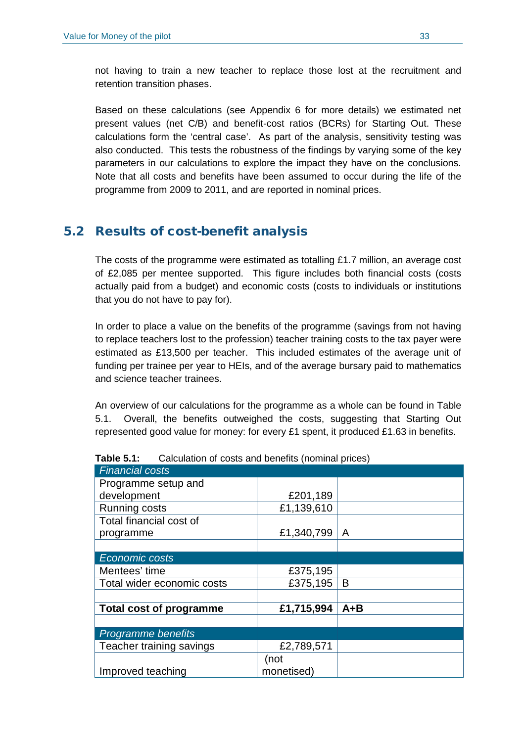not having to train a new teacher to replace those lost at the recruitment and retention transition phases.

Based on these calculations (see Appendix 6 for more details) we estimated net present values (net C/B) and benefit-cost ratios (BCRs) for Starting Out. These calculations form the 'central case'. As part of the analysis, sensitivity testing was also conducted. This tests the robustness of the findings by varying some of the key parameters in our calculations to explore the impact they have on the conclusions. Note that all costs and benefits have been assumed to occur during the life of the programme from 2009 to 2011, and are reported in nominal prices.

## 5.2 Results of cost-benefit analysis

The costs of the programme were estimated as totalling £1.7 million, an average cost of £2,085 per mentee supported. This figure includes both financial costs (costs actually paid from a budget) and economic costs (costs to individuals or institutions that you do not have to pay for).

In order to place a value on the benefits of the programme (savings from not having to replace teachers lost to the profession) teacher training costs to the tax payer were estimated as £13,500 per teacher. This included estimates of the average unit of funding per trainee per year to HEIs, and of the average bursary paid to mathematics and science teacher trainees.

An overview of our calculations for the programme as a whole can be found in Table 5.1. Overall, the benefits outweighed the costs, suggesting that Starting Out represented good value for money: for every £1 spent, it produced £1.63 in benefits.

**Table 5.1:** Calculation of costs and benefits (nominal prices)

| *Financial costs* | | |
|---|---|---|
| Programme setup and development | £201,189 | |
| Running costs | £1,139,610 | |
| Total financial cost of programme | £1,340,799 | A |
| | | |
| *Economic costs* | | |
| Mentees' time | £375,195 | |
| Total wider economic costs | £375,195 | B |
| | | |
| **Total cost of programme** | **£1,715,994** | **A+B** |
| | | |
| *Programme benefits* | | |
| Teacher training savings | £2,789,571 | |
| Improved teaching | (not monetised) | |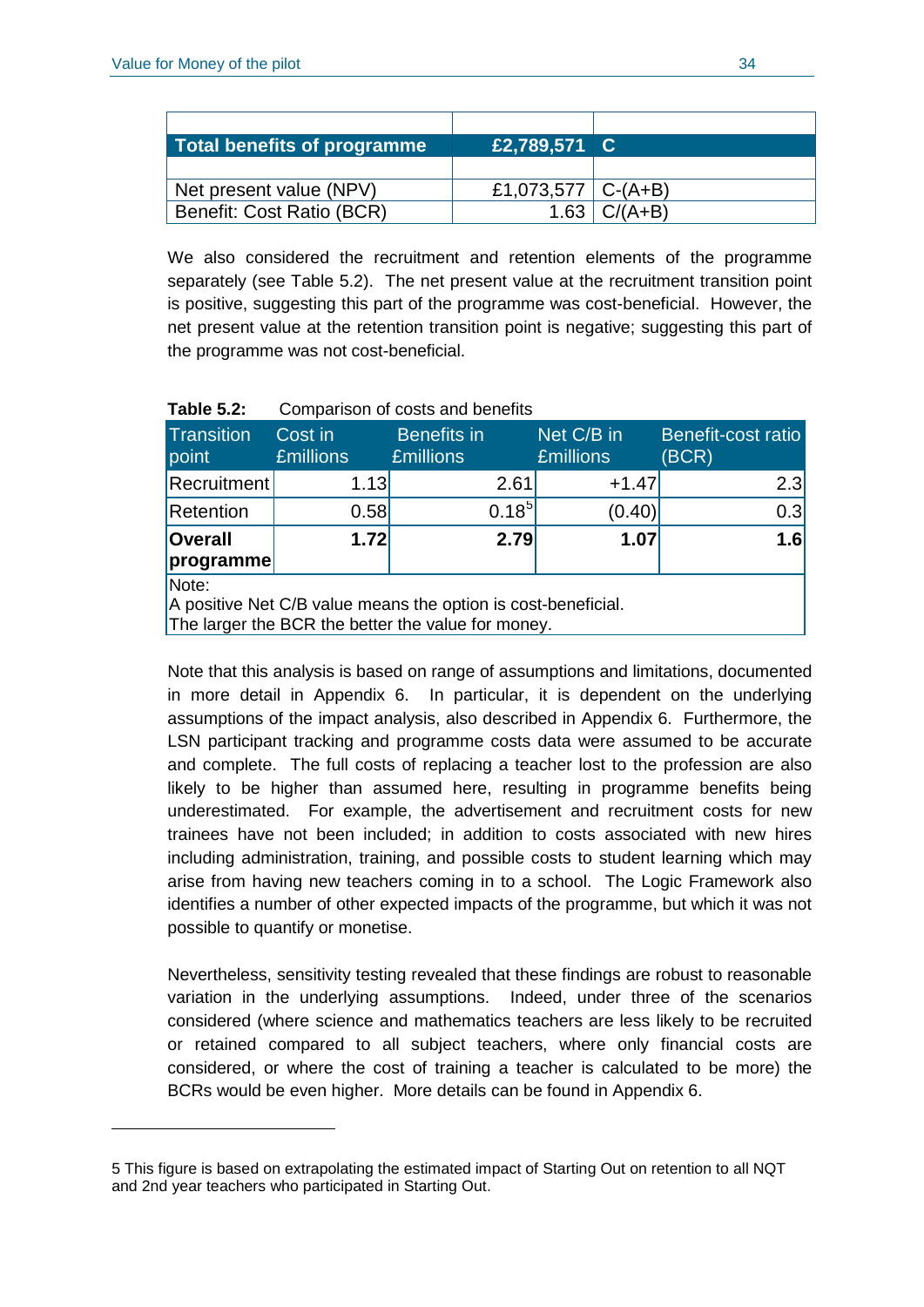| | | |
|---|---|---|
| **Total benefits of programme** | **£2,789,571** | **C** |
| | | |
| Net present value (NPV) | £1,073,577 | C-(A+B) |
| Benefit: Cost Ratio (BCR) | 1.63 | C/(A+B) |

We also considered the recruitment and retention elements of the programme separately (see Table 5.2). The net present value at the recruitment transition point is positive, suggesting this part of the programme was cost-beneficial. However, the net present value at the retention transition point is negative; suggesting this part of the programme was not cost-beneficial.

**Table 5.2:** Comparison of costs and benefits

| Transition point | Cost in £millions | Benefits in £millions | Net C/B in £millions | Benefit-cost ratio (BCR) |
|---|---|---|---|---|
| Recruitment | 1.13 | 2.61 | +1.47 | 2.3 |
| Retention | 0.58 | 0.18[5] | (0.40) | 0.3 |
| **Overall programme** | **1.72** | **2.79** | **1.07** | **1.6** |

Note:
A positive Net C/B value means the option is cost-beneficial.
The larger the BCR the better the value for money.

Note that this analysis is based on range of assumptions and limitations, documented in more detail in Appendix 6. In particular, it is dependent on the underlying assumptions of the impact analysis, also described in Appendix 6. Furthermore, the LSN participant tracking and programme costs data were assumed to be accurate and complete. The full costs of replacing a teacher lost to the profession are also likely to be higher than assumed here, resulting in programme benefits being underestimated. For example, the advertisement and recruitment costs for new trainees have not been included; in addition to costs associated with new hires including administration, training, and possible costs to student learning which may arise from having new teachers coming in to a school. The Logic Framework also identifies a number of other expected impacts of the programme, but which it was not possible to quantify or monetise.

Nevertheless, sensitivity testing revealed that these findings are robust to reasonable variation in the underlying assumptions. Indeed, under three of the scenarios considered (where science and mathematics teachers are less likely to be recruited or retained compared to all subject teachers, where only financial costs are considered, or where the cost of training a teacher is calculated to be more) the BCRs would be even higher. More details can be found in Appendix 6.

5 This figure is based on extrapolating the estimated impact of Starting Out on retention to all NQT and 2nd year teachers who participated in Starting Out.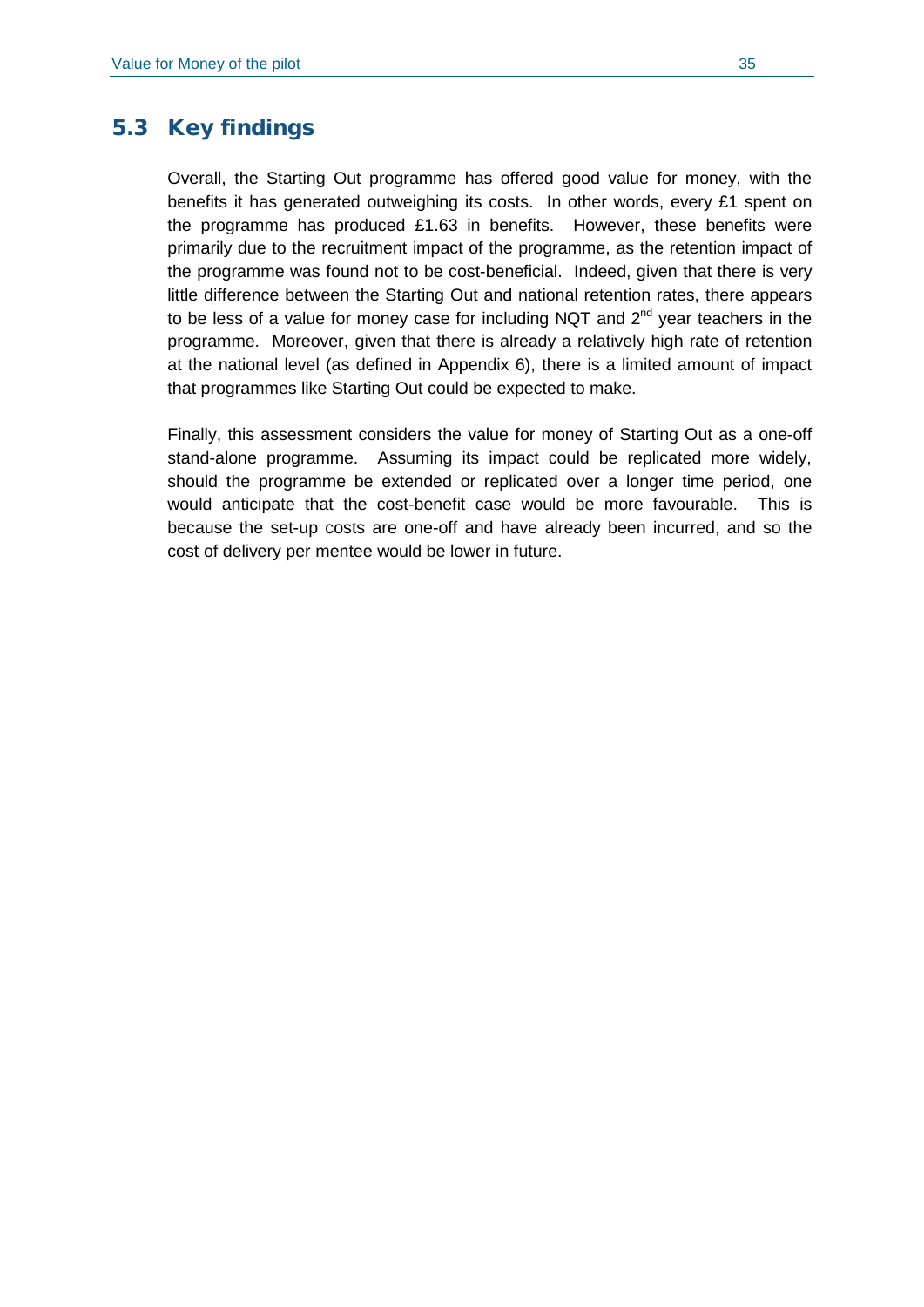## 5.3 Key findings

Overall, the Starting Out programme has offered good value for money, with the benefits it has generated outweighing its costs. In other words, every £1 spent on the programme has produced £1.63 in benefits. However, these benefits were primarily due to the recruitment impact of the programme, as the retention impact of the programme was found not to be cost-beneficial. Indeed, given that there is very little difference between the Starting Out and national retention rates, there appears to be less of a value for money case for including NQT and 2nd year teachers in the programme. Moreover, given that there is already a relatively high rate of retention at the national level (as defined in Appendix 6), there is a limited amount of impact that programmes like Starting Out could be expected to make.

Finally, this assessment considers the value for money of Starting Out as a one-off stand-alone programme. Assuming its impact could be replicated more widely, should the programme be extended or replicated over a longer time period, one would anticipate that the cost-benefit case would be more favourable. This is because the set-up costs are one-off and have already been incurred, and so the cost of delivery per mentee would be lower in future.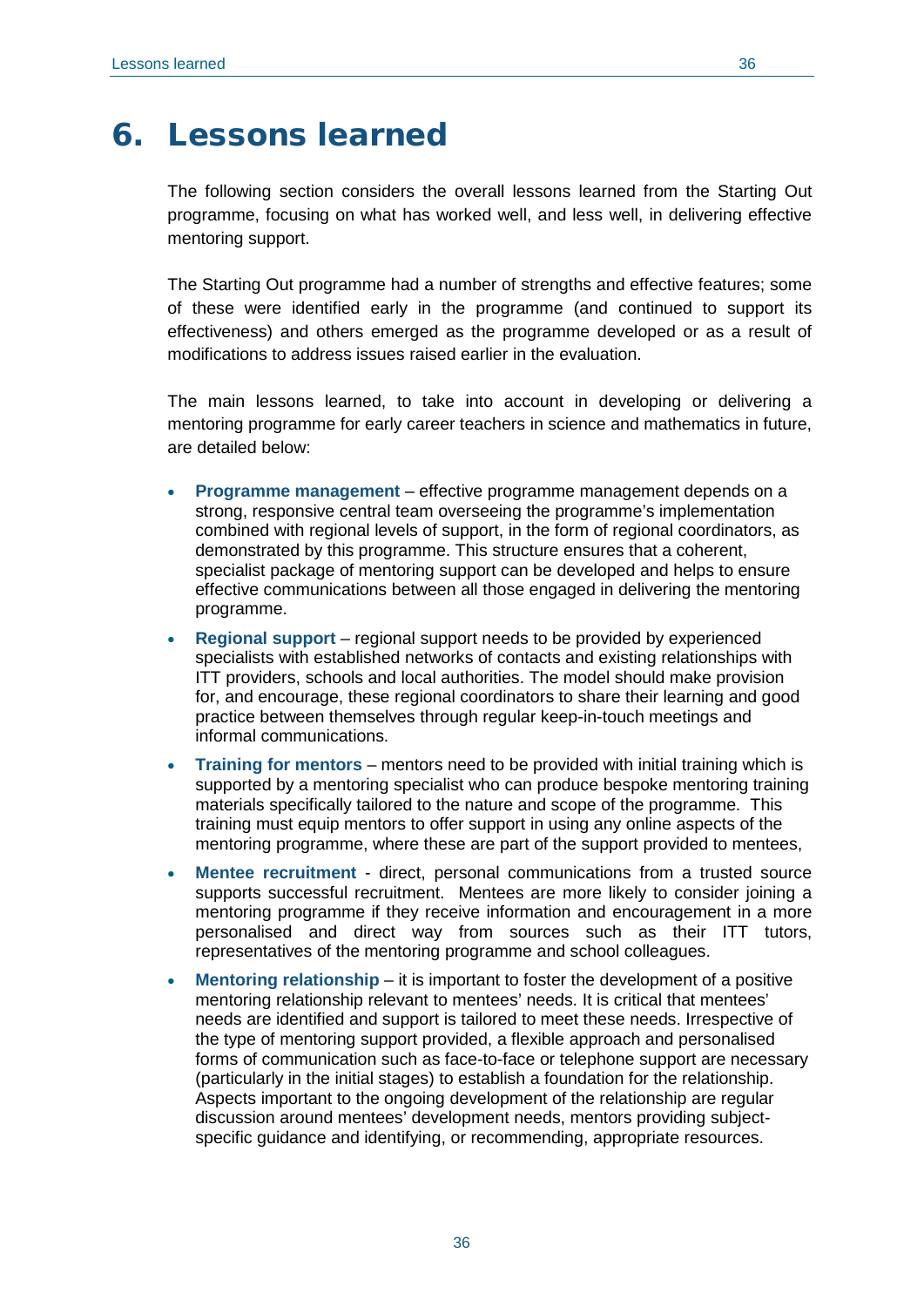# 6. Lessons learned

The following section considers the overall lessons learned from the Starting Out programme, focusing on what has worked well, and less well, in delivering effective mentoring support.

The Starting Out programme had a number of strengths and effective features; some of these were identified early in the programme (and continued to support its effectiveness) and others emerged as the programme developed or as a result of modifications to address issues raised earlier in the evaluation.

The main lessons learned, to take into account in developing or delivering a mentoring programme for early career teachers in science and mathematics in future, are detailed below:

- **Programme management** – effective programme management depends on a strong, responsive central team overseeing the programme's implementation combined with regional levels of support, in the form of regional coordinators, as demonstrated by this programme. This structure ensures that a coherent, specialist package of mentoring support can be developed and helps to ensure effective communications between all those engaged in delivering the mentoring programme.
- **Regional support** – regional support needs to be provided by experienced specialists with established networks of contacts and existing relationships with ITT providers, schools and local authorities. The model should make provision for, and encourage, these regional coordinators to share their learning and good practice between themselves through regular keep-in-touch meetings and informal communications.
- **Training for mentors** – mentors need to be provided with initial training which is supported by a mentoring specialist who can produce bespoke mentoring training materials specifically tailored to the nature and scope of the programme. This training must equip mentors to offer support in using any online aspects of the mentoring programme, where these are part of the support provided to mentees,
- **Mentee recruitment** - direct, personal communications from a trusted source supports successful recruitment. Mentees are more likely to consider joining a mentoring programme if they receive information and encouragement in a more personalised and direct way from sources such as their ITT tutors, representatives of the mentoring programme and school colleagues.
- **Mentoring relationship** – it is important to foster the development of a positive mentoring relationship relevant to mentees' needs. It is critical that mentees' needs are identified and support is tailored to meet these needs. Irrespective of the type of mentoring support provided, a flexible approach and personalised forms of communication such as face-to-face or telephone support are necessary (particularly in the initial stages) to establish a foundation for the relationship. Aspects important to the ongoing development of the relationship are regular discussion around mentees' development needs, mentors providing subject-specific guidance and identifying, or recommending, appropriate resources.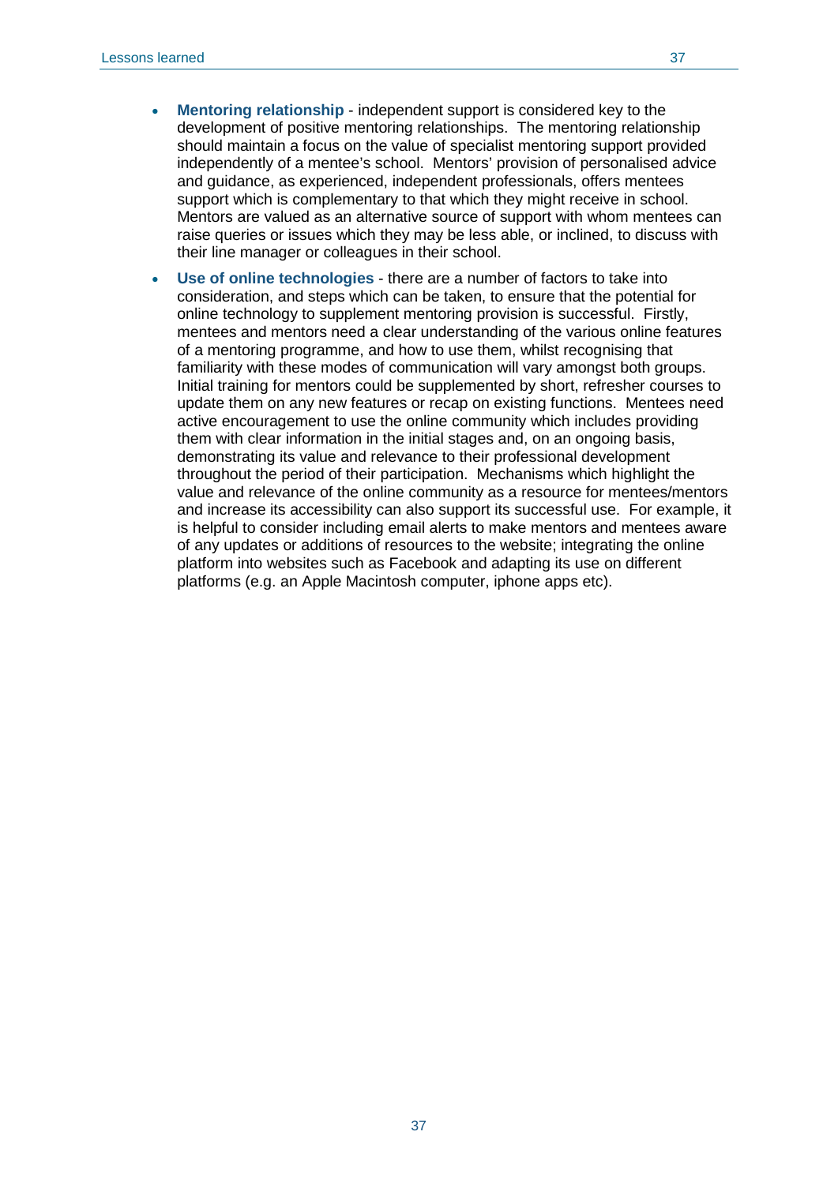- **Mentoring relationship** - independent support is considered key to the development of positive mentoring relationships. The mentoring relationship should maintain a focus on the value of specialist mentoring support provided independently of a mentee's school. Mentors' provision of personalised advice and guidance, as experienced, independent professionals, offers mentees support which is complementary to that which they might receive in school. Mentors are valued as an alternative source of support with whom mentees can raise queries or issues which they may be less able, or inclined, to discuss with their line manager or colleagues in their school.
- **Use of online technologies** - there are a number of factors to take into consideration, and steps which can be taken, to ensure that the potential for online technology to supplement mentoring provision is successful. Firstly, mentees and mentors need a clear understanding of the various online features of a mentoring programme, and how to use them, whilst recognising that familiarity with these modes of communication will vary amongst both groups. Initial training for mentors could be supplemented by short, refresher courses to update them on any new features or recap on existing functions. Mentees need active encouragement to use the online community which includes providing them with clear information in the initial stages and, on an ongoing basis, demonstrating its value and relevance to their professional development throughout the period of their participation. Mechanisms which highlight the value and relevance of the online community as a resource for mentees/mentors and increase its accessibility can also support its successful use. For example, it is helpful to consider including email alerts to make mentors and mentees aware of any updates or additions of resources to the website; integrating the online platform into websites such as Facebook and adapting its use on different platforms (e.g. an Apple Macintosh computer, iphone apps etc).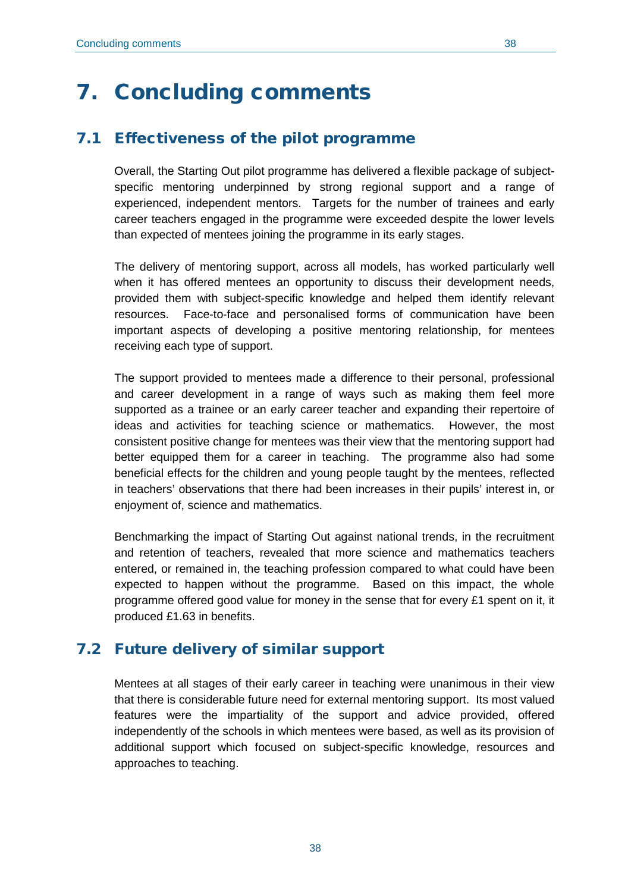# 7. Concluding comments

## 7.1 Effectiveness of the pilot programme

Overall, the Starting Out pilot programme has delivered a flexible package of subject-specific mentoring underpinned by strong regional support and a range of experienced, independent mentors. Targets for the number of trainees and early career teachers engaged in the programme were exceeded despite the lower levels than expected of mentees joining the programme in its early stages.

The delivery of mentoring support, across all models, has worked particularly well when it has offered mentees an opportunity to discuss their development needs, provided them with subject-specific knowledge and helped them identify relevant resources. Face-to-face and personalised forms of communication have been important aspects of developing a positive mentoring relationship, for mentees receiving each type of support.

The support provided to mentees made a difference to their personal, professional and career development in a range of ways such as making them feel more supported as a trainee or an early career teacher and expanding their repertoire of ideas and activities for teaching science or mathematics. However, the most consistent positive change for mentees was their view that the mentoring support had better equipped them for a career in teaching. The programme also had some beneficial effects for the children and young people taught by the mentees, reflected in teachers' observations that there had been increases in their pupils' interest in, or enjoyment of, science and mathematics.

Benchmarking the impact of Starting Out against national trends, in the recruitment and retention of teachers, revealed that more science and mathematics teachers entered, or remained in, the teaching profession compared to what could have been expected to happen without the programme. Based on this impact, the whole programme offered good value for money in the sense that for every £1 spent on it, it produced £1.63 in benefits.

## 7.2 Future delivery of similar support

Mentees at all stages of their early career in teaching were unanimous in their view that there is considerable future need for external mentoring support. Its most valued features were the impartiality of the support and advice provided, offered independently of the schools in which mentees were based, as well as its provision of additional support which focused on subject-specific knowledge, resources and approaches to teaching.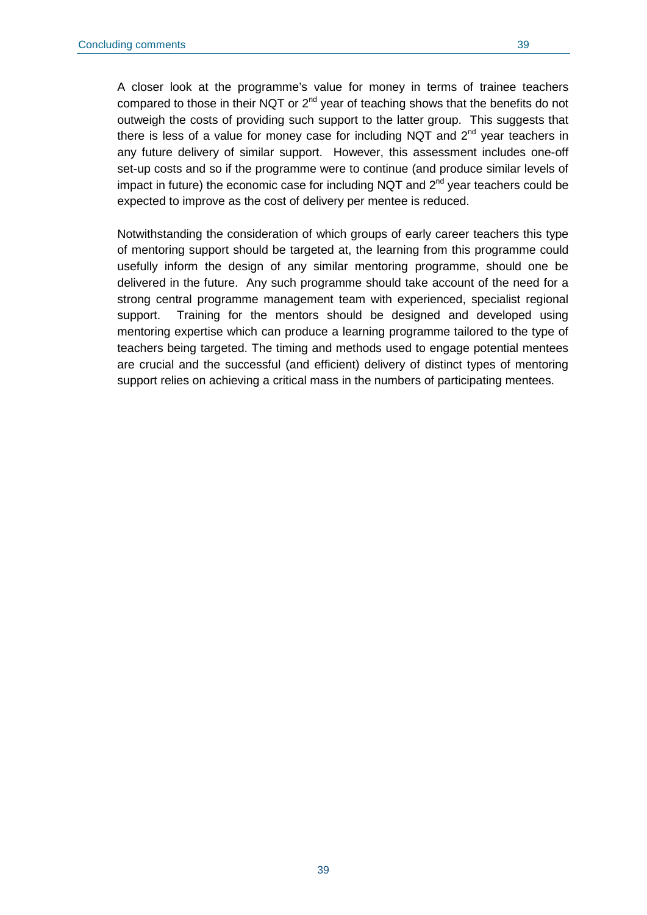A closer look at the programme's value for money in terms of trainee teachers compared to those in their NQT or 2nd year of teaching shows that the benefits do not outweigh the costs of providing such support to the latter group. This suggests that there is less of a value for money case for including NQT and 2nd year teachers in any future delivery of similar support. However, this assessment includes one-off set-up costs and so if the programme were to continue (and produce similar levels of impact in future) the economic case for including NQT and 2nd year teachers could be expected to improve as the cost of delivery per mentee is reduced.

Notwithstanding the consideration of which groups of early career teachers this type of mentoring support should be targeted at, the learning from this programme could usefully inform the design of any similar mentoring programme, should one be delivered in the future. Any such programme should take account of the need for a strong central programme management team with experienced, specialist regional support. Training for the mentors should be designed and developed using mentoring expertise which can produce a learning programme tailored to the type of teachers being targeted. The timing and methods used to engage potential mentees are crucial and the successful (and efficient) delivery of distinct types of mentoring support relies on achieving a critical mass in the numbers of participating mentees.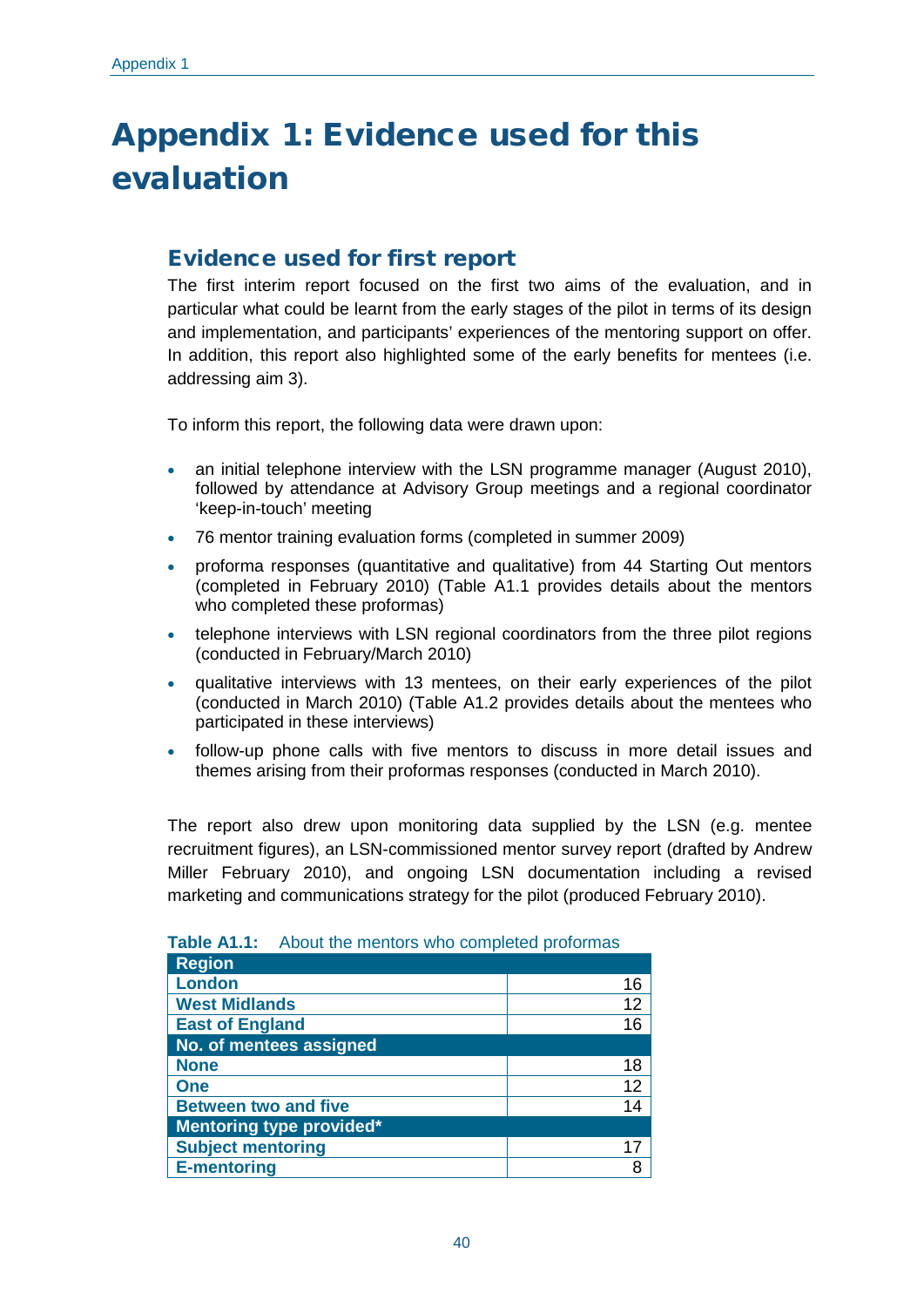# Appendix 1: Evidence used for this evaluation

## Evidence used for first report

The first interim report focused on the first two aims of the evaluation, and in particular what could be learnt from the early stages of the pilot in terms of its design and implementation, and participants' experiences of the mentoring support on offer. In addition, this report also highlighted some of the early benefits for mentees (i.e. addressing aim 3).

To inform this report, the following data were drawn upon:

- an initial telephone interview with the LSN programme manager (August 2010), followed by attendance at Advisory Group meetings and a regional coordinator 'keep-in-touch' meeting
- 76 mentor training evaluation forms (completed in summer 2009)
- proforma responses (quantitative and qualitative) from 44 Starting Out mentors (completed in February 2010) (Table A1.1 provides details about the mentors who completed these proformas)
- telephone interviews with LSN regional coordinators from the three pilot regions (conducted in February/March 2010)
- qualitative interviews with 13 mentees, on their early experiences of the pilot (conducted in March 2010) (Table A1.2 provides details about the mentees who participated in these interviews)
- follow-up phone calls with five mentors to discuss in more detail issues and themes arising from their proformas responses (conducted in March 2010).

The report also drew upon monitoring data supplied by the LSN (e.g. mentee recruitment figures), an LSN-commissioned mentor survey report (drafted by Andrew Miller February 2010), and ongoing LSN documentation including a revised marketing and communications strategy for the pilot (produced February 2010).

**Table A1.1:** About the mentors who completed proformas

| Region | |
|---|---|
| **London** | 16 |
| **West Midlands** | 12 |
| **East of England** | 16 |
| **No. of mentees assigned** | |
| **None** | 18 |
| **One** | 12 |
| **Between two and five** | 14 |
| **Mentoring type provided*** | |
| **Subject mentoring** | 17 |
| **E-mentoring** | 8 |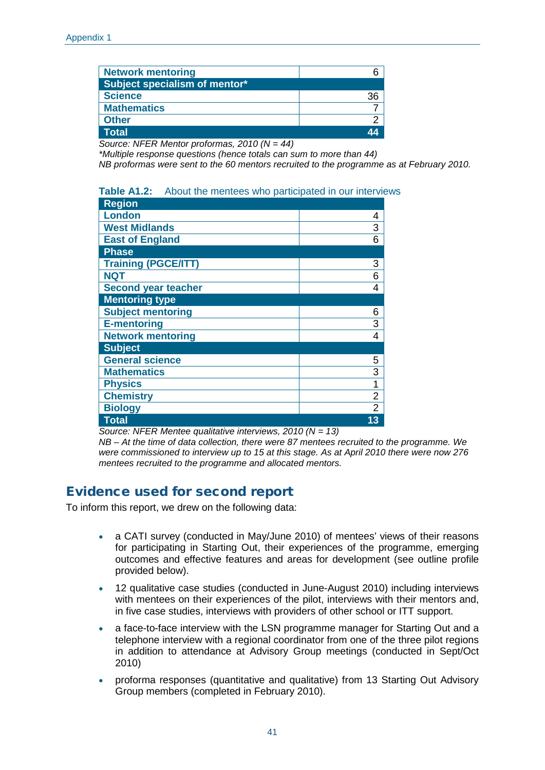| Network mentoring | 6 |
|---|---|
| **Subject specialism of mentor*** | |
| Science | 36 |
| Mathematics | 7 |
| Other | 2 |
| **Total** | **44** |

*Source: NFER Mentor proformas, 2010 (N = 44)*
*\*Multiple response questions (hence totals can sum to more than 44)*
*NB proformas were sent to the 60 mentors recruited to the programme as at February 2010.*

**Table A1.2:** About the mentees who participated in our interviews

| Region | |
|---|---|
| London | 4 |
| West Midlands | 3 |
| East of England | 6 |
| **Phase** | |
| Training (PGCE/ITT) | 3 |
| NQT | 6 |
| Second year teacher | 4 |
| **Mentoring type** | |
| Subject mentoring | 6 |
| E-mentoring | 3 |
| Network mentoring | 4 |
| **Subject** | |
| General science | 5 |
| Mathematics | 3 |
| Physics | 1 |
| Chemistry | 2 |
| Biology | 2 |
| **Total** | **13** |

*Source: NFER Mentee qualitative interviews, 2010 (N = 13)*
*NB – At the time of data collection, there were 87 mentees recruited to the programme. We were commissioned to interview up to 15 at this stage. As at April 2010 there were now 276 mentees recruited to the programme and allocated mentors.*

## Evidence used for second report

To inform this report, we drew on the following data:

- a CATI survey (conducted in May/June 2010) of mentees' views of their reasons for participating in Starting Out, their experiences of the programme, emerging outcomes and effective features and areas for development (see outline profile provided below).
- 12 qualitative case studies (conducted in June-August 2010) including interviews with mentees on their experiences of the pilot, interviews with their mentors and, in five case studies, interviews with providers of other school or ITT support.
- a face-to-face interview with the LSN programme manager for Starting Out and a telephone interview with a regional coordinator from one of the three pilot regions in addition to attendance at Advisory Group meetings (conducted in Sept/Oct 2010)
- proforma responses (quantitative and qualitative) from 13 Starting Out Advisory Group members (completed in February 2010).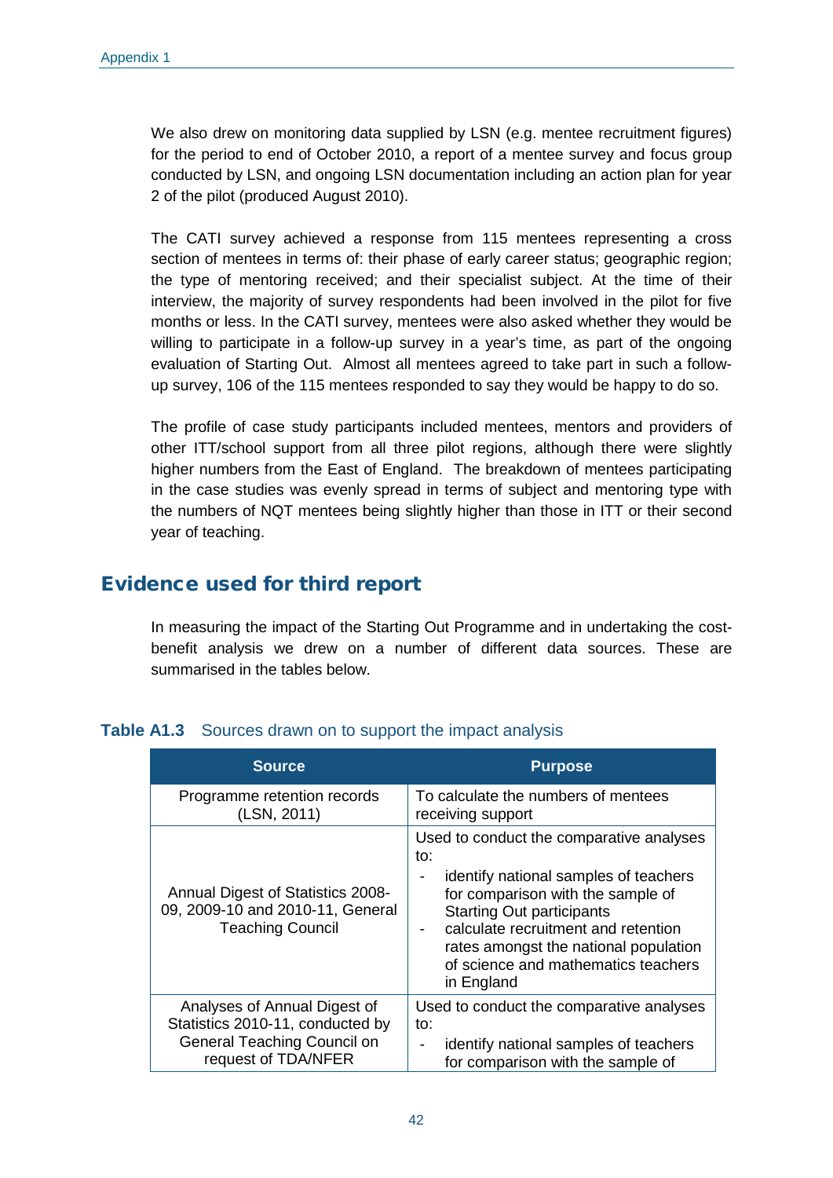We also drew on monitoring data supplied by LSN (e.g. mentee recruitment figures) for the period to end of October 2010, a report of a mentee survey and focus group conducted by LSN, and ongoing LSN documentation including an action plan for year 2 of the pilot (produced August 2010).

The CATI survey achieved a response from 115 mentees representing a cross section of mentees in terms of: their phase of early career status; geographic region; the type of mentoring received; and their specialist subject. At the time of their interview, the majority of survey respondents had been involved in the pilot for five months or less. In the CATI survey, mentees were also asked whether they would be willing to participate in a follow-up survey in a year's time, as part of the ongoing evaluation of Starting Out. Almost all mentees agreed to take part in such a follow-up survey, 106 of the 115 mentees responded to say they would be happy to do so.

The profile of case study participants included mentees, mentors and providers of other ITT/school support from all three pilot regions, although there were slightly higher numbers from the East of England. The breakdown of mentees participating in the case studies was evenly spread in terms of subject and mentoring type with the numbers of NQT mentees being slightly higher than those in ITT or their second year of teaching.

## Evidence used for third report

In measuring the impact of the Starting Out Programme and in undertaking the cost-benefit analysis we drew on a number of different data sources. These are summarised in the tables below.

**Table A1.3** Sources drawn on to support the impact analysis

| Source | Purpose |
|---|---|
| Programme retention records (LSN, 2011) | To calculate the numbers of mentees receiving support |
| Annual Digest of Statistics 2008-09, 2009-10 and 2010-11, General Teaching Council | Used to conduct the comparative analyses to: <br> - identify national samples of teachers for comparison with the sample of Starting Out participants <br> - calculate recruitment and retention rates amongst the national population of science and mathematics teachers in England |
| Analyses of Annual Digest of Statistics 2010-11, conducted by General Teaching Council on request of TDA/NFER | Used to conduct the comparative analyses to: <br> - identify national samples of teachers for comparison with the sample of |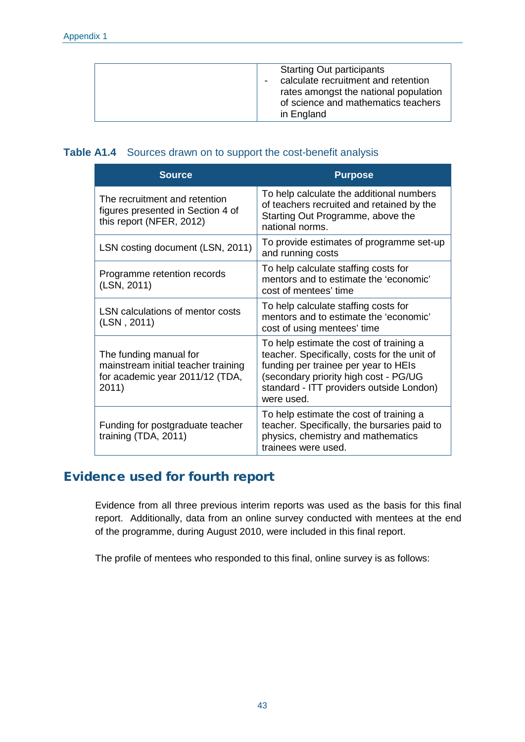| | Starting Out participants<br>- calculate recruitment and retention rates amongst the national population of science and mathematics teachers in England |
|---|---|

**Table A1.4** Sources drawn on to support the cost-benefit analysis

| Source | Purpose |
|---|---|
| The recruitment and retention figures presented in Section 4 of this report (NFER, 2012) | To help calculate the additional numbers of teachers recruited and retained by the Starting Out Programme, above the national norms. |
| LSN costing document (LSN, 2011) | To provide estimates of programme set-up and running costs |
| Programme retention records (LSN, 2011) | To help calculate staffing costs for mentors and to estimate the 'economic' cost of mentees' time |
| LSN calculations of mentor costs (LSN , 2011) | To help calculate staffing costs for mentors and to estimate the 'economic' cost of using mentees' time |
| The funding manual for mainstream initial teacher training for academic year 2011/12 (TDA, 2011) | To help estimate the cost of training a teacher. Specifically, costs for the unit of funding per trainee per year to HEIs (secondary priority high cost - PG/UG standard - ITT providers outside London) were used. |
| Funding for postgraduate teacher training (TDA, 2011) | To help estimate the cost of training a teacher. Specifically, the bursaries paid to physics, chemistry and mathematics trainees were used. |

## Evidence used for fourth report

Evidence from all three previous interim reports was used as the basis for this final report. Additionally, data from an online survey conducted with mentees at the end of the programme, during August 2010, were included in this final report.

The profile of mentees who responded to this final, online survey is as follows: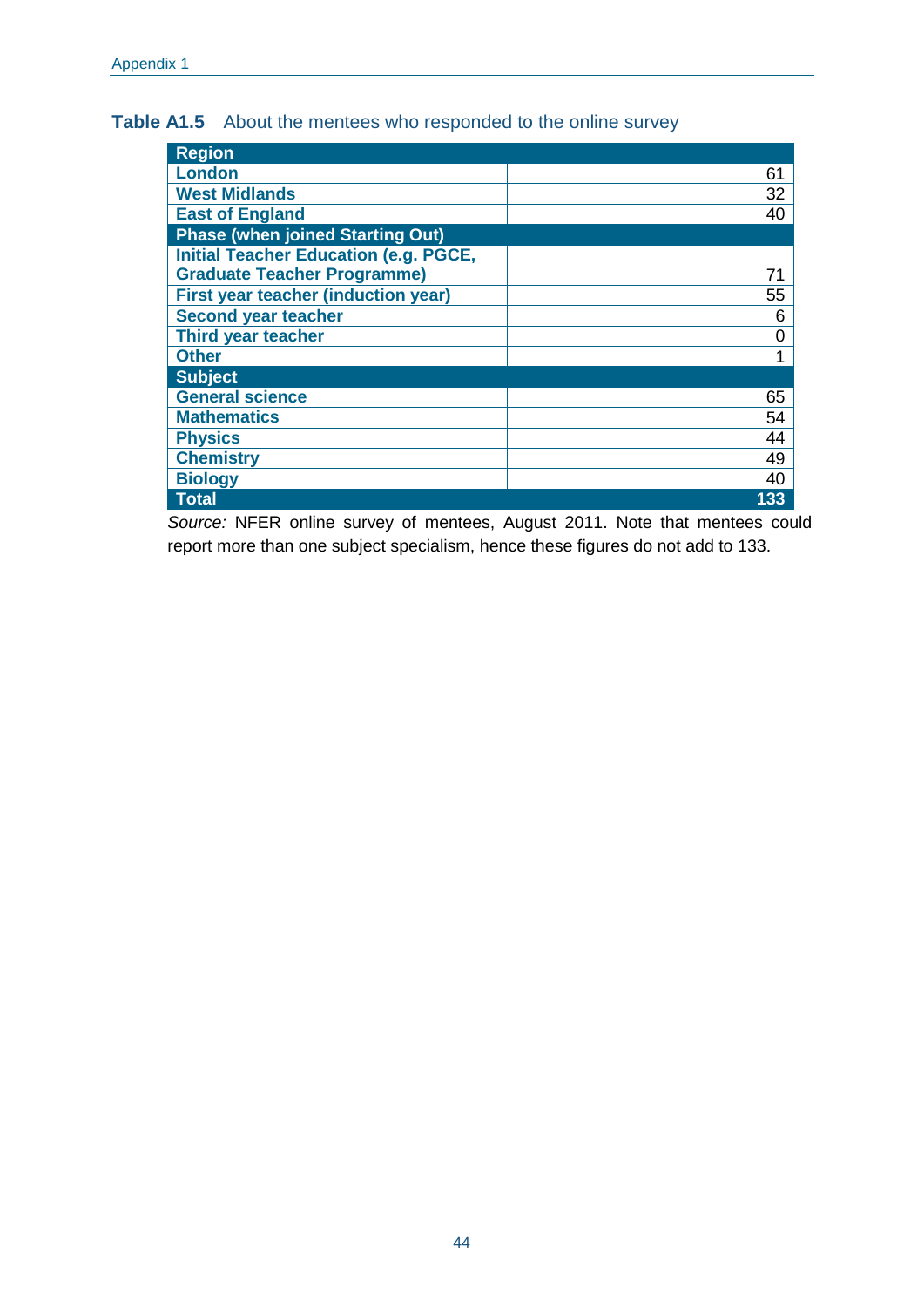**Table A1.5** About the mentees who responded to the online survey

| **Region** | |
|---|---|
| **London** | 61 |
| **West Midlands** | 32 |
| **East of England** | 40 |
| **Phase (when joined Starting Out)** | |
| **Initial Teacher Education (e.g. PGCE, Graduate Teacher Programme)** | 71 |
| **First year teacher (induction year)** | 55 |
| **Second year teacher** | 6 |
| **Third year teacher** | 0 |
| **Other** | 1 |
| **Subject** | |
| **General science** | 65 |
| **Mathematics** | 54 |
| **Physics** | 44 |
| **Chemistry** | 49 |
| **Biology** | 40 |
| **Total** | **133** |

*Source:* NFER online survey of mentees, August 2011. Note that mentees could report more than one subject specialism, hence these figures do not add to 133.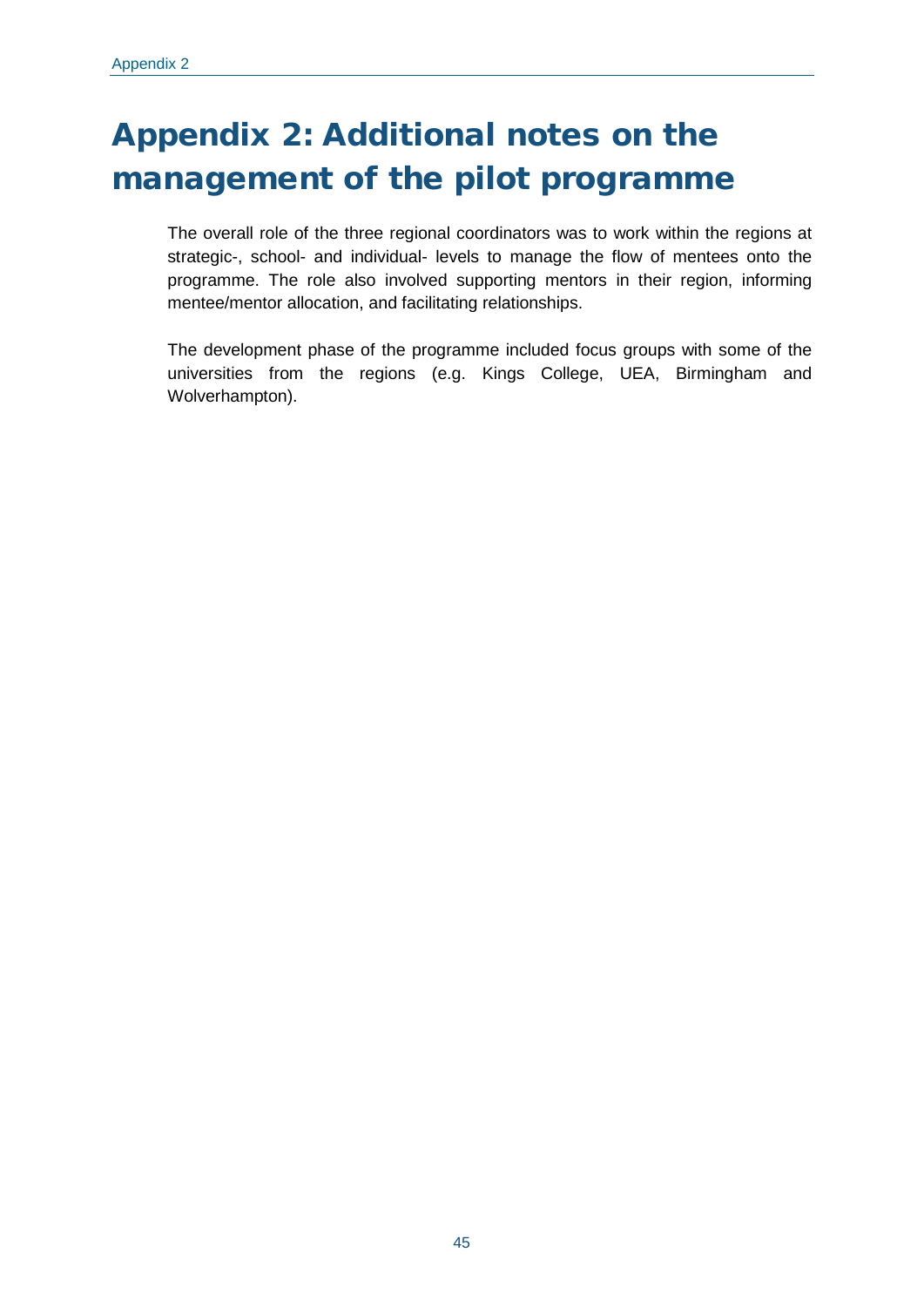# Appendix 2: Additional notes on the management of the pilot programme

The overall role of the three regional coordinators was to work within the regions at strategic-, school- and individual- levels to manage the flow of mentees onto the programme. The role also involved supporting mentors in their region, informing mentee/mentor allocation, and facilitating relationships.

The development phase of the programme included focus groups with some of the universities from the regions (e.g. Kings College, UEA, Birmingham and Wolverhampton).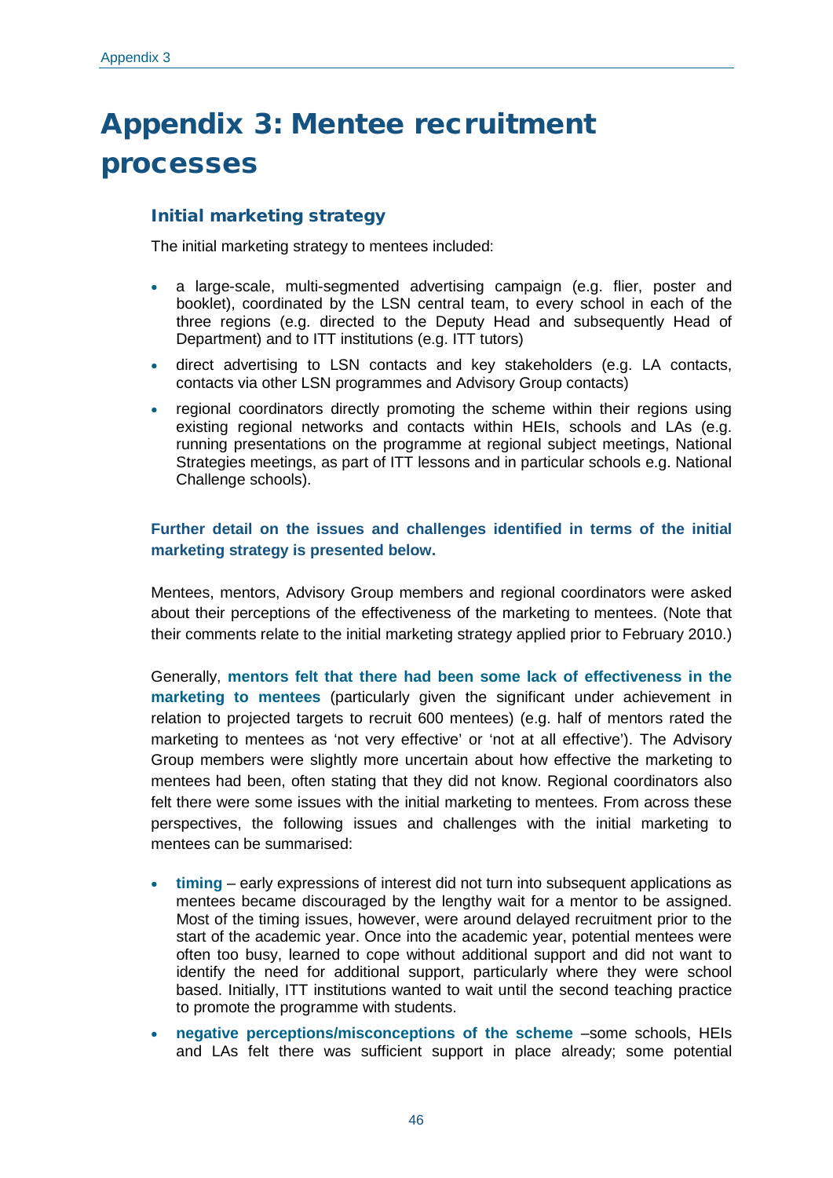# Appendix 3: Mentee recruitment processes

### Initial marketing strategy

The initial marketing strategy to mentees included:

- a large-scale, multi-segmented advertising campaign (e.g. flier, poster and booklet), coordinated by the LSN central team, to every school in each of the three regions (e.g. directed to the Deputy Head and subsequently Head of Department) and to ITT institutions (e.g. ITT tutors)
- direct advertising to LSN contacts and key stakeholders (e.g. LA contacts, contacts via other LSN programmes and Advisory Group contacts)
- regional coordinators directly promoting the scheme within their regions using existing regional networks and contacts within HEIs, schools and LAs (e.g. running presentations on the programme at regional subject meetings, National Strategies meetings, as part of ITT lessons and in particular schools e.g. National Challenge schools).

**Further detail on the issues and challenges identified in terms of the initial marketing strategy is presented below.**

Mentees, mentors, Advisory Group members and regional coordinators were asked about their perceptions of the effectiveness of the marketing to mentees. (Note that their comments relate to the initial marketing strategy applied prior to February 2010.)

Generally, **mentors felt that there had been some lack of effectiveness in the marketing to mentees** (particularly given the significant under achievement in relation to projected targets to recruit 600 mentees) (e.g. half of mentors rated the marketing to mentees as 'not very effective' or 'not at all effective'). The Advisory Group members were slightly more uncertain about how effective the marketing to mentees had been, often stating that they did not know. Regional coordinators also felt there were some issues with the initial marketing to mentees. From across these perspectives, the following issues and challenges with the initial marketing to mentees can be summarised:

- **timing** – early expressions of interest did not turn into subsequent applications as mentees became discouraged by the lengthy wait for a mentor to be assigned. Most of the timing issues, however, were around delayed recruitment prior to the start of the academic year. Once into the academic year, potential mentees were often too busy, learned to cope without additional support and did not want to identify the need for additional support, particularly where they were school based. Initially, ITT institutions wanted to wait until the second teaching practice to promote the programme with students.
- **negative perceptions/misconceptions of the scheme** –some schools, HEIs and LAs felt there was sufficient support in place already; some potential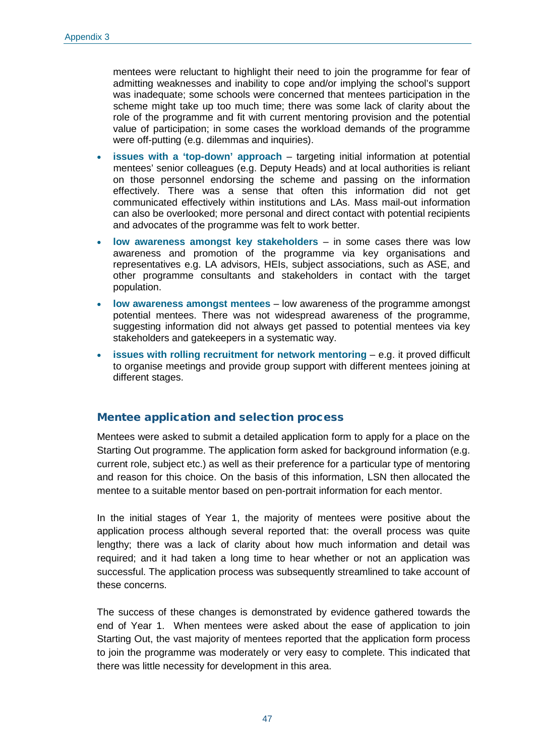mentees were reluctant to highlight their need to join the programme for fear of admitting weaknesses and inability to cope and/or implying the school's support was inadequate; some schools were concerned that mentees participation in the scheme might take up too much time; there was some lack of clarity about the role of the programme and fit with current mentoring provision and the potential value of participation; in some cases the workload demands of the programme were off-putting (e.g. dilemmas and inquiries).

- **issues with a 'top-down' approach** – targeting initial information at potential mentees' senior colleagues (e.g. Deputy Heads) and at local authorities is reliant on those personnel endorsing the scheme and passing on the information effectively. There was a sense that often this information did not get communicated effectively within institutions and LAs. Mass mail-out information can also be overlooked; more personal and direct contact with potential recipients and advocates of the programme was felt to work better.
- **low awareness amongst key stakeholders** – in some cases there was low awareness and promotion of the programme via key organisations and representatives e.g. LA advisors, HEIs, subject associations, such as ASE, and other programme consultants and stakeholders in contact with the target population.
- **low awareness amongst mentees** – low awareness of the programme amongst potential mentees. There was not widespread awareness of the programme, suggesting information did not always get passed to potential mentees via key stakeholders and gatekeepers in a systematic way.
- **issues with rolling recruitment for network mentoring** – e.g. it proved difficult to organise meetings and provide group support with different mentees joining at different stages.

## Mentee application and selection process

Mentees were asked to submit a detailed application form to apply for a place on the Starting Out programme. The application form asked for background information (e.g. current role, subject etc.) as well as their preference for a particular type of mentoring and reason for this choice. On the basis of this information, LSN then allocated the mentee to a suitable mentor based on pen-portrait information for each mentor.

In the initial stages of Year 1, the majority of mentees were positive about the application process although several reported that: the overall process was quite lengthy; there was a lack of clarity about how much information and detail was required; and it had taken a long time to hear whether or not an application was successful. The application process was subsequently streamlined to take account of these concerns.

The success of these changes is demonstrated by evidence gathered towards the end of Year 1. When mentees were asked about the ease of application to join Starting Out, the vast majority of mentees reported that the application form process to join the programme was moderately or very easy to complete. This indicated that there was little necessity for development in this area.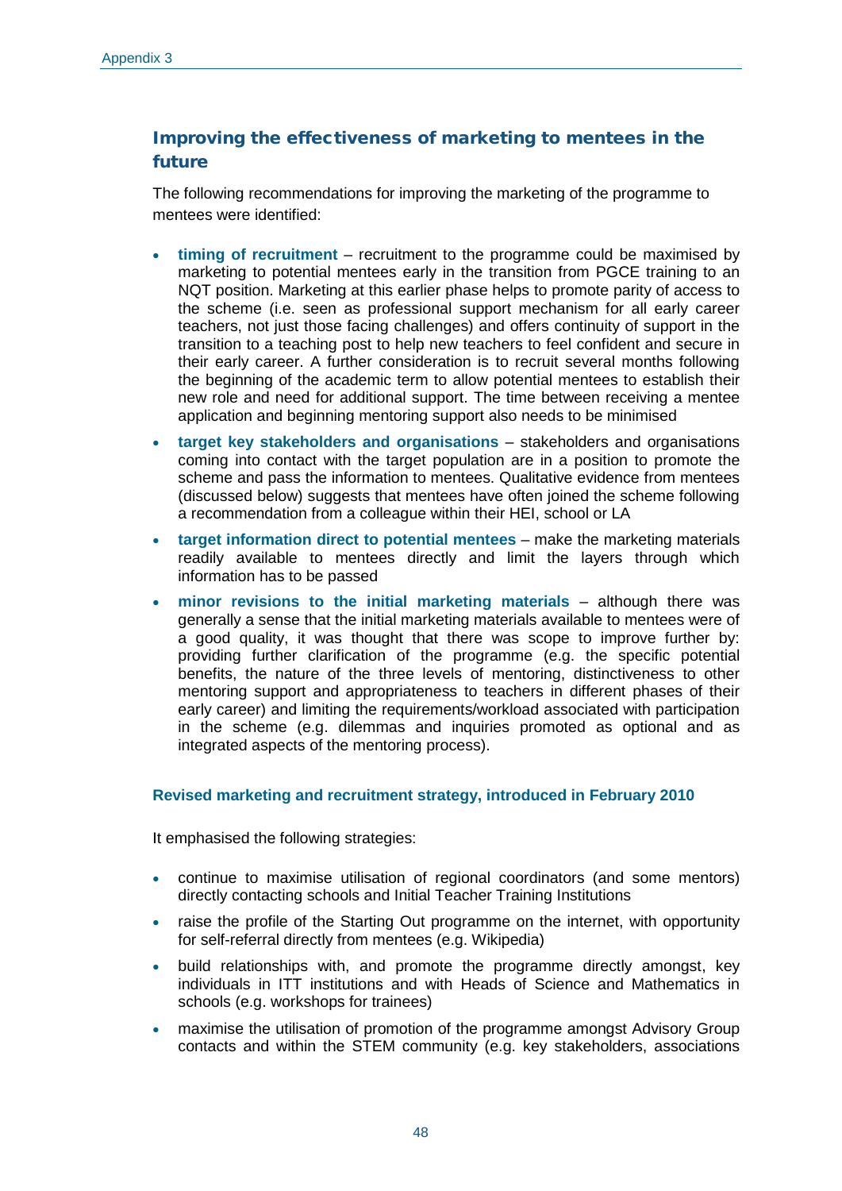## Improving the effectiveness of marketing to mentees in the future

The following recommendations for improving the marketing of the programme to mentees were identified:

- **timing of recruitment** – recruitment to the programme could be maximised by marketing to potential mentees early in the transition from PGCE training to an NQT position. Marketing at this earlier phase helps to promote parity of access to the scheme (i.e. seen as professional support mechanism for all early career teachers, not just those facing challenges) and offers continuity of support in the transition to a teaching post to help new teachers to feel confident and secure in their early career. A further consideration is to recruit several months following the beginning of the academic term to allow potential mentees to establish their new role and need for additional support. The time between receiving a mentee application and beginning mentoring support also needs to be minimised
- **target key stakeholders and organisations** – stakeholders and organisations coming into contact with the target population are in a position to promote the scheme and pass the information to mentees. Qualitative evidence from mentees (discussed below) suggests that mentees have often joined the scheme following a recommendation from a colleague within their HEI, school or LA
- **target information direct to potential mentees** – make the marketing materials readily available to mentees directly and limit the layers through which information has to be passed
- **minor revisions to the initial marketing materials** – although there was generally a sense that the initial marketing materials available to mentees were of a good quality, it was thought that there was scope to improve further by: providing further clarification of the programme (e.g. the specific potential benefits, the nature of the three levels of mentoring, distinctiveness to other mentoring support and appropriateness to teachers in different phases of their early career) and limiting the requirements/workload associated with participation in the scheme (e.g. dilemmas and inquiries promoted as optional and as integrated aspects of the mentoring process).

### Revised marketing and recruitment strategy, introduced in February 2010

It emphasised the following strategies:

- continue to maximise utilisation of regional coordinators (and some mentors) directly contacting schools and Initial Teacher Training Institutions
- raise the profile of the Starting Out programme on the internet, with opportunity for self-referral directly from mentees (e.g. Wikipedia)
- build relationships with, and promote the programme directly amongst, key individuals in ITT institutions and with Heads of Science and Mathematics in schools (e.g. workshops for trainees)
- maximise the utilisation of promotion of the programme amongst Advisory Group contacts and within the STEM community (e.g. key stakeholders, associations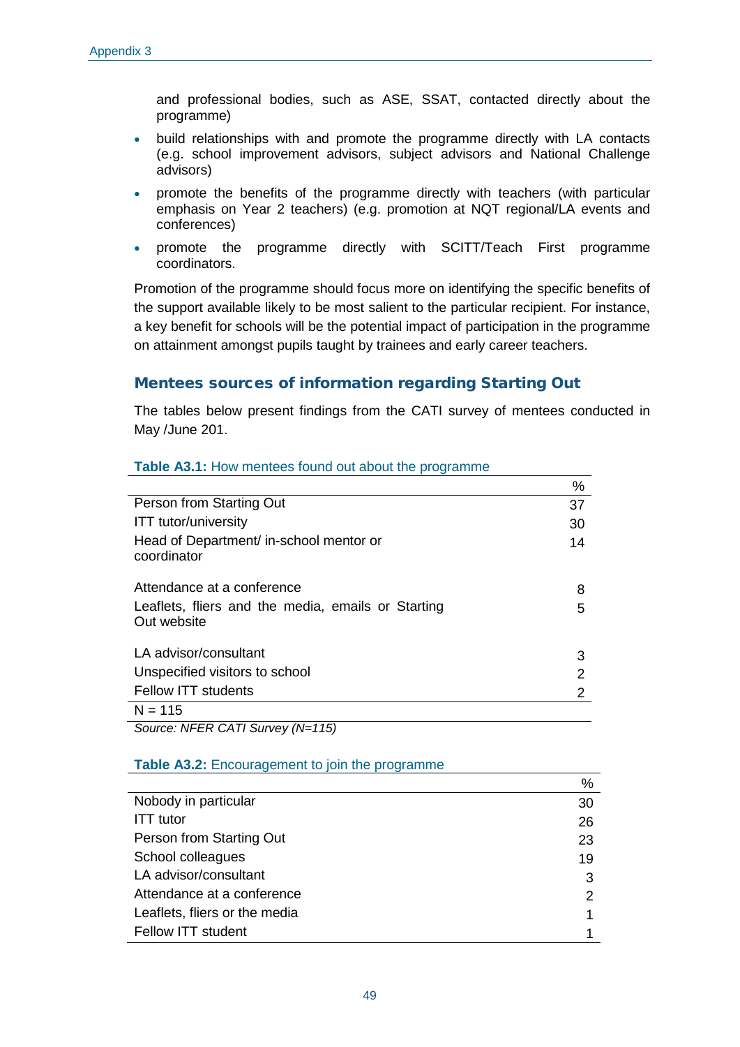and professional bodies, such as ASE, SSAT, contacted directly about the programme)

- build relationships with and promote the programme directly with LA contacts (e.g. school improvement advisors, subject advisors and National Challenge advisors)
- promote the benefits of the programme directly with teachers (with particular emphasis on Year 2 teachers) (e.g. promotion at NQT regional/LA events and conferences)
- promote the programme directly with SCITT/Teach First programme coordinators.

Promotion of the programme should focus more on identifying the specific benefits of the support available likely to be most salient to the particular recipient. For instance, a key benefit for schools will be the potential impact of participation in the programme on attainment amongst pupils taught by trainees and early career teachers.

## Mentees sources of information regarding Starting Out

The tables below present findings from the CATI survey of mentees conducted in May /June 201.

**Table A3.1:** How mentees found out about the programme

| | % |
|---|---|
| Person from Starting Out | 37 |
| ITT tutor/university | 30 |
| Head of Department/ in-school mentor or coordinator | 14 |
| Attendance at a conference | 8 |
| Leaflets, fliers and the media, emails or Starting Out website | 5 |
| LA advisor/consultant | 3 |
| Unspecified visitors to school | 2 |
| Fellow ITT students | 2 |
| N = 115 | |

*Source: NFER CATI Survey (N=115)*

**Table A3.2:** Encouragement to join the programme

| | % |
|---|---|
| Nobody in particular | 30 |
| ITT tutor | 26 |
| Person from Starting Out | 23 |
| School colleagues | 19 |
| LA advisor/consultant | 3 |
| Attendance at a conference | 2 |
| Leaflets, fliers or the media | 1 |
| Fellow ITT student | 1 |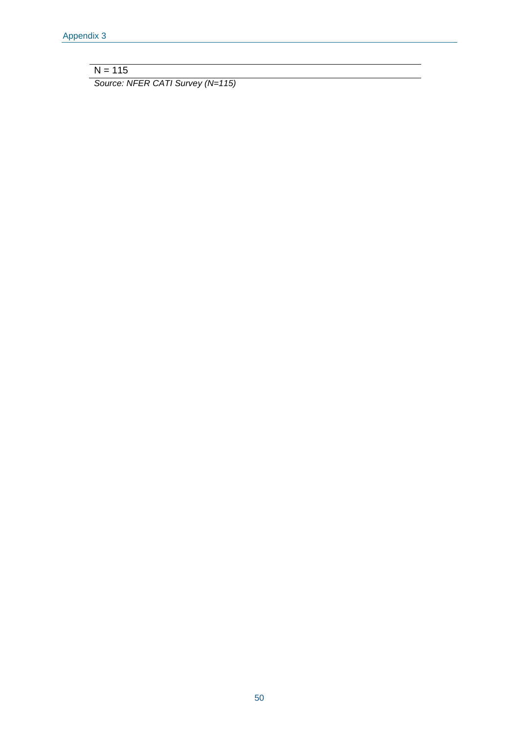N = 115

*Source: NFER CATI Survey (N=115)*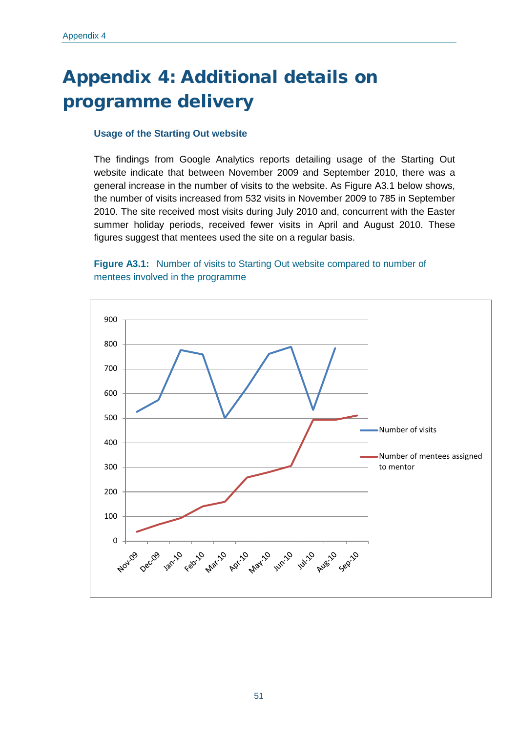# Appendix 4: Additional details on programme delivery

### Usage of the Starting Out website

The findings from Google Analytics reports detailing usage of the Starting Out website indicate that between November 2009 and September 2010, there was a general increase in the number of visits to the website. As Figure A3.1 below shows, the number of visits increased from 532 visits in November 2009 to 785 in September 2010. The site received most visits during July 2010 and, concurrent with the Easter summer holiday periods, received fewer visits in April and August 2010. These figures suggest that mentees used the site on a regular basis.

**Figure A3.1:** Number of visits to Starting Out website compared to number of mentees involved in the programme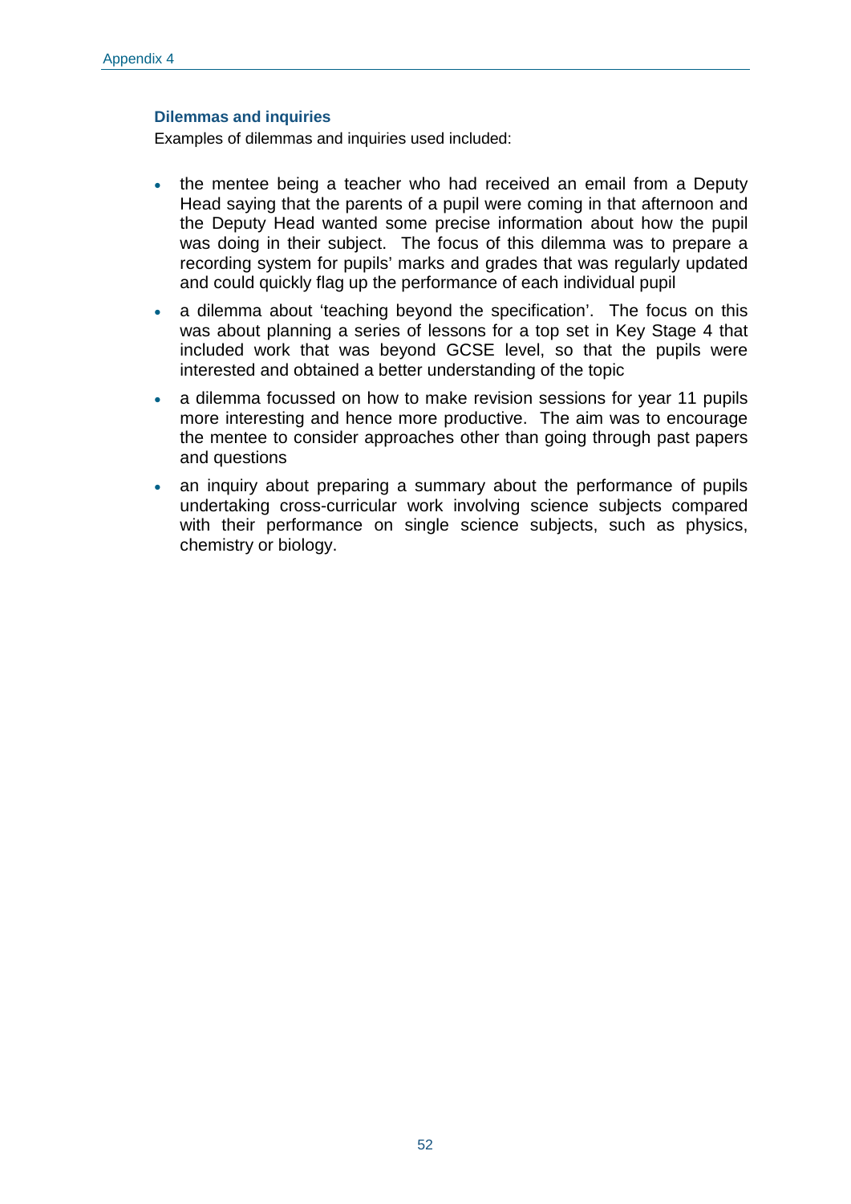### Dilemmas and inquiries

Examples of dilemmas and inquiries used included:

- the mentee being a teacher who had received an email from a Deputy Head saying that the parents of a pupil were coming in that afternoon and the Deputy Head wanted some precise information about how the pupil was doing in their subject. The focus of this dilemma was to prepare a recording system for pupils' marks and grades that was regularly updated and could quickly flag up the performance of each individual pupil
- a dilemma about 'teaching beyond the specification'. The focus on this was about planning a series of lessons for a top set in Key Stage 4 that included work that was beyond GCSE level, so that the pupils were interested and obtained a better understanding of the topic
- a dilemma focussed on how to make revision sessions for year 11 pupils more interesting and hence more productive. The aim was to encourage the mentee to consider approaches other than going through past papers and questions
- an inquiry about preparing a summary about the performance of pupils undertaking cross-curricular work involving science subjects compared with their performance on single science subjects, such as physics, chemistry or biology.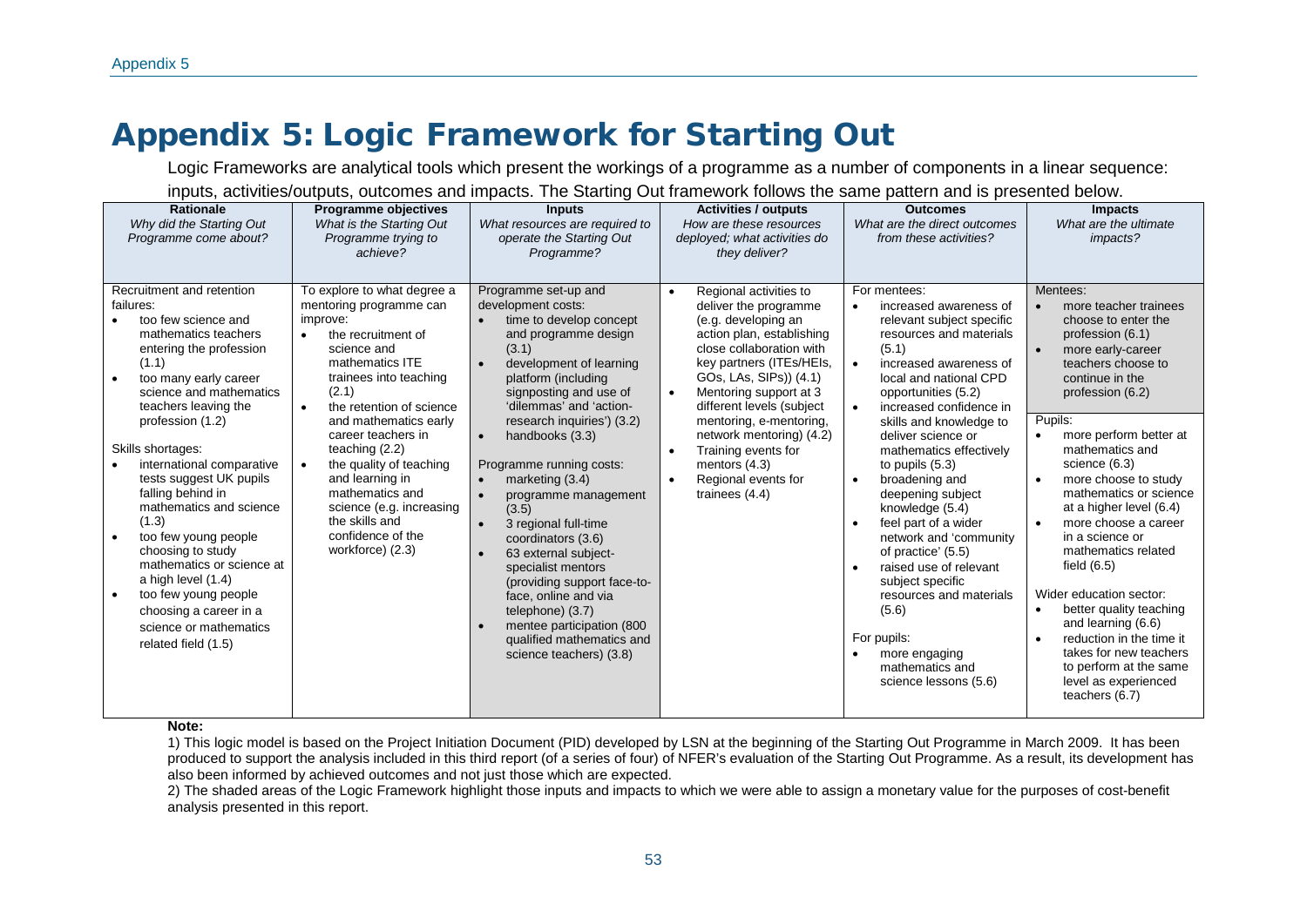# Appendix 5: Logic Framework for Starting Out

Logic Frameworks are analytical tools which present the workings of a programme as a number of components in a linear sequence: inputs, activities/outputs, outcomes and impacts. The Starting Out framework follows the same pattern and is presented below.

| **Rationale**<br>*Why did the Starting Out Programme come about?* | **Programme objectives**<br>*What is the Starting Out Programme trying to achieve?* | **Inputs**<br>*What resources are required to operate the Starting Out Programme?* | **Activities / outputs**<br>*How are these resources deployed; what activities do they deliver?* | **Outcomes**<br>*What are the direct outcomes from these activities?* | **Impacts**<br>*What are the ultimate impacts?* |
|---|---|---|---|---|---|
| Recruitment and retention failures:<br>• too few science and mathematics teachers entering the profession (1.1)<br>• too many early career science and mathematics teachers leaving the profession (1.2)<br><br>Skills shortages:<br>• international comparative tests suggest UK pupils falling behind in mathematics and science (1.3)<br>• too few young people choosing to study mathematics or science at a high level (1.4)<br>• too few young people choosing a career in a science or mathematics related field (1.5) | To explore to what degree a mentoring programme can improve:<br>• the recruitment of science and mathematics ITE trainees into teaching (2.1)<br>• the retention of science and mathematics early career teachers in teaching (2.2)<br>• the quality of teaching and learning in mathematics and science (e.g. increasing the skills and confidence of the workforce) (2.3) | Programme set-up and development costs:<br>• time to develop concept and programme design (3.1)<br>• development of learning platform (including signposting and use of 'dilemmas' and 'action-research inquiries') (3.2)<br>• handbooks (3.3)<br><br>Programme running costs:<br>• marketing (3.4)<br>• programme management (3.5)<br>• 3 regional full-time coordinators (3.6)<br>• 63 external subject-specialist mentors (providing support face-to-face, online and via telephone) (3.7)<br>• mentee participation (800 qualified mathematics and science teachers) (3.8) | • Regional activities to deliver the programme (e.g. developing an action plan, establishing close collaboration with key partners (ITEs/HEIs, GOs, LAs, SIPs)) (4.1)<br>• Mentoring support at 3 different levels (subject mentoring, e-mentoring, network mentoring) (4.2)<br>• Training events for mentors (4.3)<br>• Regional events for trainees (4.4) | For mentees:<br>• increased awareness of relevant subject specific resources and materials (5.1)<br>• increased awareness of local and national CPD opportunities (5.2)<br>• increased confidence in skills and knowledge to deliver science or mathematics effectively to pupils (5.3)<br>• broadening and deepening subject knowledge (5.4)<br>• feel part of a wider network and 'community of practice' (5.5)<br>• raised use of relevant subject specific resources and materials (5.6)<br><br>For pupils:<br>• more engaging mathematics and science lessons (5.6) | Mentees:<br>• more teacher trainees choose to enter the profession (6.1)<br>• more early-career teachers choose to continue in the profession (6.2)<br><br>Pupils:<br>• more perform better at mathematics and science (6.3)<br>• more choose to study mathematics or science at a higher level (6.4)<br>• more choose a career in a science or mathematics related field (6.5)<br><br>Wider education sector:<br>• better quality teaching and learning (6.6)<br>• reduction in the time it takes for new teachers to perform at the same level as experienced teachers (6.7) |

**Note:**

1) This logic model is based on the Project Initiation Document (PID) developed by LSN at the beginning of the Starting Out Programme in March 2009. It has been produced to support the analysis included in this third report (of a series of four) of NFER's evaluation of the Starting Out Programme. As a result, its development has also been informed by achieved outcomes and not just those which are expected.

2) The shaded areas of the Logic Framework highlight those inputs and impacts to which we were able to assign a monetary value for the purposes of cost-benefit analysis presented in this report.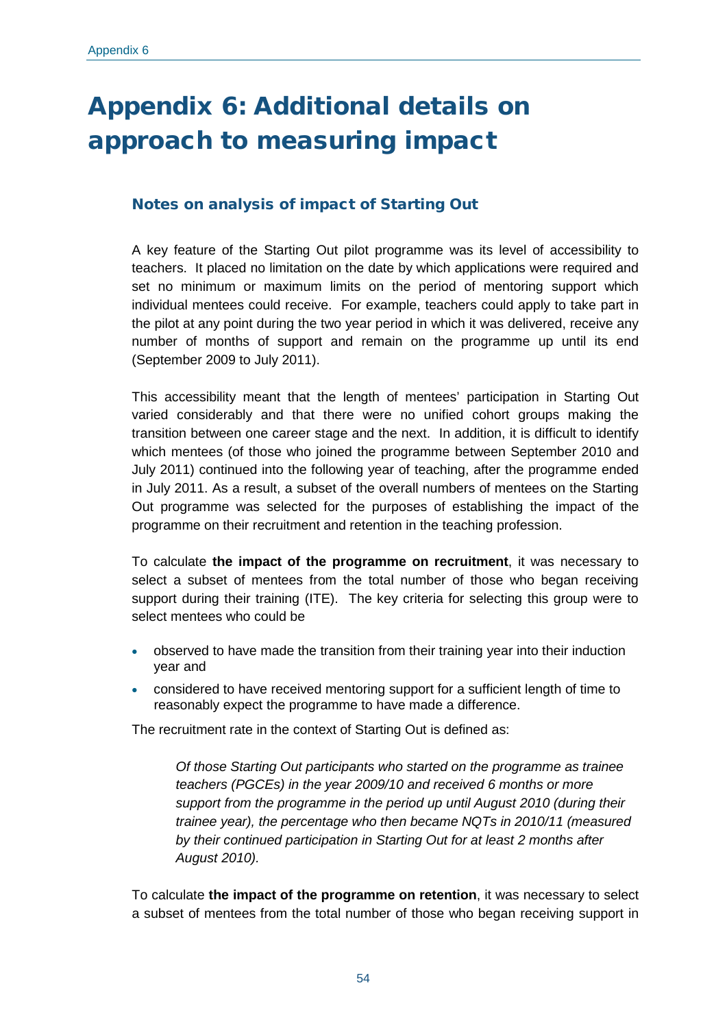# Appendix 6: Additional details on approach to measuring impact

## Notes on analysis of impact of Starting Out

A key feature of the Starting Out pilot programme was its level of accessibility to teachers. It placed no limitation on the date by which applications were required and set no minimum or maximum limits on the period of mentoring support which individual mentees could receive. For example, teachers could apply to take part in the pilot at any point during the two year period in which it was delivered, receive any number of months of support and remain on the programme up until its end (September 2009 to July 2011).

This accessibility meant that the length of mentees' participation in Starting Out varied considerably and that there were no unified cohort groups making the transition between one career stage and the next. In addition, it is difficult to identify which mentees (of those who joined the programme between September 2010 and July 2011) continued into the following year of teaching, after the programme ended in July 2011. As a result, a subset of the overall numbers of mentees on the Starting Out programme was selected for the purposes of establishing the impact of the programme on their recruitment and retention in the teaching profession.

To calculate **the impact of the programme on recruitment**, it was necessary to select a subset of mentees from the total number of those who began receiving support during their training (ITE). The key criteria for selecting this group were to select mentees who could be

- observed to have made the transition from their training year into their induction year and
- considered to have received mentoring support for a sufficient length of time to reasonably expect the programme to have made a difference.

The recruitment rate in the context of Starting Out is defined as:

> *Of those Starting Out participants who started on the programme as trainee teachers (PGCEs) in the year 2009/10 and received 6 months or more support from the programme in the period up until August 2010 (during their trainee year), the percentage who then became NQTs in 2010/11 (measured by their continued participation in Starting Out for at least 2 months after August 2010).*

To calculate **the impact of the programme on retention**, it was necessary to select a subset of mentees from the total number of those who began receiving support in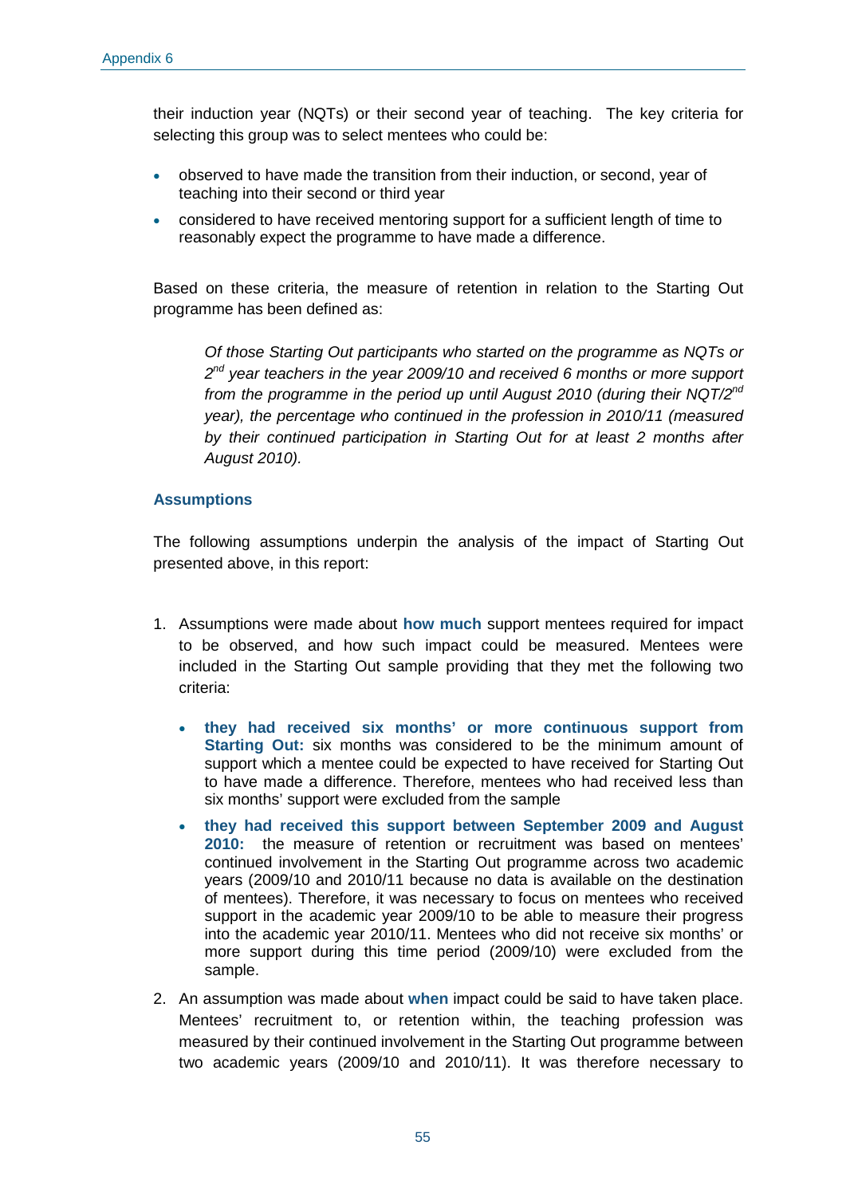their induction year (NQTs) or their second year of teaching. The key criteria for selecting this group was to select mentees who could be:

- observed to have made the transition from their induction, or second, year of teaching into their second or third year
- considered to have received mentoring support for a sufficient length of time to reasonably expect the programme to have made a difference.

Based on these criteria, the measure of retention in relation to the Starting Out programme has been defined as:

> *Of those Starting Out participants who started on the programme as NQTs or 2nd year teachers in the year 2009/10 and received 6 months or more support from the programme in the period up until August 2010 (during their NQT/2nd year), the percentage who continued in the profession in 2010/11 (measured by their continued participation in Starting Out for at least 2 months after August 2010).*

### Assumptions

The following assumptions underpin the analysis of the impact of Starting Out presented above, in this report:

1. Assumptions were made about **how much** support mentees required for impact to be observed, and how such impact could be measured. Mentees were included in the Starting Out sample providing that they met the following two criteria:
   - **they had received six months' or more continuous support from Starting Out:** six months was considered to be the minimum amount of support which a mentee could be expected to have received for Starting Out to have made a difference. Therefore, mentees who had received less than six months' support were excluded from the sample
   - **they had received this support between September 2009 and August 2010:** the measure of retention or recruitment was based on mentees' continued involvement in the Starting Out programme across two academic years (2009/10 and 2010/11 because no data is available on the destination of mentees). Therefore, it was necessary to focus on mentees who received support in the academic year 2009/10 to be able to measure their progress into the academic year 2010/11. Mentees who did not receive six months' or more support during this time period (2009/10) were excluded from the sample.
2. An assumption was made about **when** impact could be said to have taken place. Mentees' recruitment to, or retention within, the teaching profession was measured by their continued involvement in the Starting Out programme between two academic years (2009/10 and 2010/11). It was therefore necessary to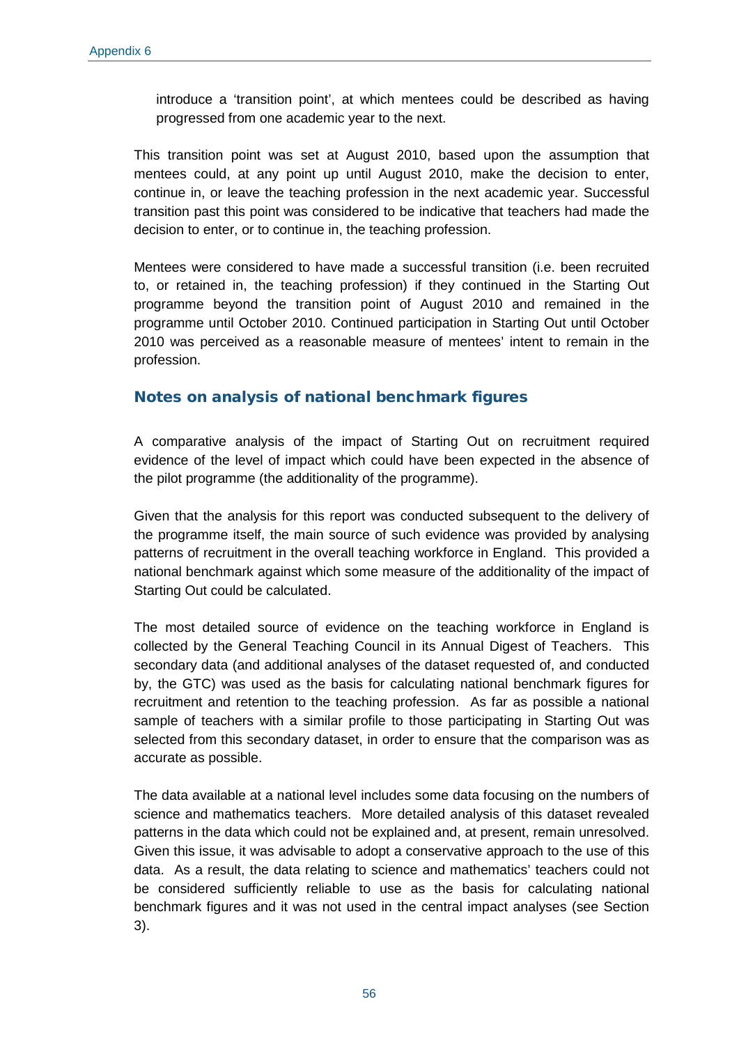introduce a 'transition point', at which mentees could be described as having progressed from one academic year to the next.

This transition point was set at August 2010, based upon the assumption that mentees could, at any point up until August 2010, make the decision to enter, continue in, or leave the teaching profession in the next academic year. Successful transition past this point was considered to be indicative that teachers had made the decision to enter, or to continue in, the teaching profession.

Mentees were considered to have made a successful transition (i.e. been recruited to, or retained in, the teaching profession) if they continued in the Starting Out programme beyond the transition point of August 2010 and remained in the programme until October 2010. Continued participation in Starting Out until October 2010 was perceived as a reasonable measure of mentees' intent to remain in the profession.

## Notes on analysis of national benchmark figures

A comparative analysis of the impact of Starting Out on recruitment required evidence of the level of impact which could have been expected in the absence of the pilot programme (the additionality of the programme).

Given that the analysis for this report was conducted subsequent to the delivery of the programme itself, the main source of such evidence was provided by analysing patterns of recruitment in the overall teaching workforce in England. This provided a national benchmark against which some measure of the additionality of the impact of Starting Out could be calculated.

The most detailed source of evidence on the teaching workforce in England is collected by the General Teaching Council in its Annual Digest of Teachers. This secondary data (and additional analyses of the dataset requested of, and conducted by, the GTC) was used as the basis for calculating national benchmark figures for recruitment and retention to the teaching profession. As far as possible a national sample of teachers with a similar profile to those participating in Starting Out was selected from this secondary dataset, in order to ensure that the comparison was as accurate as possible.

The data available at a national level includes some data focusing on the numbers of science and mathematics teachers. More detailed analysis of this dataset revealed patterns in the data which could not be explained and, at present, remain unresolved. Given this issue, it was advisable to adopt a conservative approach to the use of this data. As a result, the data relating to science and mathematics' teachers could not be considered sufficiently reliable to use as the basis for calculating national benchmark figures and it was not used in the central impact analyses (see Section 3).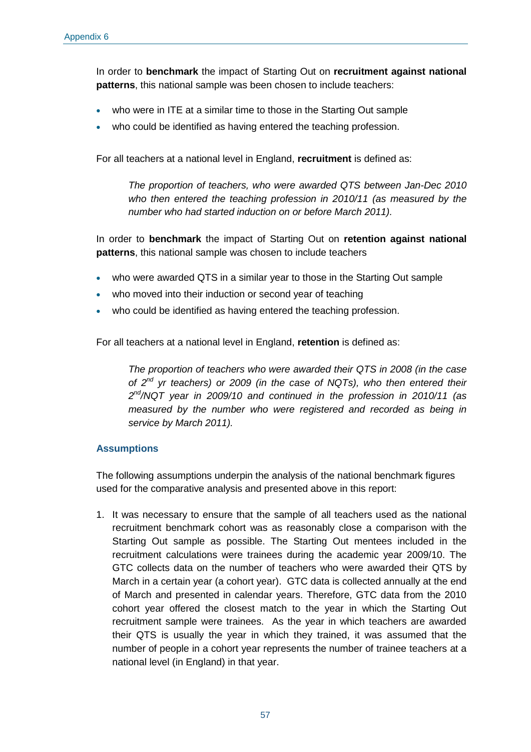In order to **benchmark** the impact of Starting Out on **recruitment against national patterns**, this national sample was been chosen to include teachers:

- who were in ITE at a similar time to those in the Starting Out sample
- who could be identified as having entered the teaching profession.

For all teachers at a national level in England, **recruitment** is defined as:

> *The proportion of teachers, who were awarded QTS between Jan-Dec 2010 who then entered the teaching profession in 2010/11 (as measured by the number who had started induction on or before March 2011).*

In order to **benchmark** the impact of Starting Out on **retention against national patterns**, this national sample was chosen to include teachers

- who were awarded QTS in a similar year to those in the Starting Out sample
- who moved into their induction or second year of teaching
- who could be identified as having entered the teaching profession.

For all teachers at a national level in England, **retention** is defined as:

> *The proportion of teachers who were awarded their QTS in 2008 (in the case of 2nd yr teachers) or 2009 (in the case of NQTs), who then entered their 2nd/NQT year in 2009/10 and continued in the profession in 2010/11 (as measured by the number who were registered and recorded as being in service by March 2011).*

### Assumptions

The following assumptions underpin the analysis of the national benchmark figures used for the comparative analysis and presented above in this report:

1. It was necessary to ensure that the sample of all teachers used as the national recruitment benchmark cohort was as reasonably close a comparison with the Starting Out sample as possible. The Starting Out mentees included in the recruitment calculations were trainees during the academic year 2009/10. The GTC collects data on the number of teachers who were awarded their QTS by March in a certain year (a cohort year). GTC data is collected annually at the end of March and presented in calendar years. Therefore, GTC data from the 2010 cohort year offered the closest match to the year in which the Starting Out recruitment sample were trainees. As the year in which teachers are awarded their QTS is usually the year in which they trained, it was assumed that the number of people in a cohort year represents the number of trainee teachers at a national level (in England) in that year.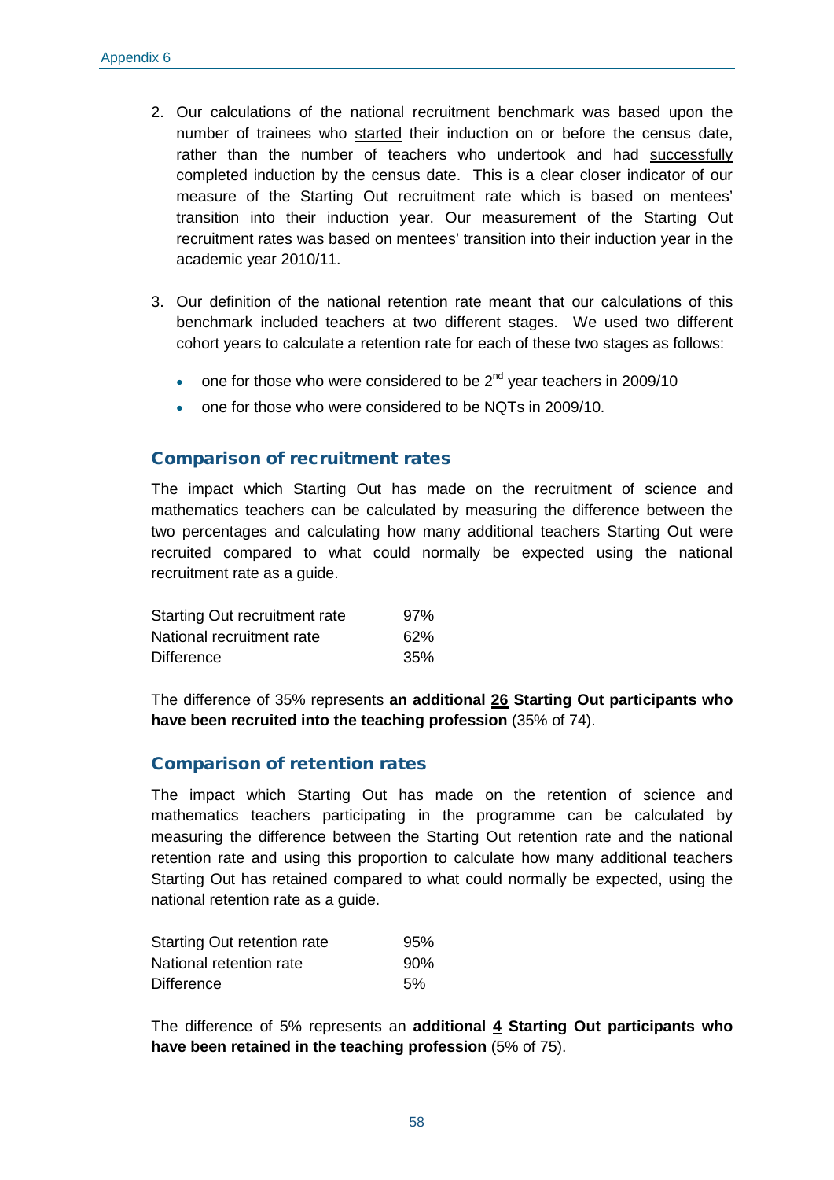2. Our calculations of the national recruitment benchmark was based upon the number of trainees who started their induction on or before the census date, rather than the number of teachers who undertook and had successfully completed induction by the census date. This is a clear closer indicator of our measure of the Starting Out recruitment rate which is based on mentees' transition into their induction year. Our measurement of the Starting Out recruitment rates was based on mentees' transition into their induction year in the academic year 2010/11.

3. Our definition of the national retention rate meant that our calculations of this benchmark included teachers at two different stages. We used two different cohort years to calculate a retention rate for each of these two stages as follows:

    - one for those who were considered to be 2nd year teachers in 2009/10
    - one for those who were considered to be NQTs in 2009/10.

## Comparison of recruitment rates

The impact which Starting Out has made on the recruitment of science and mathematics teachers can be calculated by measuring the difference between the two percentages and calculating how many additional teachers Starting Out were recruited compared to what could normally be expected using the national recruitment rate as a guide.

| | |
|---|---|
| Starting Out recruitment rate | 97% |
| National recruitment rate | 62% |
| Difference | 35% |

The difference of 35% represents **an additional 26 Starting Out participants who have been recruited into the teaching profession** (35% of 74).

## Comparison of retention rates

The impact which Starting Out has made on the retention of science and mathematics teachers participating in the programme can be calculated by measuring the difference between the Starting Out retention rate and the national retention rate and using this proportion to calculate how many additional teachers Starting Out has retained compared to what could normally be expected, using the national retention rate as a guide.

| | |
|---|---|
| Starting Out retention rate | 95% |
| National retention rate | 90% |
| Difference | 5% |

The difference of 5% represents an **additional 4 Starting Out participants who have been retained in the teaching profession** (5% of 75).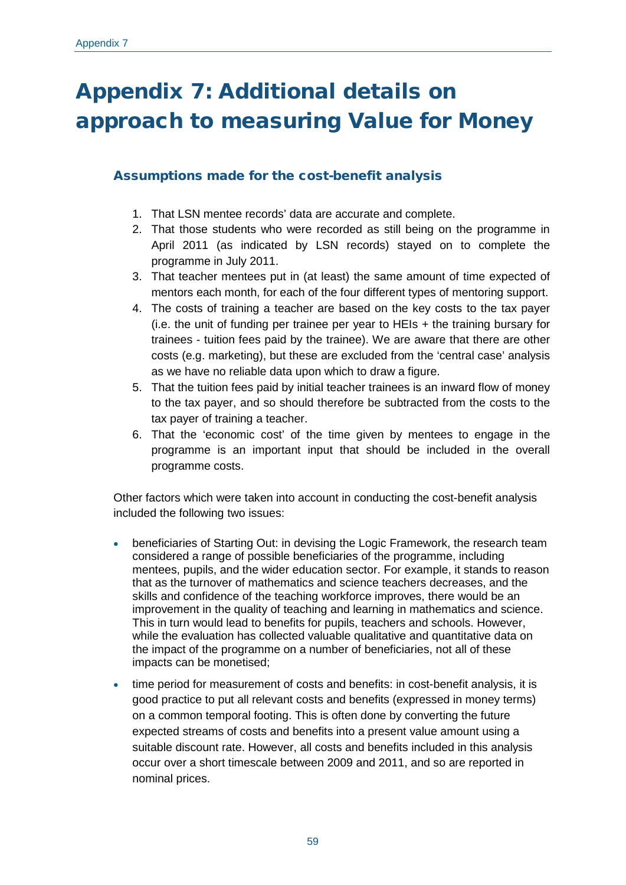# Appendix 7: Additional details on approach to measuring Value for Money

## Assumptions made for the cost-benefit analysis

1. That LSN mentee records' data are accurate and complete.
2. That those students who were recorded as still being on the programme in April 2011 (as indicated by LSN records) stayed on to complete the programme in July 2011.
3. That teacher mentees put in (at least) the same amount of time expected of mentors each month, for each of the four different types of mentoring support.
4. The costs of training a teacher are based on the key costs to the tax payer (i.e. the unit of funding per trainee per year to HEIs + the training bursary for trainees - tuition fees paid by the trainee). We are aware that there are other costs (e.g. marketing), but these are excluded from the 'central case' analysis as we have no reliable data upon which to draw a figure.
5. That the tuition fees paid by initial teacher trainees is an inward flow of money to the tax payer, and so should therefore be subtracted from the costs to the tax payer of training a teacher.
6. That the 'economic cost' of the time given by mentees to engage in the programme is an important input that should be included in the overall programme costs.

Other factors which were taken into account in conducting the cost-benefit analysis included the following two issues:

- beneficiaries of Starting Out: in devising the Logic Framework, the research team considered a range of possible beneficiaries of the programme, including mentees, pupils, and the wider education sector. For example, it stands to reason that as the turnover of mathematics and science teachers decreases, and the skills and confidence of the teaching workforce improves, there would be an improvement in the quality of teaching and learning in mathematics and science. This in turn would lead to benefits for pupils, teachers and schools. However, while the evaluation has collected valuable qualitative and quantitative data on the impact of the programme on a number of beneficiaries, not all of these impacts can be monetised;
- time period for measurement of costs and benefits: in cost-benefit analysis, it is good practice to put all relevant costs and benefits (expressed in money terms) on a common temporal footing. This is often done by converting the future expected streams of costs and benefits into a present value amount using a suitable discount rate. However, all costs and benefits included in this analysis occur over a short timescale between 2009 and 2011, and so are reported in nominal prices.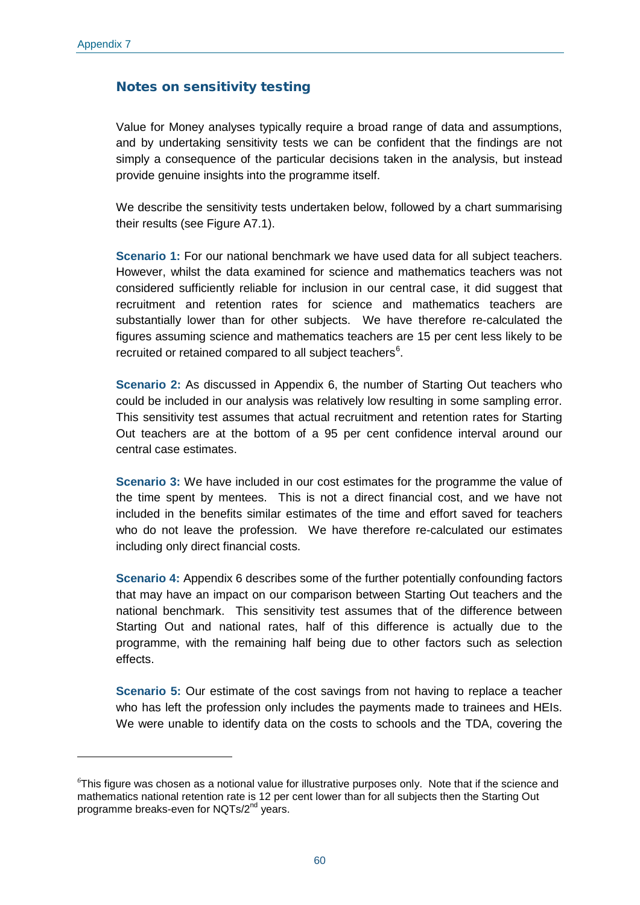## Notes on sensitivity testing

Value for Money analyses typically require a broad range of data and assumptions, and by undertaking sensitivity tests we can be confident that the findings are not simply a consequence of the particular decisions taken in the analysis, but instead provide genuine insights into the programme itself.

We describe the sensitivity tests undertaken below, followed by a chart summarising their results (see Figure A7.1).

**Scenario 1:** For our national benchmark we have used data for all subject teachers. However, whilst the data examined for science and mathematics teachers was not considered sufficiently reliable for inclusion in our central case, it did suggest that recruitment and retention rates for science and mathematics teachers are substantially lower than for other subjects. We have therefore re-calculated the figures assuming science and mathematics teachers are 15 per cent less likely to be recruited or retained compared to all subject teachers[6].

**Scenario 2:** As discussed in Appendix 6, the number of Starting Out teachers who could be included in our analysis was relatively low resulting in some sampling error. This sensitivity test assumes that actual recruitment and retention rates for Starting Out teachers are at the bottom of a 95 per cent confidence interval around our central case estimates.

**Scenario 3:** We have included in our cost estimates for the programme the value of the time spent by mentees. This is not a direct financial cost, and we have not included in the benefits similar estimates of the time and effort saved for teachers who do not leave the profession. We have therefore re-calculated our estimates including only direct financial costs.

**Scenario 4:** Appendix 6 describes some of the further potentially confounding factors that may have an impact on our comparison between Starting Out teachers and the national benchmark. This sensitivity test assumes that of the difference between Starting Out and national rates, half of this difference is actually due to the programme, with the remaining half being due to other factors such as selection effects.

**Scenario 5:** Our estimate of the cost savings from not having to replace a teacher who has left the profession only includes the payments made to trainees and HEIs. We were unable to identify data on the costs to schools and the TDA, covering the

---

[6] This figure was chosen as a notional value for illustrative purposes only. Note that if the science and mathematics national retention rate is 12 per cent lower than for all subjects then the Starting Out programme breaks-even for NQTs/2nd years.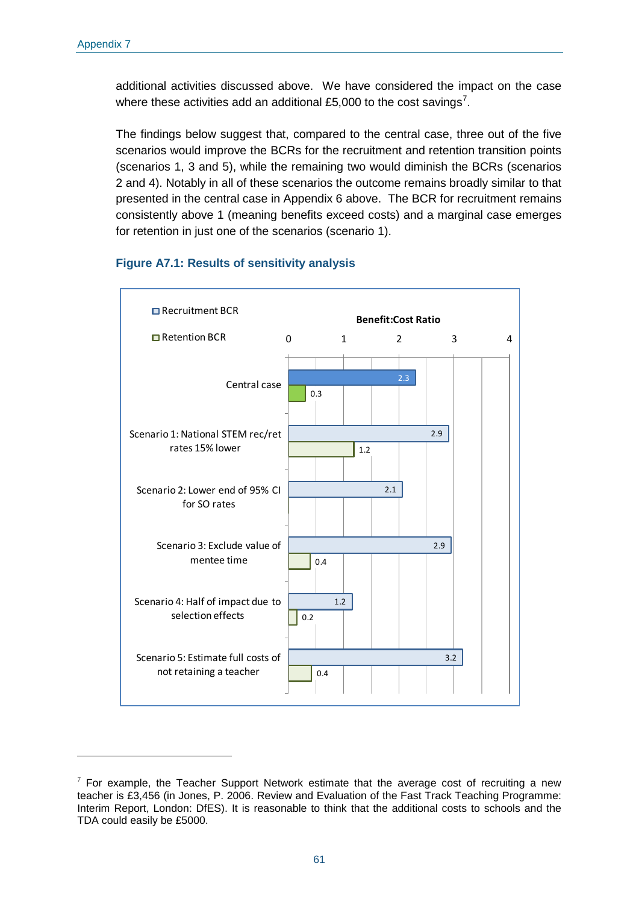additional activities discussed above. We have considered the impact on the case where these activities add an additional £5,000 to the cost savings[7].

The findings below suggest that, compared to the central case, three out of the five scenarios would improve the BCRs for the recruitment and retention transition points (scenarios 1, 3 and 5), while the remaining two would diminish the BCRs (scenarios 2 and 4). Notably in all of these scenarios the outcome remains broadly similar to that presented in the central case in Appendix 6 above. The BCR for recruitment remains consistently above 1 (meaning benefits exceed costs) and a marginal case emerges for retention in just one of the scenarios (scenario 1).

### Figure A7.1: Results of sensitivity analysis

Recruitment BCR
Retention BCR

Benefit:Cost Ratio

0
1
2
3
4

Central case
2.3
0.3

Scenario 1: National STEM rec/ret rates 15% lower
2.9
1.2

Scenario 2: Lower end of 95% CI for SO rates
2.1

Scenario 3: Exclude value of mentee time
2.9
0.4

Scenario 4: Half of impact due to selection effects
1.2
0.2

Scenario 5: Estimate full costs of not retaining a teacher
3.2
0.4

---

[7] For example, the Teacher Support Network estimate that the average cost of recruiting a new teacher is £3,456 (in Jones, P. 2006. Review and Evaluation of the Fast Track Teaching Programme: Interim Report, London: DfES). It is reasonable to think that the additional costs to schools and the TDA could easily be £5000.